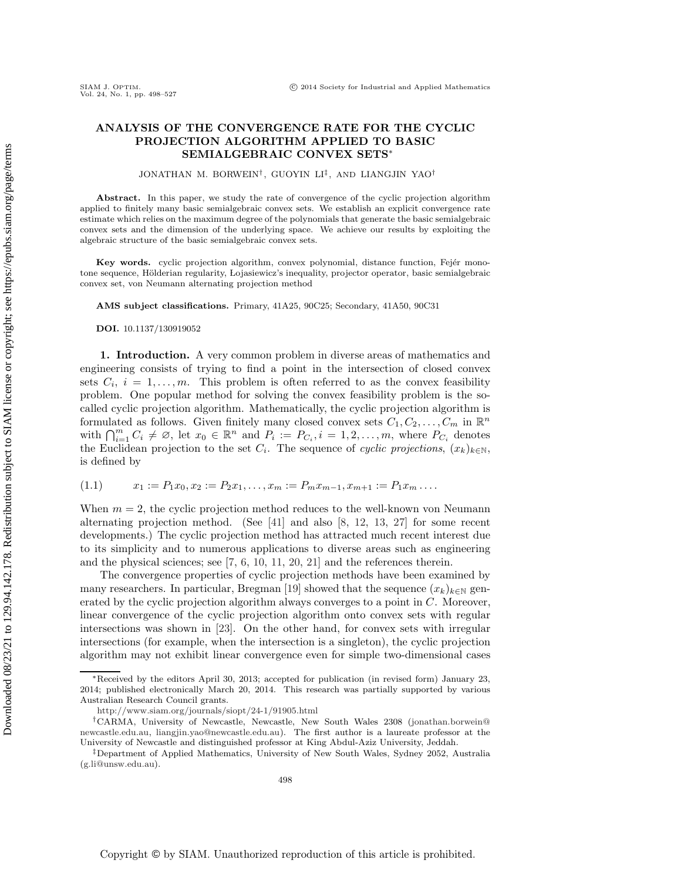# ANALYSIS OF THE CONVERGENCE RATE FOR THE CYCLIC PROJECTION ALGORITHM APPLIED TO BASIC SEMIALGEBRAIC CONVEX SETS*

JONATHAN M. BORWEIN†, GUOYIN LI‡, AND LIANGJIN YAO†

**Abstract.** In this paper, we study the rate of convergence of the cyclic projection algorithm applied to finitely many basic semialgebraic convex sets. We establish an explicit convergence rate estimate which relies on the maximum degree of the polynomials that generate the basic semialgebraic convex sets and the dimension of the underlying space. We achieve our results by exploiting the algebraic structure of the basic semialgebraic convex sets.

**Key words.** cyclic projection algorithm, convex polynomial, distance function, Fejér monotone sequence, Hölderian regularity, Łojasiewicz's inequality, projector operator, basic semialgebraic convex set, von Neumann alternating projection method

**AMS subject classifications.** Primary, 41A25, 90C25; Secondary, 41A50, 90C31

**DOI.** 10.1137/130919052

## 1. Introduction.

A very common problem in diverse areas of mathematics and engineering consists of trying to find a point in the intersection of closed convex sets $C_i$, $i = 1, \ldots, m$. This problem is often referred to as the convex feasibility problem. One popular method for solving the convex feasibility problem is the so-called cyclic projection algorithm. Mathematically, the cyclic projection algorithm is formulated as follows. Given finitely many closed convex sets $C_1, C_2, \ldots, C_m$ in $\mathbb{R}^n$ with $\bigcap_{i=1}^m C_i \neq \varnothing$, let $x_0 \in \mathbb{R}^n$ and $P_i := P_{C_i}, i = 1, 2, \ldots, m$, where $P_{C_i}$ denotes the Euclidean projection to the set $C_i$. The sequence of *cyclic projections*, $(x_k)_{k \in \mathbb{N}}$, is defined by

$$(1.1) \qquad x_1 := P_1 x_0, x_2 := P_2 x_1, \ldots, x_m := P_m x_{m-1}, x_{m+1} := P_1 x_m \ldots .$$

When $m = 2$, the cyclic projection method reduces to the well-known von Neumann alternating projection method. (See [41] and also [8, 12, 13, 27] for some recent developments.) The cyclic projection method has attracted much recent interest due to its simplicity and to numerous applications to diverse areas such as engineering and the physical sciences; see [7, 6, 10, 11, 20, 21] and the references therein.

The convergence properties of cyclic projection methods have been examined by many researchers. In particular, Bregman [19] showed that the sequence $(x_k)_{k \in \mathbb{N}}$ generated by the cyclic projection algorithm always converges to a point in $C$. Moreover, linear convergence of the cyclic projection algorithm onto convex sets with regular intersections was shown in [23]. On the other hand, for convex sets with irregular intersections (for example, when the intersection is a singleton), the cyclic projection algorithm may not exhibit linear convergence even for simple two-dimensional cases

---

*Received by the editors April 30, 2013; accepted for publication (in revised form) January 23, 2014; published electronically March 20, 2014. This research was partially supported by various Australian Research Council grants.

http://www.siam.org/journals/siopt/24-1/91905.html

†CARMA, University of Newcastle, Newcastle, New South Wales 2308 (jonathan.borwein@newcastle.edu.au, liangjin.yao@newcastle.edu.au). The first author is a laureate professor at the University of Newcastle and distinguished professor at King Abdul-Aziz University, Jeddah.

‡Department of Applied Mathematics, University of New South Wales, Sydney 2052, Australia (g.li@unsw.edu.au).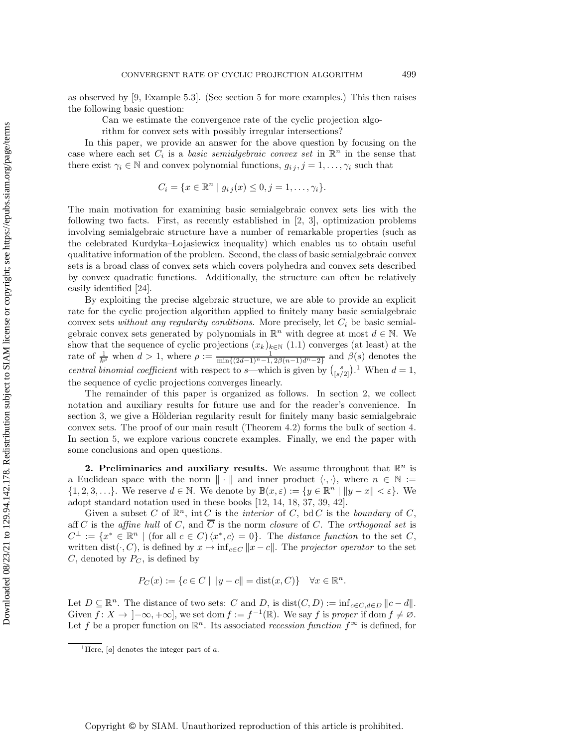as observed by [9, Example 5.3]. (See section 5 for more examples.) This then raises the following basic question:

> Can we estimate the convergence rate of the cyclic projection algorithm for convex sets with possibly irregular intersections?

In this paper, we provide an answer for the above question by focusing on the case where each set $C_i$ is a *basic semialgebraic convex set* in $\mathbb{R}^n$ in the sense that there exist $\gamma_i \in \mathbb{N}$ and convex polynomial functions, $g_{ij}, j = 1, \ldots, \gamma_i$ such that

$$C_i = \{x \in \mathbb{R}^n \mid g_{ij}(x) \leq 0, j = 1, \ldots, \gamma_i\}.$$

The main motivation for examining basic semialgebraic convex sets lies with the following two facts. First, as recently established in [2, 3], optimization problems involving semialgebraic structure have a number of remarkable properties (such as the celebrated Kurdyka–Łojasiewicz inequality) which enables us to obtain useful qualitative information of the problem. Second, the class of basic semialgebraic convex sets is a broad class of convex sets which covers polyhedra and convex sets described by convex quadratic functions. Additionally, the structure can often be relatively easily identified [24].

By exploiting the precise algebraic structure, we are able to provide an explicit rate for the cyclic projection algorithm applied to finitely many basic semialgebraic convex sets *without any regularity conditions*. More precisely, let $C_i$ be basic semialgebraic convex sets generated by polynomials in $\mathbb{R}^n$ with degree at most $d \in \mathbb{N}$. We show that the sequence of cyclic projections $(x_k)_{k \in \mathbb{N}}$ (1.1) converges (at least) at the rate of $\frac{1}{k^\rho}$ when $d > 1$, where $\rho := \frac{1}{\min\{(2d-1)^n - 1,\, 2\beta(n-1)d^n - 2\}}$ and $\beta(s)$ denotes the *central binomial coefficient* with respect to $s$—which is given by $\binom{s}{[s/2]}$.[1] When $d = 1$, the sequence of cyclic projections converges linearly.

The remainder of this paper is organized as follows. In section 2, we collect notation and auxiliary results for future use and for the reader's convenience. In section 3, we give a Hölderian regularity result for finitely many basic semialgebraic convex sets. The proof of our main result (Theorem 4.2) forms the bulk of section 4. In section 5, we explore various concrete examples. Finally, we end the paper with some conclusions and open questions.

## 2. Preliminaries and auxiliary results.

We assume throughout that $\mathbb{R}^n$ is a Euclidean space with the norm $\|\cdot\|$ and inner product $\langle \cdot, \cdot \rangle$, where $n \in \mathbb{N} := \{1, 2, 3, \ldots\}$. We reserve $d \in \mathbb{N}$. We denote by $\mathbb{B}(x, \varepsilon) := \{y \in \mathbb{R}^n \mid \|y - x\| < \varepsilon\}$. We adopt standard notation used in these books [12, 14, 18, 37, 39, 42].

Given a subset $C$ of $\mathbb{R}^n$, $\operatorname{int} C$ is the *interior* of $C$, $\operatorname{bd} C$ is the *boundary* of $C$, $\operatorname{aff} C$ is the *affine hull* of $C$, and $\overline{C}$ is the norm *closure* of $C$. The *orthogonal set* is $C^\perp := \{x^* \in \mathbb{R}^n \mid (\text{for all } c \in C)\, \langle x^*, c \rangle = 0\}$. The *distance function* to the set $C$, written $\operatorname{dist}(\cdot, C)$, is defined by $x \mapsto \inf_{c \in C} \|x - c\|$. The *projector operator* to the set $C$, denoted by $P_C$, is defined by

$$P_C(x) := \{c \in C \mid \|y - c\| = \operatorname{dist}(x, C)\} \quad \forall x \in \mathbb{R}^n.$$

Let $D \subseteq \mathbb{R}^n$. The distance of two sets: $C$ and $D$, is $\operatorname{dist}(C, D) := \inf_{c \in C, d \in D} \|c - d\|$. Given $f \colon X \to \left]-\infty, +\infty\right]$, we set $\operatorname{dom} f := f^{-1}(\mathbb{R})$. We say $f$ is *proper* if $\operatorname{dom} f \neq \varnothing$. Let $f$ be a proper function on $\mathbb{R}^n$. Its associated *recession function* $f^\infty$ is defined, for

[1] Here, $[a]$ denotes the integer part of $a$.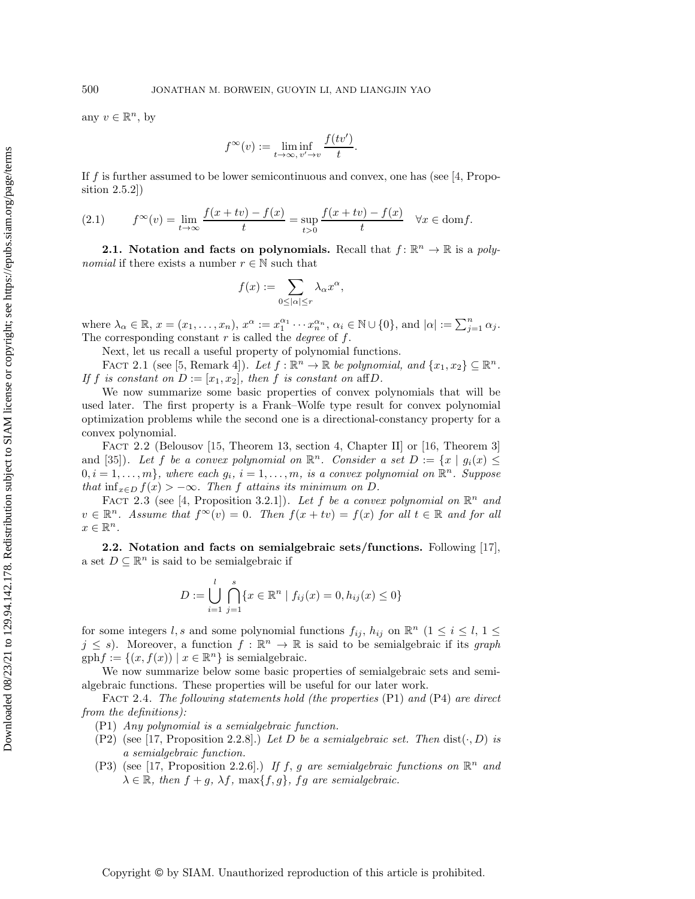any $v \in \mathbb{R}^n$, by

$$f^\infty(v) := \liminf_{t\to\infty,\, v'\to v} \frac{f(tv')}{t}.$$

If $f$ is further assumed to be lower semicontinuous and convex, one has (see [4, Proposition 2.5.2])

$$f^\infty(v) = \lim_{t\to\infty} \frac{f(x+tv)-f(x)}{t} = \sup_{t>0} \frac{f(x+tv)-f(x)}{t} \quad \forall x \in \operatorname{dom} f. \tag{2.1}$$

### 2.1. Notation and facts on polynomials.

Recall that $f\colon \mathbb{R}^n \to \mathbb{R}$ is a *polynomial* if there exists a number $r \in \mathbb{N}$ such that

$$f(x) := \sum_{0\le|\alpha|\le r} \lambda_\alpha x^\alpha,$$

where $\lambda_\alpha \in \mathbb{R}$, $x = (x_1, \ldots, x_n)$, $x^\alpha := x_1^{\alpha_1} \cdots x_n^{\alpha_n}$, $\alpha_i \in \mathbb{N} \cup \{0\}$, and $|\alpha| := \sum_{j=1}^n \alpha_j$. The corresponding constant $r$ is called the *degree* of $f$.

Next, let us recall a useful property of polynomial functions.

Fact 2.1 (see [5, Remark 4]). *Let $f : \mathbb{R}^n \to \mathbb{R}$ be polynomial, and $\{x_1, x_2\} \subseteq \mathbb{R}^n$. If $f$ is constant on $D := [x_1, x_2]$, then $f$ is constant on $\operatorname{aff} D$.*

We now summarize some basic properties of convex polynomials that will be used later. The first property is a Frank–Wolfe type result for convex polynomial optimization problems while the second one is a directional-constancy property for a convex polynomial.

Fact 2.2 (Belousov [15, Theorem 13, section 4, Chapter II] or [16, Theorem 3] and [35]). *Let $f$ be a convex polynomial on $\mathbb{R}^n$. Consider a set $D := \{x \mid g_i(x) \le 0, i = 1, \ldots, m\}$, where each $g_i$, $i = 1, \ldots, m$, is a convex polynomial on $\mathbb{R}^n$. Suppose that $\inf_{x\in D} f(x) > -\infty$. Then $f$ attains its minimum on $D$.*

Fact 2.3 (see [4, Proposition 3.2.1]). *Let $f$ be a convex polynomial on $\mathbb{R}^n$ and $v \in \mathbb{R}^n$. Assume that $f^\infty(v) = 0$. Then $f(x + tv) = f(x)$ for all $t \in \mathbb{R}$ and for all $x \in \mathbb{R}^n$.*

### 2.2. Notation and facts on semialgebraic sets/functions.

Following [17], a set $D \subseteq \mathbb{R}^n$ is said to be semialgebraic if

$$D := \bigcup_{i=1}^{l} \bigcap_{j=1}^{s} \{x \in \mathbb{R}^n \mid f_{ij}(x) = 0, h_{ij}(x) \le 0\}$$

for some integers $l, s$ and some polynomial functions $f_{ij}$, $h_{ij}$ on $\mathbb{R}^n$ ($1 \le i \le l$, $1 \le j \le s$). Moreover, a function $f : \mathbb{R}^n \to \mathbb{R}$ is said to be semialgebraic if its *graph* $\operatorname{gph} f := \{(x, f(x)) \mid x \in \mathbb{R}^n\}$ is semialgebraic.

We now summarize below some basic properties of semialgebraic sets and semialgebraic functions. These properties will be useful for our later work.

Fact 2.4. *The following statements hold (the properties* (P1) *and* (P4) *are direct from the definitions):*

- (P1) *Any polynomial is a semialgebraic function.*
- (P2) (see [17, Proposition 2.2.8].) *Let $D$ be a semialgebraic set. Then $\operatorname{dist}(\cdot, D)$ is a semialgebraic function.*
- (P3) (see [17, Proposition 2.2.6].) *If $f$, $g$ are semialgebraic functions on $\mathbb{R}^n$ and $\lambda \in \mathbb{R}$, then $f + g$, $\lambda f$, $\max\{f, g\}$, $fg$ are semialgebraic.*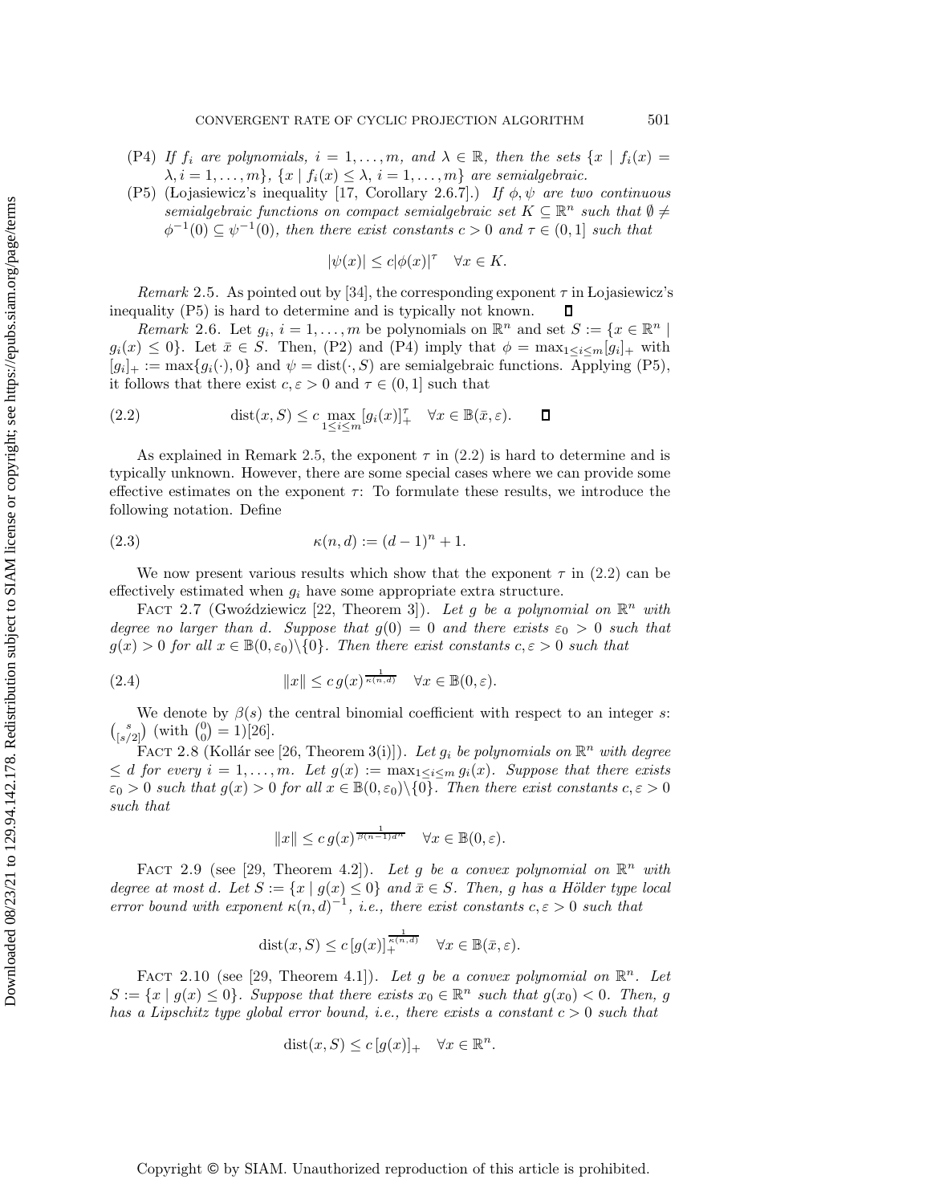(P4) *If $f_i$ are polynomials, $i = 1, \ldots, m$, and $\lambda \in \mathbb{R}$, then the sets $\{x \mid f_i(x) = \lambda, i = 1, \ldots, m\}$, $\{x \mid f_i(x) \leq \lambda, i = 1, \ldots, m\}$ are semialgebraic.*

(P5) (Łojasiewicz's inequality [17, Corollary 2.6.7].) *If $\phi, \psi$ are two continuous semialgebraic functions on compact semialgebraic set $K \subseteq \mathbb{R}^n$ such that $\emptyset \neq \phi^{-1}(0) \subseteq \psi^{-1}(0)$, then there exist constants $c > 0$ and $\tau \in (0, 1]$ such that*

$$|\psi(x)| \leq c|\phi(x)|^{\tau} \quad \forall x \in K.$$

*Remark* 2.5. As pointed out by [34], the corresponding exponent $\tau$ in Łojasiewicz's inequality (P5) is hard to determine and is typically not known. ◻

*Remark* 2.6. Let $g_i$, $i = 1, \ldots, m$ be polynomials on $\mathbb{R}^n$ and set $S := \{x \in \mathbb{R}^n \mid g_i(x) \leq 0\}$. Let $\bar{x} \in S$. Then, (P2) and (P4) imply that $\phi = \max_{1 \leq i \leq m}[g_i]_+$ with $[g_i]_+ := \max\{g_i(\cdot), 0\}$ and $\psi = \text{dist}(\cdot, S)$ are semialgebraic functions. Applying (P5), it follows that there exist $c, \varepsilon > 0$ and $\tau \in (0, 1]$ such that

$$\text{dist}(x, S) \leq c \max_{1 \leq i \leq m} [g_i(x)]_+^{\tau} \quad \forall x \in \mathbb{B}(\bar{x}, \varepsilon). \tag{2.2}$$ ◻

As explained in Remark 2.5, the exponent $\tau$ in (2.2) is hard to determine and is typically unknown. However, there are some special cases where we can provide some effective estimates on the exponent $\tau$: To formulate these results, we introduce the following notation. Define

$$\kappa(n, d) := (d - 1)^n + 1. \tag{2.3}$$

We now present various results which show that the exponent $\tau$ in (2.2) can be effectively estimated when $g_i$ have some appropriate extra structure.

FACT 2.7 (Gwoździewicz [22, Theorem 3]). *Let $g$ be a polynomial on $\mathbb{R}^n$ with degree no larger than $d$. Suppose that $g(0) = 0$ and there exists $\varepsilon_0 > 0$ such that $g(x) > 0$ for all $x \in \mathbb{B}(0, \varepsilon_0)\backslash\{0\}$. Then there exist constants $c, \varepsilon > 0$ such that*

$$\|x\| \leq c\, g(x)^{\frac{1}{\kappa(n,d)}} \quad \forall x \in \mathbb{B}(0, \varepsilon). \tag{2.4}$$

We denote by $\beta(s)$ the central binomial coefficient with respect to an integer $s$: $\binom{s}{[s/2]}$ (with $\binom{0}{0} = 1$)[26].

FACT 2.8 (Kollár see [26, Theorem 3(i)]). *Let $g_i$ be polynomials on $\mathbb{R}^n$ with degree $\leq d$ for every $i = 1, \ldots, m$. Let $g(x) := \max_{1 \leq i \leq m} g_i(x)$. Suppose that there exists $\varepsilon_0 > 0$ such that $g(x) > 0$ for all $x \in \mathbb{B}(0, \varepsilon_0)\backslash\{0\}$. Then there exist constants $c, \varepsilon > 0$ such that*

$$\|x\| \leq c\, g(x)^{\frac{1}{\beta(n-1)d^n}} \quad \forall x \in \mathbb{B}(0, \varepsilon).$$

FACT 2.9 (see [29, Theorem 4.2]). *Let $g$ be a convex polynomial on $\mathbb{R}^n$ with degree at most $d$. Let $S := \{x \mid g(x) \leq 0\}$ and $\bar{x} \in S$. Then, $g$ has a Hölder type local error bound with exponent $\kappa(n, d)^{-1}$, i.e., there exist constants $c, \varepsilon > 0$ such that*

$$\text{dist}(x, S) \leq c\, [g(x)]_+^{\frac{1}{\kappa(n,d)}} \quad \forall x \in \mathbb{B}(\bar{x}, \varepsilon).$$

FACT 2.10 (see [29, Theorem 4.1]). *Let $g$ be a convex polynomial on $\mathbb{R}^n$. Let $S := \{x \mid g(x) \leq 0\}$. Suppose that there exists $x_0 \in \mathbb{R}^n$ such that $g(x_0) < 0$. Then, $g$ has a Lipschitz type global error bound, i.e., there exists a constant $c > 0$ such that*

$$\text{dist}(x, S) \leq c\, [g(x)]_+ \quad \forall x \in \mathbb{R}^n.$$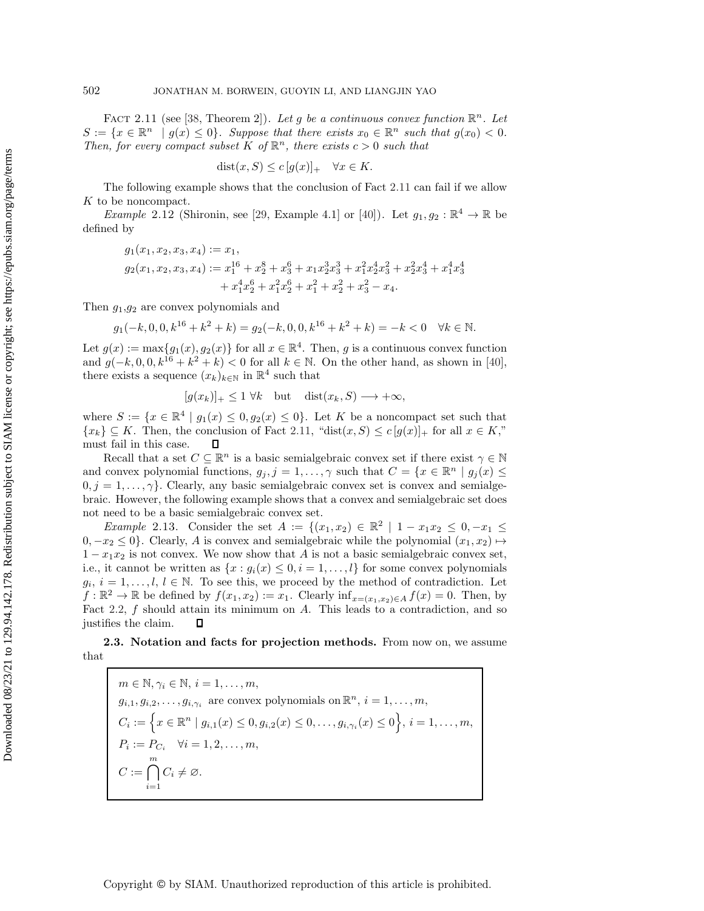Fact 2.11 (see [38, Theorem 2]). *Let $g$ be a continuous convex function $\mathbb{R}^n$. Let $S := \{x \in \mathbb{R}^n \mid g(x) \leq 0\}$. Suppose that there exists $x_0 \in \mathbb{R}^n$ such that $g(x_0) < 0$. Then, for every compact subset $K$ of $\mathbb{R}^n$, there exists $c > 0$ such that*

$$\operatorname{dist}(x, S) \leq c\,[g(x)]_+ \quad \forall x \in K.$$

The following example shows that the conclusion of Fact 2.11 can fail if we allow $K$ to be noncompact.

*Example* 2.12 (Shironin, see [29, Example 4.1] or [40]). Let $g_1, g_2 : \mathbb{R}^4 \to \mathbb{R}$ be defined by

$$\begin{aligned}
g_1(x_1, x_2, x_3, x_4) &:= x_1,\\
g_2(x_1, x_2, x_3, x_4) &:= x_1^{16} + x_2^8 + x_3^6 + x_1 x_2^3 x_3^3 + x_1^2 x_2^4 x_3^2 + x_2^2 x_3^4 + x_1^4 x_3^4\\
&\quad + x_1^4 x_2^6 + x_1^2 x_2^6 + x_1^2 + x_2^2 + x_3^2 - x_4.
\end{aligned}$$

Then $g_1$,$g_2$ are convex polynomials and

$$g_1(-k, 0, 0, k^{16} + k^2 + k) = g_2(-k, 0, 0, k^{16} + k^2 + k) = -k < 0 \quad \forall k \in \mathbb{N}.$$

Let $g(x) := \max\{g_1(x), g_2(x)\}$ for all $x \in \mathbb{R}^4$. Then, $g$ is a continuous convex function and $g(-k, 0, 0, k^{16} + k^2 + k) < 0$ for all $k \in \mathbb{N}$. On the other hand, as shown in [40], there exists a sequence $(x_k)_{k\in\mathbb{N}}$ in $\mathbb{R}^4$ such that

$$[g(x_k)]_+ \leq 1 \ \forall k \quad \text{but} \quad \operatorname{dist}(x_k, S) \longrightarrow +\infty,$$

where $S := \{x \in \mathbb{R}^4 \mid g_1(x) \leq 0, g_2(x) \leq 0\}$. Let $K$ be a noncompact set such that $\{x_k\} \subseteq K$. Then, the conclusion of Fact 2.11, "$\operatorname{dist}(x, S) \leq c\,[g(x)]_+$ for all $x \in K$," must fail in this case. ☐

Recall that a set $C \subseteq \mathbb{R}^n$ is a basic semialgebraic convex set if there exist $\gamma \in \mathbb{N}$ and convex polynomial functions, $g_j, j = 1, \ldots, \gamma$ such that $C = \{x \in \mathbb{R}^n \mid g_j(x) \leq 0, j = 1, \ldots, \gamma\}$. Clearly, any basic semialgebraic convex set is convex and semialgebraic. However, the following example shows that a convex and semialgebraic set does not need to be a basic semialgebraic convex set.

*Example* 2.13. Consider the set $A := \{(x_1, x_2) \in \mathbb{R}^2 \mid 1 - x_1 x_2 \leq 0, -x_1 \leq 0, -x_2 \leq 0\}$. Clearly, $A$ is convex and semialgebraic while the polynomial $(x_1, x_2) \mapsto 1 - x_1 x_2$ is not convex. We now show that $A$ is not a basic semialgebraic convex set, i.e., it cannot be written as $\{x : g_i(x) \leq 0, i = 1, \ldots, l\}$ for some convex polynomials $g_i$, $i = 1, \ldots, l$, $l \in \mathbb{N}$. To see this, we proceed by the method of contradiction. Let $f : \mathbb{R}^2 \to \mathbb{R}$ be defined by $f(x_1, x_2) := x_1$. Clearly $\inf_{x=(x_1,x_2)\in A} f(x) = 0$. Then, by Fact 2.2, $f$ should attain its minimum on $A$. This leads to a contradiction, and so justifies the claim. ☐

**2.3. Notation and facts for projection methods.** From now on, we assume that

$$\begin{aligned}
&m \in \mathbb{N}, \gamma_i \in \mathbb{N},\ i = 1, \ldots, m,\\
&g_{i,1}, g_{i,2}, \ldots, g_{i,\gamma_i} \ \text{are convex polynomials on } \mathbb{R}^n,\ i = 1, \ldots, m,\\
&C_i := \Big\{x \in \mathbb{R}^n \mid g_{i,1}(x) \leq 0, g_{i,2}(x) \leq 0, \ldots, g_{i,\gamma_i}(x) \leq 0\Big\},\ i = 1, \ldots, m,\\
&P_i := P_{C_i} \quad \forall i = 1, 2, \ldots, m,\\
&C := \bigcap_{i=1}^{m} C_i \neq \varnothing.
\end{aligned}$$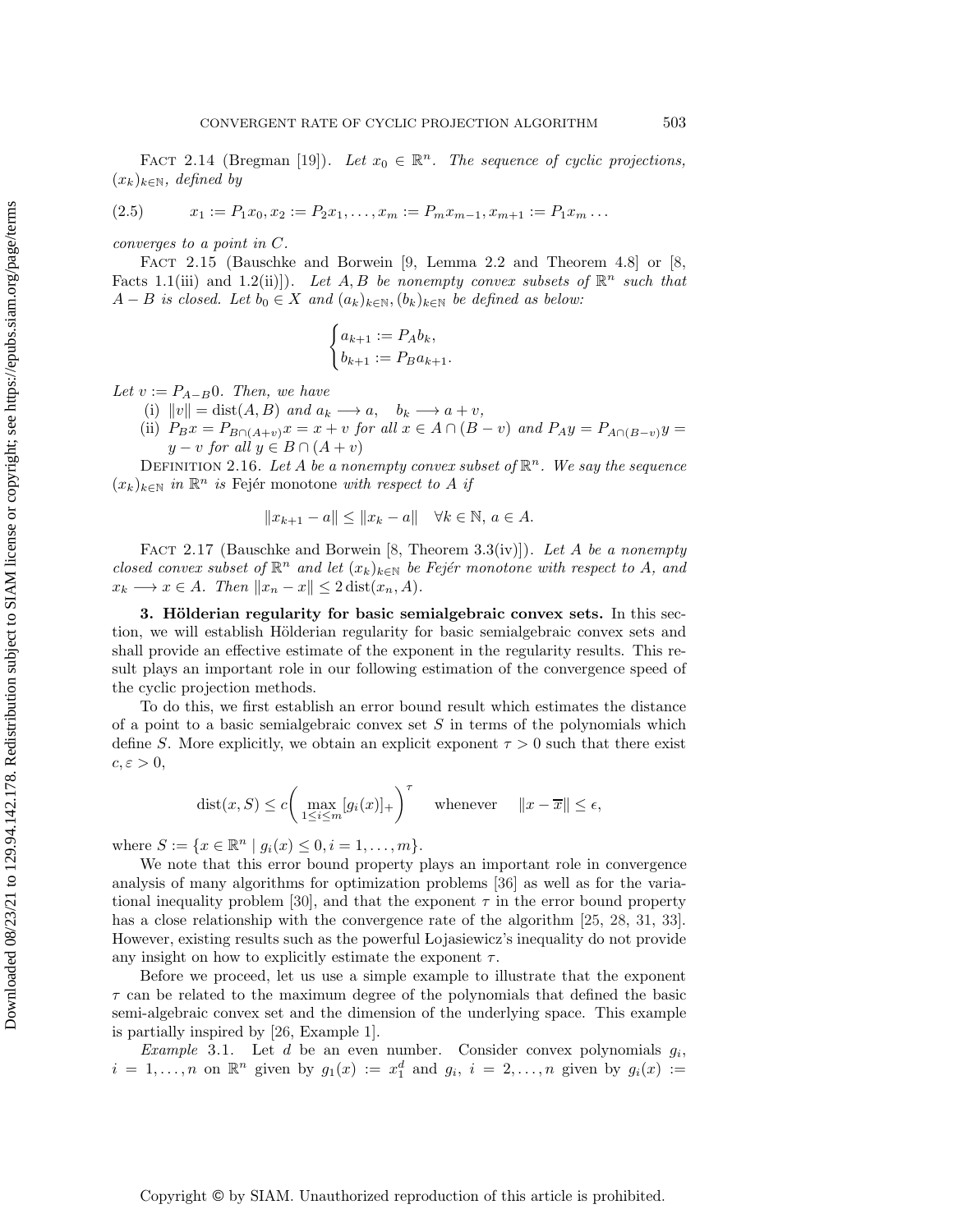Fact 2.14 (Bregman [19]). *Let $x_0 \in \mathbb{R}^n$. The sequence of cyclic projections, $(x_k)_{k\in\mathbb{N}}$, defined by*

$$x_1 := P_1 x_0, x_2 := P_2 x_1, \ldots, x_m := P_m x_{m-1}, x_{m+1} := P_1 x_m \ldots \tag{2.5}$$

*converges to a point in $C$.*

Fact 2.15 (Bauschke and Borwein [9, Lemma 2.2 and Theorem 4.8] or [8, Facts 1.1(iii) and 1.2(ii)]). *Let $A, B$ be nonempty convex subsets of $\mathbb{R}^n$ such that $A - B$ is closed. Let $b_0 \in X$ and $(a_k)_{k\in\mathbb{N}}, (b_k)_{k\in\mathbb{N}}$ be defined as below:*

$$\begin{cases} a_{k+1} := P_A b_k, \\ b_{k+1} := P_B a_{k+1}. \end{cases}$$

*Let $v := P_{A-B}0$. Then, we have*

(i) $\|v\| = \operatorname{dist}(A, B)$ *and* $a_k \longrightarrow a, \quad b_k \longrightarrow a + v$,

(ii) $P_B x = P_{B\cap(A+v)} x = x + v$ *for all* $x \in A \cap (B - v)$ *and* $P_A y = P_{A\cap(B-v)} y = y - v$ *for all* $y \in B \cap (A + v)$

Definition 2.16. *Let $A$ be a nonempty convex subset of $\mathbb{R}^n$. We say the sequence $(x_k)_{k\in\mathbb{N}}$ in $\mathbb{R}^n$ is* Fejér monotone *with respect to $A$ if*

$$\|x_{k+1} - a\| \leq \|x_k - a\| \quad \forall k \in \mathbb{N}, a \in A.$$

Fact 2.17 (Bauschke and Borwein [8, Theorem 3.3(iv)]). *Let $A$ be a nonempty closed convex subset of $\mathbb{R}^n$ and let $(x_k)_{k\in\mathbb{N}}$ be Fejér monotone with respect to $A$, and $x_k \longrightarrow x \in A$. Then $\|x_n - x\| \leq 2\operatorname{dist}(x_n, A)$.*

## 3. Hölderian regularity for basic semialgebraic convex sets.

In this section, we will establish Hölderian regularity for basic semialgebraic convex sets and shall provide an effective estimate of the exponent in the regularity results. This result plays an important role in our following estimation of the convergence speed of the cyclic projection methods.

To do this, we first establish an error bound result which estimates the distance of a point to a basic semialgebraic convex set $S$ in terms of the polynomials which define $S$. More explicitly, we obtain an explicit exponent $\tau > 0$ such that there exist $c, \varepsilon > 0$,

$$\operatorname{dist}(x, S) \leq c\left(\max_{1\leq i\leq m}[g_i(x)]_+\right)^{\tau} \quad \text{whenever} \quad \|x - \overline{x}\| \leq \epsilon,$$

where $S := \{x \in \mathbb{R}^n \mid g_i(x) \leq 0, i = 1, \ldots, m\}$.

We note that this error bound property plays an important role in convergence analysis of many algorithms for optimization problems [36] as well as for the variational inequality problem [30], and that the exponent $\tau$ in the error bound property has a close relationship with the convergence rate of the algorithm [25, 28, 31, 33]. However, existing results such as the powerful Łojasiewicz's inequality do not provide any insight on how to explicitly estimate the exponent $\tau$.

Before we proceed, let us use a simple example to illustrate that the exponent $\tau$ can be related to the maximum degree of the polynomials that defined the basic semi-algebraic convex set and the dimension of the underlying space. This example is partially inspired by [26, Example 1].

*Example* 3.1. Let $d$ be an even number. Consider convex polynomials $g_i$, $i = 1, \ldots, n$ on $\mathbb{R}^n$ given by $g_1(x) := x_1^d$ and $g_i$, $i = 2, \ldots, n$ given by $g_i(x) :=$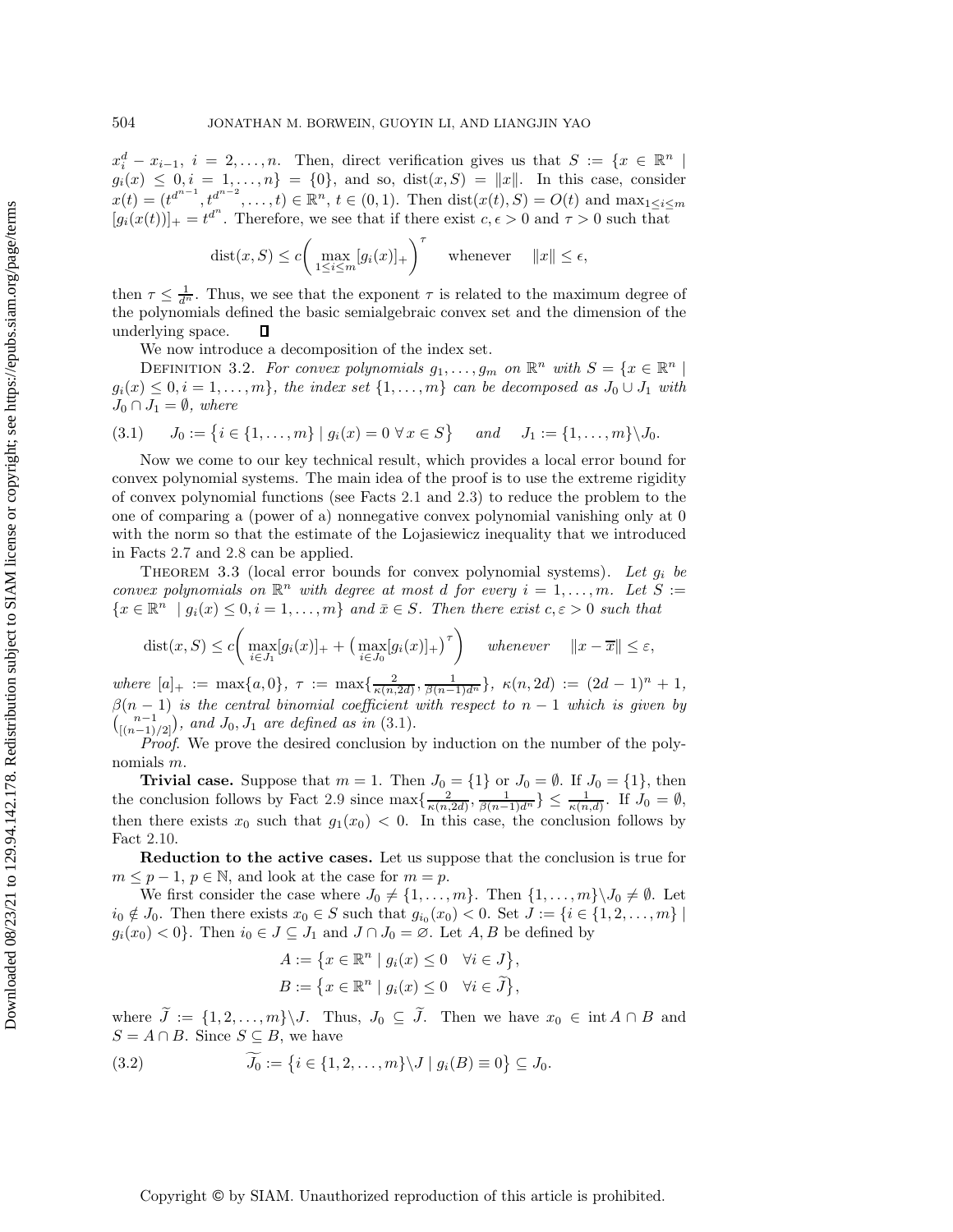$x_i^d - x_{i-1}$, $i = 2,\ldots,n$. Then, direct verification gives us that $S := \{x \in \mathbb{R}^n \mid g_i(x) \le 0, i = 1,\ldots,n\} = \{0\}$, and so, $\mathrm{dist}(x,S) = \|x\|$. In this case, consider $x(t) = (t^{d^{n-1}}, t^{d^{n-2}}, \ldots, t) \in \mathbb{R}^n$, $t \in (0,1)$. Then $\mathrm{dist}(x(t),S) = O(t)$ and $\max_{1\le i\le m} [g_i(x(t))]_+ = t^{d^n}$. Therefore, we see that if there exist $c, \epsilon > 0$ and $\tau > 0$ such that

$$\mathrm{dist}(x,S) \le c\Big(\max_{1\le i\le m}[g_i(x)]_+\Big)^{\tau} \quad \text{whenever} \quad \|x\| \le \epsilon,$$

then $\tau \le \frac{1}{d^n}$. Thus, we see that the exponent $\tau$ is related to the maximum degree of the polynomials defined the basic semialgebraic convex set and the dimension of the underlying space. $\square$

We now introduce a decomposition of the index set.

Definition 3.2. *For convex polynomials $g_1,\ldots,g_m$ on $\mathbb{R}^n$ with $S = \{x \in \mathbb{R}^n \mid g_i(x) \le 0, i = 1,\ldots,m\}$, the index set $\{1,\ldots,m\}$ can be decomposed as $J_0 \cup J_1$ with $J_0 \cap J_1 = \emptyset$, where*

$$(3.1) \qquad J_0 := \big\{i \in \{1,\ldots,m\} \mid g_i(x) = 0 \;\forall x \in S\big\} \quad \text{and} \quad J_1 := \{1,\ldots,m\}\backslash J_0.$$

Now we come to our key technical result, which provides a local error bound for convex polynomial systems. The main idea of the proof is to use the extreme rigidity of convex polynomial functions (see Facts 2.1 and 2.3) to reduce the problem to the one of comparing a (power of a) nonnegative convex polynomial vanishing only at 0 with the norm so that the estimate of the Lojasiewicz inequality that we introduced in Facts 2.7 and 2.8 can be applied.

Theorem 3.3 (local error bounds for convex polynomial systems). *Let $g_i$ be convex polynomials on $\mathbb{R}^n$ with degree at most $d$ for every $i = 1,\ldots,m$. Let $S := \{x \in \mathbb{R}^n \mid g_i(x) \le 0, i = 1,\ldots,m\}$ and $\bar{x} \in S$. Then there exist $c, \varepsilon > 0$ such that*

$$\mathrm{dist}(x,S) \le c\Big(\max_{i\in J_1}[g_i(x)]_+ + \big(\max_{i\in J_0}[g_i(x)]_+\big)^{\tau}\Big) \quad \text{whenever} \quad \|x - \overline{x}\| \le \varepsilon,$$

*where $[a]_+ := \max\{a,0\}$, $\tau := \max\{\frac{2}{\kappa(n,2d)}, \frac{1}{\beta(n-1)d^n}\}$, $\kappa(n,2d) := (2d-1)^n + 1$, $\beta(n-1)$ is the central binomial coefficient with respect to $n-1$ which is given by $\binom{n-1}{[(n-1)/2]}$, and $J_0, J_1$ are defined as in (3.1).*

*Proof.* We prove the desired conclusion by induction on the number of the polynomials $m$.

**Trivial case.** Suppose that $m = 1$. Then $J_0 = \{1\}$ or $J_0 = \emptyset$. If $J_0 = \{1\}$, then the conclusion follows by Fact 2.9 since $\max\{\frac{2}{\kappa(n,2d)}, \frac{1}{\beta(n-1)d^n}\} \le \frac{1}{\kappa(n,d)}$. If $J_0 = \emptyset$, then there exists $x_0$ such that $g_1(x_0) < 0$. In this case, the conclusion follows by Fact 2.10.

**Reduction to the active cases.** Let us suppose that the conclusion is true for $m \le p-1$, $p \in \mathbb{N}$, and look at the case for $m = p$.

We first consider the case where $J_0 \ne \{1,\ldots,m\}$. Then $\{1,\ldots,m\}\backslash J_0 \ne \emptyset$. Let $i_0 \notin J_0$. Then there exists $x_0 \in S$ such that $g_{i_0}(x_0) < 0$. Set $J := \{i \in \{1,2,\ldots,m\} \mid g_i(x_0) < 0\}$. Then $i_0 \in J \subseteq J_1$ and $J \cap J_0 = \varnothing$. Let $A, B$ be defined by

$$A := \big\{x \in \mathbb{R}^n \mid g_i(x) \le 0 \quad \forall i \in J\big\},$$
$$B := \big\{x \in \mathbb{R}^n \mid g_i(x) \le 0 \quad \forall i \in \widetilde{J}\big\},$$

where $\widetilde{J} := \{1,2,\ldots,m\}\backslash J$. Thus, $J_0 \subseteq \widetilde{J}$. Then we have $x_0 \in \mathrm{int}\, A \cap B$ and $S = A \cap B$. Since $S \subseteq B$, we have

$$(3.2) \qquad \widetilde{J_0} := \big\{i \in \{1,2,\ldots,m\}\backslash J \mid g_i(B) \equiv 0\big\} \subseteq J_0.$$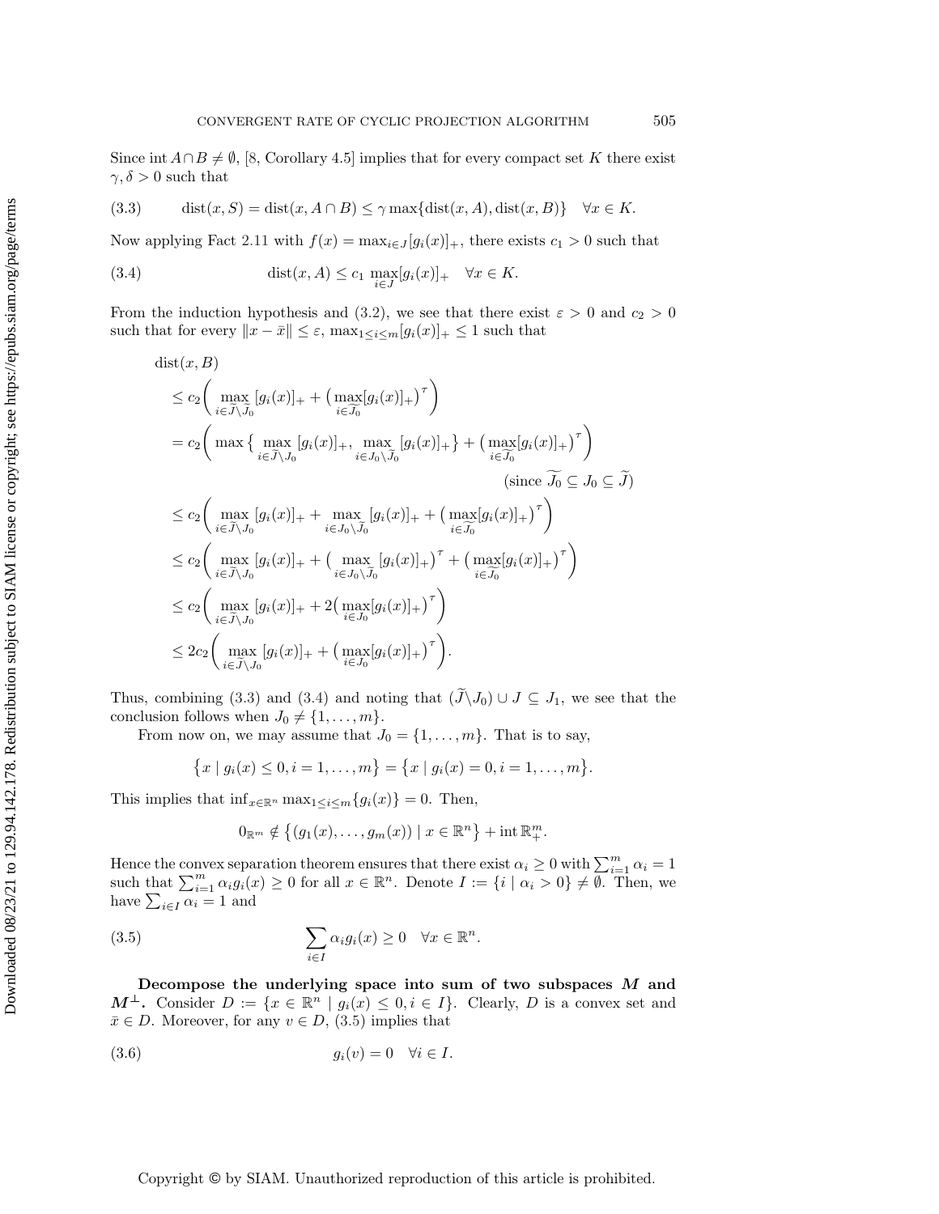Since $\operatorname{int} A \cap B \neq \emptyset$, [8, Corollary 4.5] implies that for every compact set $K$ there exist $\gamma, \delta > 0$ such that

$$\operatorname{dist}(x, S) = \operatorname{dist}(x, A \cap B) \leq \gamma \max\{\operatorname{dist}(x, A), \operatorname{dist}(x, B)\} \quad \forall x \in K. \tag{3.3}$$

Now applying Fact 2.11 with $f(x) = \max_{i \in J}[g_i(x)]_+$, there exists $c_1 > 0$ such that

$$\operatorname{dist}(x, A) \leq c_1 \max_{i \in J}[g_i(x)]_+ \quad \forall x \in K. \tag{3.4}$$

From the induction hypothesis and (3.2), we see that there exist $\varepsilon > 0$ and $c_2 > 0$ such that for every $\|x - \bar{x}\| \leq \varepsilon$, $\max_{1 \leq i \leq m}[g_i(x)]_+ \leq 1$ such that

$$
\begin{aligned}
&\operatorname{dist}(x, B) \\
&\leq c_2\bigg( \max_{i \in \widetilde{J} \setminus \widetilde{J_0}} [g_i(x)]_+ + \big(\max_{i \in \widetilde{J_0}}[g_i(x)]_+\big)^{\tau} \bigg) \\
&= c_2\bigg( \max\big\{ \max_{i \in \widetilde{J} \setminus J_0} [g_i(x)]_+, \max_{i \in J_0 \setminus \widetilde{J_0}} [g_i(x)]_+ \big\} + \big(\max_{i \in \widetilde{J_0}}[g_i(x)]_+\big)^{\tau} \bigg) \\
&\qquad\qquad\qquad\qquad\qquad\qquad\qquad\qquad\qquad\qquad (\text{since } \widetilde{J_0} \subseteq J_0 \subseteq \widetilde{J}) \\
&\leq c_2\bigg( \max_{i \in \widetilde{J} \setminus J_0} [g_i(x)]_+ + \max_{i \in J_0 \setminus \widetilde{J_0}} [g_i(x)]_+ + \big(\max_{i \in \widetilde{J_0}}[g_i(x)]_+\big)^{\tau} \bigg) \\
&\leq c_2\bigg( \max_{i \in \widetilde{J} \setminus J_0} [g_i(x)]_+ + \big(\max_{i \in J_0 \setminus \widetilde{J_0}} [g_i(x)]_+\big)^{\tau} + \big(\max_{i \in \widetilde{J_0}}[g_i(x)]_+\big)^{\tau} \bigg) \\
&\leq c_2\bigg( \max_{i \in \widetilde{J} \setminus J_0} [g_i(x)]_+ + 2\big(\max_{i \in J_0}[g_i(x)]_+\big)^{\tau} \bigg) \\
&\leq 2c_2\bigg( \max_{i \in \widetilde{J} \setminus J_0} [g_i(x)]_+ + \big(\max_{i \in J_0}[g_i(x)]_+\big)^{\tau} \bigg).
\end{aligned}
$$

Thus, combining (3.3) and (3.4) and noting that $(\widetilde{J} \setminus J_0) \cup J \subseteq J_1$, we see that the conclusion follows when $J_0 \neq \{1, \ldots, m\}$.

From now on, we may assume that $J_0 = \{1, \ldots, m\}$. That is to say,

$$\big\{x \mid g_i(x) \leq 0, i = 1, \ldots, m\big\} = \big\{x \mid g_i(x) = 0, i = 1, \ldots, m\big\}.$$

This implies that $\inf_{x \in \mathbb{R}^n} \max_{1 \leq i \leq m}\{g_i(x)\} = 0$. Then,

$$0_{\mathbb{R}^m} \notin \big\{(g_1(x), \ldots, g_m(x)) \mid x \in \mathbb{R}^n\big\} + \operatorname{int} \mathbb{R}^m_+.$$

Hence the convex separation theorem ensures that there exist $\alpha_i \geq 0$ with $\sum_{i=1}^m \alpha_i = 1$ such that $\sum_{i=1}^m \alpha_i g_i(x) \geq 0$ for all $x \in \mathbb{R}^n$. Denote $I := \{i \mid \alpha_i > 0\} \neq \emptyset$. Then, we have $\sum_{i \in I} \alpha_i = 1$ and

$$\sum_{i \in I} \alpha_i g_i(x) \geq 0 \quad \forall x \in \mathbb{R}^n. \tag{3.5}$$

**Decompose the underlying space into sum of two subspaces $M$ and $M^{\perp}$.** Consider $D := \{x \in \mathbb{R}^n \mid g_i(x) \leq 0, i \in I\}$. Clearly, $D$ is a convex set and $\bar{x} \in D$. Moreover, for any $v \in D$, (3.5) implies that

$$g_i(v) = 0 \quad \forall i \in I. \tag{3.6}$$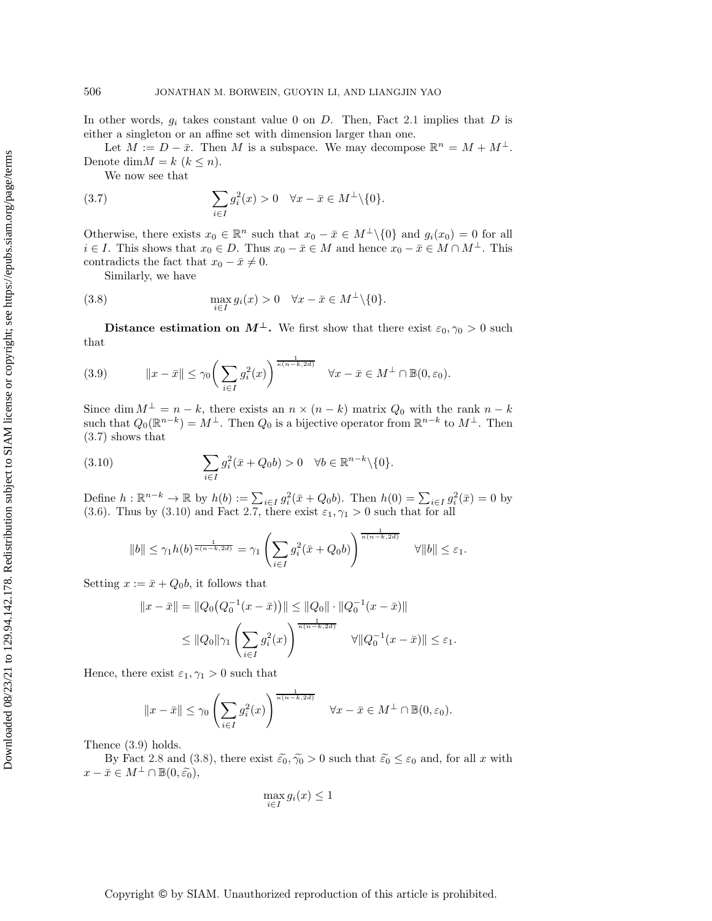In other words, $g_i$ takes constant value 0 on $D$. Then, Fact 2.1 implies that $D$ is either a singleton or an affine set with dimension larger than one.

Let $M := D - \bar{x}$. Then $M$ is a subspace. We may decompose $\mathbb{R}^n = M + M^\perp$. Denote $\dim M = k$ ($k \leq n$).

We now see that

$$\sum_{i \in I} g_i^2(x) > 0 \quad \forall x - \bar{x} \in M^\perp \backslash \{0\}. \tag{3.7}$$

Otherwise, there exists $x_0 \in \mathbb{R}^n$ such that $x_0 - \bar{x} \in M^\perp \backslash \{0\}$ and $g_i(x_0) = 0$ for all $i \in I$. This shows that $x_0 \in D$. Thus $x_0 - \bar{x} \in M$ and hence $x_0 - \bar{x} \in M \cap M^\perp$. This contradicts the fact that $x_0 - \bar{x} \neq 0$.

Similarly, we have

$$\max_{i \in I} g_i(x) > 0 \quad \forall x - \bar{x} \in M^\perp \backslash \{0\}. \tag{3.8}$$

**Distance estimation on $M^\perp$.** We first show that there exist $\varepsilon_0, \gamma_0 > 0$ such that

$$\|x - \bar{x}\| \leq \gamma_0 \bigg( \sum_{i \in I} g_i^2(x) \bigg)^{\frac{1}{\kappa(n-k, 2d)}} \quad \forall x - \bar{x} \in M^\perp \cap \mathbb{B}(0, \varepsilon_0). \tag{3.9}$$

Since $\dim M^\perp = n - k$, there exists an $n \times (n - k)$ matrix $Q_0$ with the rank $n - k$ such that $Q_0(\mathbb{R}^{n-k}) = M^\perp$. Then $Q_0$ is a bijective operator from $\mathbb{R}^{n-k}$ to $M^\perp$. Then (3.7) shows that

$$\sum_{i \in I} g_i^2(\bar{x} + Q_0 b) > 0 \quad \forall b \in \mathbb{R}^{n-k} \backslash \{0\}. \tag{3.10}$$

Define $h : \mathbb{R}^{n-k} \to \mathbb{R}$ by $h(b) := \sum_{i \in I} g_i^2(\bar{x} + Q_0 b)$. Then $h(0) = \sum_{i \in I} g_i^2(\bar{x}) = 0$ by (3.6). Thus by (3.10) and Fact 2.7, there exist $\varepsilon_1, \gamma_1 > 0$ such that for all

$$\|b\| \leq \gamma_1 h(b)^{\frac{1}{\kappa(n-k,2d)}} = \gamma_1 \left( \sum_{i \in I} g_i^2(\bar{x} + Q_0 b) \right)^{\frac{1}{\kappa(n-k,2d)}} \quad \forall \|b\| \leq \varepsilon_1.$$

Setting $x := \bar{x} + Q_0 b$, it follows that

$$\begin{aligned}
\|x - \bar{x}\| &= \|Q_0\big(Q_0^{-1}(x - \bar{x})\big)\| \leq \|Q_0\| \cdot \|Q_0^{-1}(x - \bar{x})\| \\
&\leq \|Q_0\| \gamma_1 \left( \sum_{i \in I} g_i^2(x) \right)^{\frac{1}{\kappa(n-k,2d)}} \quad \forall \|Q_0^{-1}(x - \bar{x})\| \leq \varepsilon_1.
\end{aligned}$$

Hence, there exist $\varepsilon_1, \gamma_1 > 0$ such that

$$\|x - \bar{x}\| \leq \gamma_0 \left( \sum_{i \in I} g_i^2(x) \right)^{\frac{1}{\kappa(n-k,2d)}} \quad \forall x - \bar{x} \in M^\perp \cap \mathbb{B}(0, \varepsilon_0).$$

Thence (3.9) holds.

By Fact 2.8 and (3.8), there exist $\widetilde{\varepsilon_0}, \widetilde{\gamma_0} > 0$ such that $\widetilde{\varepsilon_0} \leq \varepsilon_0$ and, for all $x$ with $x - \bar{x} \in M^\perp \cap \mathbb{B}(0, \widetilde{\varepsilon_0})$,

$$\max_{i \in I} g_i(x) \leq 1$$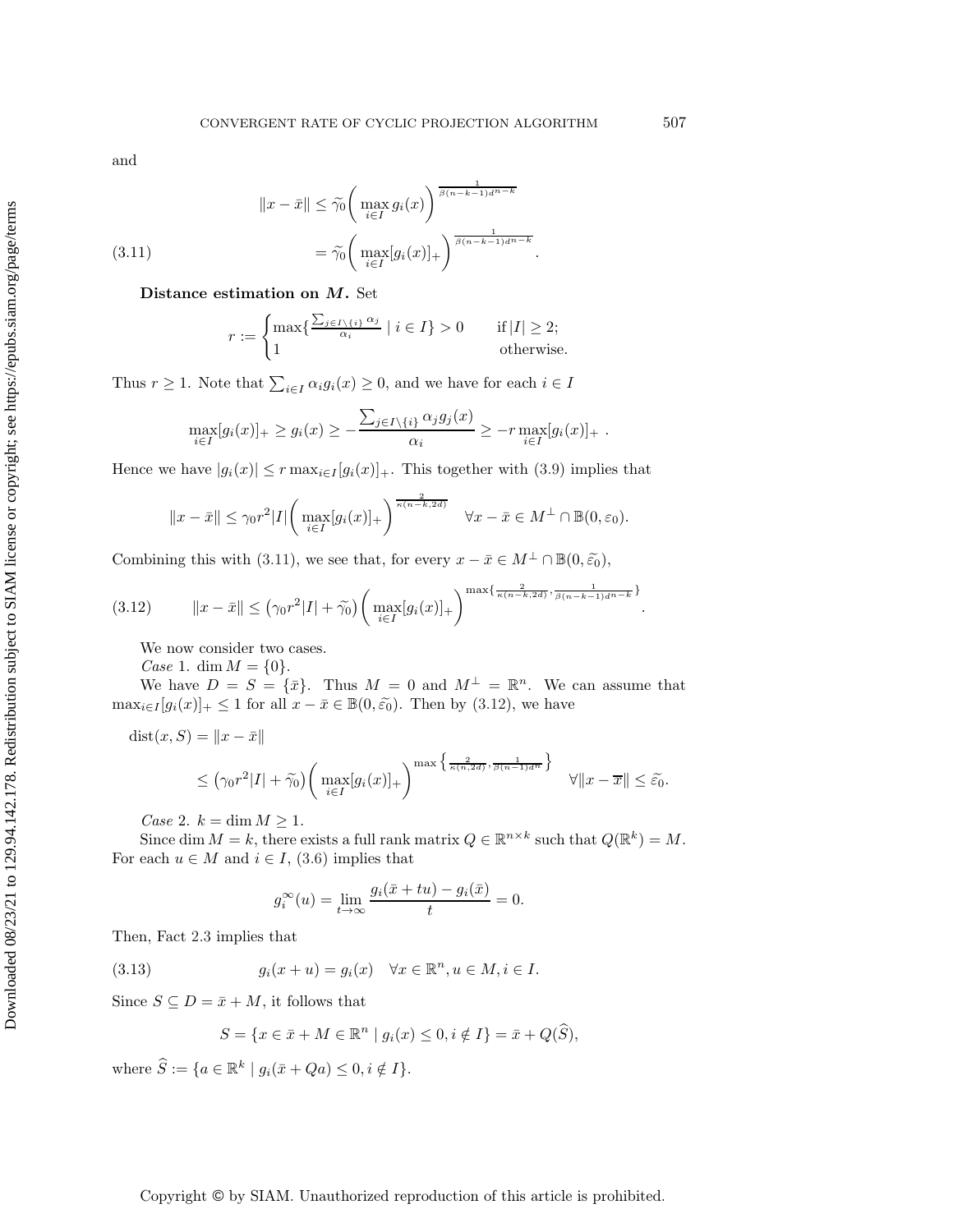and

$$\|x - \bar{x}\| \leq \widetilde{\gamma}_0 \bigg( \max_{i \in I} g_i(x) \bigg)^{\frac{1}{\beta(n-k-1)d^{n-k}}}$$

$$(3.11) \qquad = \widetilde{\gamma}_0 \bigg( \max_{i \in I} [g_i(x)]_+ \bigg)^{\frac{1}{\beta(n-k-1)d^{n-k}}}.$$

**Distance estimation on $M$.** Set

$$r := \begin{cases} \max\{\frac{\sum_{j \in I \setminus \{i\}} \alpha_j}{\alpha_i} \mid i \in I\} > 0 & \text{if } |I| \geq 2; \\ 1 & \text{otherwise.} \end{cases}$$

Thus $r \geq 1$. Note that $\sum_{i \in I} \alpha_i g_i(x) \geq 0$, and we have for each $i \in I$

$$\max_{i \in I} [g_i(x)]_+ \geq g_i(x) \geq -\frac{\sum_{j \in I \setminus \{i\}} \alpha_j g_j(x)}{\alpha_i} \geq -r \max_{i \in I} [g_i(x)]_+ \ .$$

Hence we have $|g_i(x)| \leq r \max_{i \in I} [g_i(x)]_+$. This together with (3.9) implies that

$$\|x - \bar{x}\| \leq \gamma_0 r^2 |I| \bigg( \max_{i \in I} [g_i(x)]_+ \bigg)^{\frac{2}{\kappa(n-k,2d)}} \quad \forall x - \bar{x} \in M^{\perp} \cap \mathbb{B}(0, \varepsilon_0).$$

Combining this with (3.11), we see that, for every $x - \bar{x} \in M^{\perp} \cap \mathbb{B}(0, \widetilde{\varepsilon}_0)$,

$$(3.12) \qquad \|x - \bar{x}\| \leq \left(\gamma_0 r^2 |I| + \widetilde{\gamma}_0\right) \bigg( \max_{i \in I} [g_i(x)]_+ \bigg)^{\max\{\frac{2}{\kappa(n-k,2d)}, \frac{1}{\beta(n-k-1)d^{n-k}}\}}.$$

We now consider two cases.

*Case* 1. $\dim M = \{0\}$.

We have $D = S = \{\bar{x}\}$. Thus $M = 0$ and $M^{\perp} = \mathbb{R}^n$. We can assume that $\max_{i \in I} [g_i(x)]_+ \leq 1$ for all $x - \bar{x} \in \mathbb{B}(0, \widetilde{\varepsilon}_0)$. Then by (3.12), we have

$$\begin{aligned} \operatorname{dist}(x, S) &= \|x - \bar{x}\| \\ &\leq \left(\gamma_0 r^2 |I| + \widetilde{\gamma}_0\right) \bigg( \max_{i \in I} [g_i(x)]_+ \bigg)^{\max\left\{\frac{2}{\kappa(n,2d)}, \frac{1}{\beta(n-1)d^n}\right\}} \quad \forall \|x - \overline{x}\| \leq \widetilde{\varepsilon}_0. \end{aligned}$$

*Case* 2. $k = \dim M \geq 1$.

Since $\dim M = k$, there exists a full rank matrix $Q \in \mathbb{R}^{n \times k}$ such that $Q(\mathbb{R}^k) = M$. For each $u \in M$ and $i \in I$, (3.6) implies that

$$g_i^{\infty}(u) = \lim_{t \to \infty} \frac{g_i(\bar{x} + tu) - g_i(\bar{x})}{t} = 0.$$

Then, Fact 2.3 implies that

$$(3.13) \qquad g_i(x + u) = g_i(x) \quad \forall x \in \mathbb{R}^n, u \in M, i \in I.$$

Since $S \subseteq D = \bar{x} + M$, it follows that

$$S = \{x \in \bar{x} + M \in \mathbb{R}^n \mid g_i(x) \leq 0, i \notin I\} = \bar{x} + Q(\widehat{S}),$$

where $\widehat{S} := \{a \in \mathbb{R}^k \mid g_i(\bar{x} + Qa) \leq 0, i \notin I\}$.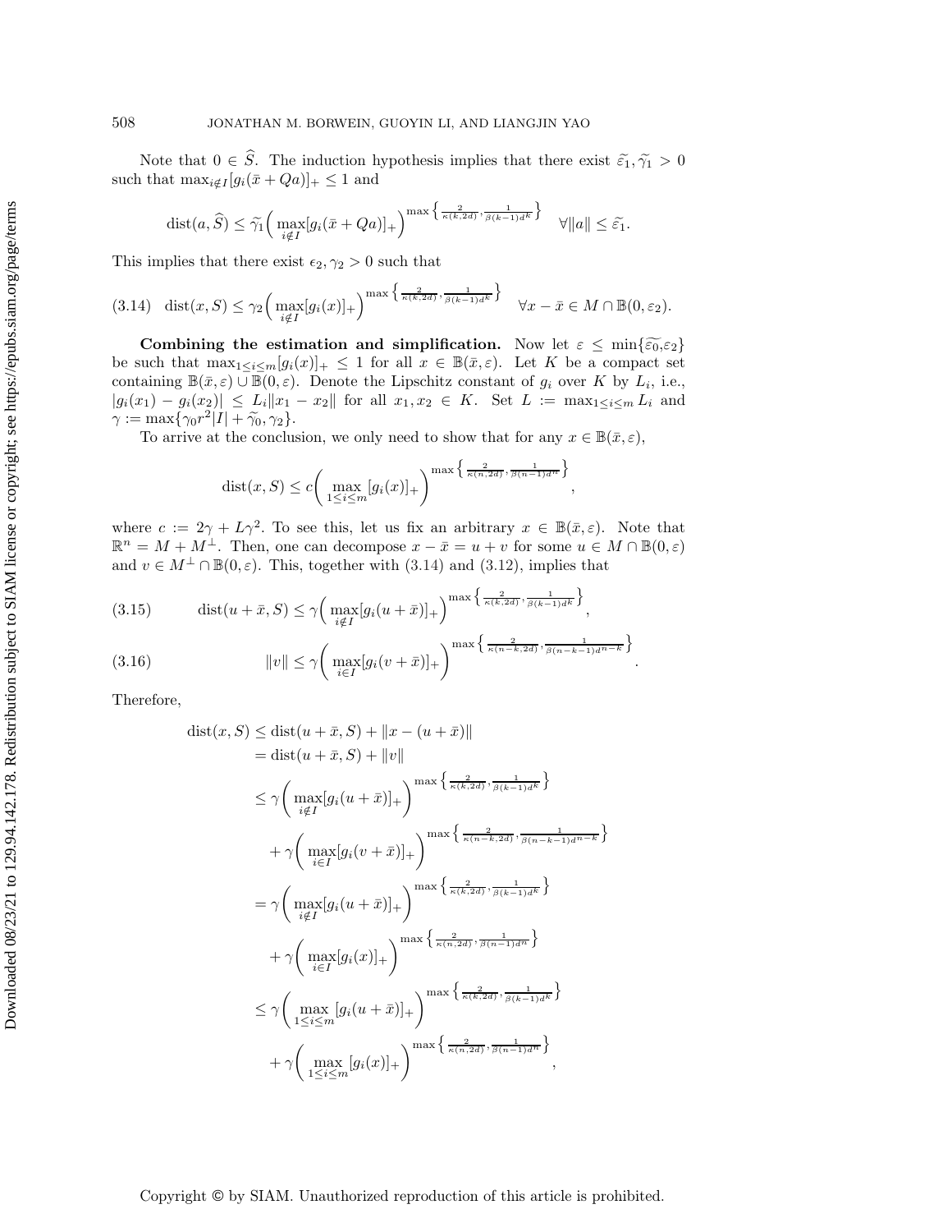Note that $0 \in \widehat{S}$. The induction hypothesis implies that there exist $\widetilde{\varepsilon_1}, \widetilde{\gamma_1} > 0$ such that $\max_{i \notin I}[g_i(\bar{x} + Qa)]_+ \leq 1$ and

$$\operatorname{dist}(a, \widehat{S}) \leq \widetilde{\gamma_1}\Big(\max_{i \notin I}[g_i(\bar{x} + Qa)]_+\Big)^{\max\left\{\frac{2}{\kappa(k,2d)}, \frac{1}{\beta(k-1)d^k}\right\}} \quad \forall \|a\| \leq \widetilde{\varepsilon_1}.$$

This implies that there exist $\epsilon_2, \gamma_2 > 0$ such that

$$\operatorname{dist}(x, S) \leq \gamma_2\Big(\max_{i \notin I}[g_i(x)]_+\Big)^{\max\left\{\frac{2}{\kappa(k,2d)}, \frac{1}{\beta(k-1)d^k}\right\}} \quad \forall x - \bar{x} \in M \cap \mathbb{B}(0, \varepsilon_2). \tag{3.14}$$

**Combining the estimation and simplification.** Now let $\varepsilon \leq \min\{\widetilde{\varepsilon_0}, \varepsilon_2\}$ be such that $\max_{1 \leq i \leq m}[g_i(x)]_+ \leq 1$ for all $x \in \mathbb{B}(\bar{x}, \varepsilon)$. Let $K$ be a compact set containing $\mathbb{B}(\bar{x}, \varepsilon) \cup \mathbb{B}(0, \varepsilon)$. Denote the Lipschitz constant of $g_i$ over $K$ by $L_i$, i.e., $|g_i(x_1) - g_i(x_2)| \leq L_i\|x_1 - x_2\|$ for all $x_1, x_2 \in K$. Set $L := \max_{1 \leq i \leq m} L_i$ and $\gamma := \max\{\gamma_0 r^2 |I| + \widetilde{\gamma_0}, \gamma_2\}$.

To arrive at the conclusion, we only need to show that for any $x \in \mathbb{B}(\bar{x}, \varepsilon)$,

$$\operatorname{dist}(x, S) \leq c\bigg(\max_{1 \leq i \leq m}[g_i(x)]_+\bigg)^{\max\left\{\frac{2}{\kappa(n,2d)}, \frac{1}{\beta(n-1)d^n}\right\}},$$

where $c := 2\gamma + L\gamma^2$. To see this, let us fix an arbitrary $x \in \mathbb{B}(\bar{x}, \varepsilon)$. Note that $\mathbb{R}^n = M + M^\perp$. Then, one can decompose $x - \bar{x} = u + v$ for some $u \in M \cap \mathbb{B}(0, \varepsilon)$ and $v \in M^\perp \cap \mathbb{B}(0, \varepsilon)$. This, together with (3.14) and (3.12), implies that

$$\operatorname{dist}(u + \bar{x}, S) \leq \gamma\Big(\max_{i \notin I}[g_i(u + \bar{x})]_+\Big)^{\max\left\{\frac{2}{\kappa(k,2d)}, \frac{1}{\beta(k-1)d^k}\right\}}, \tag{3.15}$$

$$\|v\| \leq \gamma\bigg(\max_{i \in I}[g_i(v + \bar{x})]_+\bigg)^{\max\left\{\frac{2}{\kappa(n-k,2d)}, \frac{1}{\beta(n-k-1)d^{n-k}}\right\}}. \tag{3.16}$$

Therefore,

$$\begin{aligned}
\operatorname{dist}(x, S) &\leq \operatorname{dist}(u + \bar{x}, S) + \|x - (u + \bar{x})\| \\
&= \operatorname{dist}(u + \bar{x}, S) + \|v\| \\
&\leq \gamma\bigg(\max_{i \notin I}[g_i(u + \bar{x})]_+\bigg)^{\max\left\{\frac{2}{\kappa(k,2d)}, \frac{1}{\beta(k-1)d^k}\right\}} \\
&\quad + \gamma\bigg(\max_{i \in I}[g_i(v + \bar{x})]_+\bigg)^{\max\left\{\frac{2}{\kappa(n-k,2d)}, \frac{1}{\beta(n-k-1)d^{n-k}}\right\}} \\
&= \gamma\bigg(\max_{i \notin I}[g_i(u + \bar{x})]_+\bigg)^{\max\left\{\frac{2}{\kappa(k,2d)}, \frac{1}{\beta(k-1)d^k}\right\}} \\
&\quad + \gamma\bigg(\max_{i \in I}[g_i(x)]_+\bigg)^{\max\left\{\frac{2}{\kappa(n,2d)}, \frac{1}{\beta(n-1)d^n}\right\}} \\
&\leq \gamma\bigg(\max_{1 \leq i \leq m}[g_i(u + \bar{x})]_+\bigg)^{\max\left\{\frac{2}{\kappa(k,2d)}, \frac{1}{\beta(k-1)d^k}\right\}} \\
&\quad + \gamma\bigg(\max_{1 \leq i \leq m}[g_i(x)]_+\bigg)^{\max\left\{\frac{2}{\kappa(n,2d)}, \frac{1}{\beta(n-1)d^n}\right\}},
\end{aligned}$$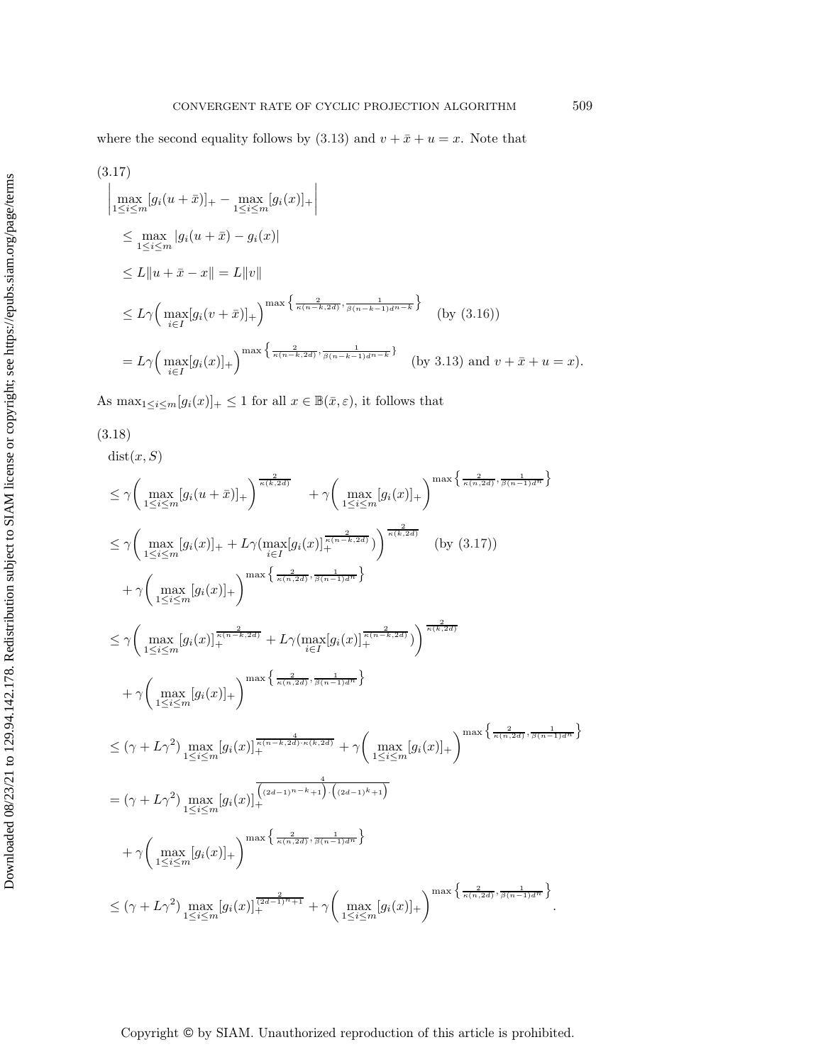where the second equality follows by (3.13) and $v + \bar{x} + u = x$. Note that

(3.17)

$$
\begin{aligned}
&\left| \max_{1\le i\le m}[g_i(u+\bar{x})]_+ - \max_{1\le i\le m}[g_i(x)]_+ \right| \\
&\quad \le \max_{1\le i\le m} |g_i(u+\bar{x}) - g_i(x)| \\
&\quad \le L\|u+\bar{x}-x\| = L\|v\| \\
&\quad \le L\gamma\Big(\max_{i\in I}[g_i(v+\bar{x})]_+\Big)^{\max\left\{\frac{2}{\kappa(n-k,2d)}, \frac{1}{\beta(n-k-1)d^{n-k}}\right\}} \quad \text{(by (3.16))} \\
&\quad = L\gamma\Big(\max_{i\in I}[g_i(x)]_+\Big)^{\max\left\{\frac{2}{\kappa(n-k,2d)}, \frac{1}{\beta(n-k-1)d^{n-k}}\right\}} \quad \text{(by 3.13) and } v+\bar{x}+u=x).
\end{aligned}
$$

As $\max_{1\le i\le m}[g_i(x)]_+ \le 1$ for all $x \in \mathbb{B}(\bar{x}, \varepsilon)$, it follows that

(3.18)

$$
\begin{aligned}
&\mathrm{dist}(x,S) \\
&\le \gamma\Big(\max_{1\le i\le m}[g_i(u+\bar{x})]_+\Big)^{\frac{2}{\kappa(k,2d)}} \quad + \gamma\Big(\max_{1\le i\le m}[g_i(x)]_+\Big)^{\max\left\{\frac{2}{\kappa(n,2d)}, \frac{1}{\beta(n-1)d^n}\right\}} \\
&\le \gamma\Big(\max_{1\le i\le m}[g_i(x)]_+ + L\gamma(\max_{i\in I}[g_i(x)]_+^{\frac{2}{\kappa(n-k,2d)}})\Big)^{\frac{2}{\kappa(k,2d)}} \quad \text{(by (3.17))} \\
&\quad + \gamma\Big(\max_{1\le i\le m}[g_i(x)]_+\Big)^{\max\left\{\frac{2}{\kappa(n,2d)}, \frac{1}{\beta(n-1)d^n}\right\}} \\
&\le \gamma\Big(\max_{1\le i\le m}[g_i(x)]_+^{\frac{2}{\kappa(n-k,2d)}} + L\gamma(\max_{i\in I}[g_i(x)]_+^{\frac{2}{\kappa(n-k,2d)}})\Big)^{\frac{2}{\kappa(k,2d)}} \\
&\quad + \gamma\Big(\max_{1\le i\le m}[g_i(x)]_+\Big)^{\max\left\{\frac{2}{\kappa(n,2d)}, \frac{1}{\beta(n-1)d^n}\right\}} \\
&\le (\gamma + L\gamma^2)\max_{1\le i\le m}[g_i(x)]_+^{\frac{4}{\kappa(n-k,2d)\cdot\kappa(k,2d)}} + \gamma\Big(\max_{1\le i\le m}[g_i(x)]_+\Big)^{\max\left\{\frac{2}{\kappa(n,2d)}, \frac{1}{\beta(n-1)d^n}\right\}} \\
&= (\gamma + L\gamma^2)\max_{1\le i\le m}[g_i(x)]_+^{\frac{4}{\left((2d-1)^{n-k}+1\right)\cdot\left((2d-1)^{k}+1\right)}} \\
&\quad + \gamma\Big(\max_{1\le i\le m}[g_i(x)]_+\Big)^{\max\left\{\frac{2}{\kappa(n,2d)}, \frac{1}{\beta(n-1)d^n}\right\}} \\
&\le (\gamma + L\gamma^2)\max_{1\le i\le m}[g_i(x)]_+^{\frac{2}{(2d-1)^n+1}} + \gamma\Big(\max_{1\le i\le m}[g_i(x)]_+\Big)^{\max\left\{\frac{2}{\kappa(n,2d)}, \frac{1}{\beta(n-1)d^n}\right\}}.
\end{aligned}
$$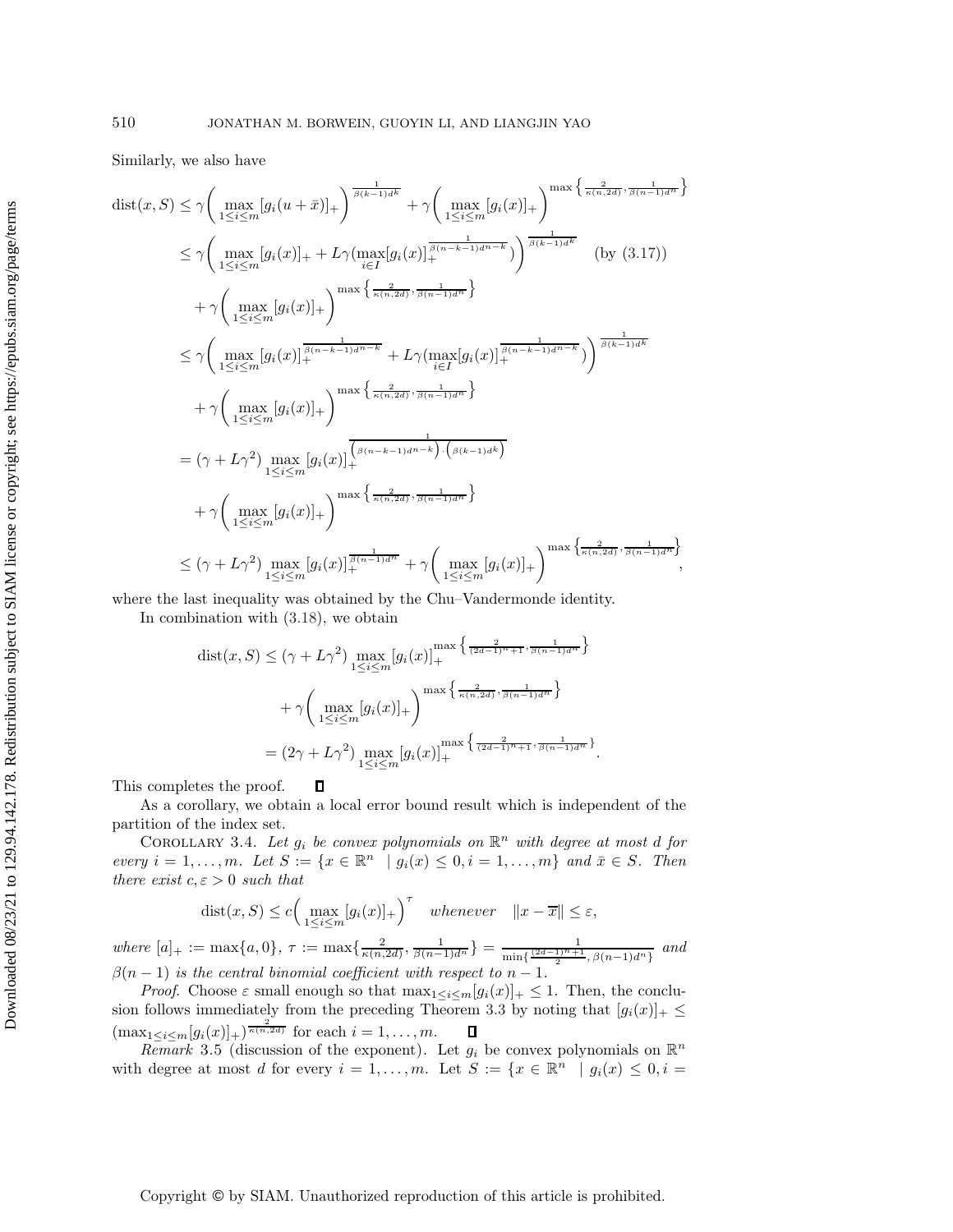Similarly, we also have

$$
\begin{aligned}
\operatorname{dist}(x,S) &\le \gamma\bigg(\max_{1\le i\le m}[g_i(u+\bar{x})]_+\bigg)^{\frac{1}{\beta(k-1)d^k}} + \gamma\bigg(\max_{1\le i\le m}[g_i(x)]_+\bigg)^{\max\left\{\frac{2}{\kappa(n,2d)},\frac{1}{\beta(n-1)d^n}\right\}}\\
&\le \gamma\bigg(\max_{1\le i\le m}[g_i(x)]_+ + L\gamma(\max_{i\in I}[g_i(x)]_+^{\frac{1}{\beta(n-k-1)d^{n-k}}})\bigg)^{\frac{1}{\beta(k-1)d^k}} \quad (\text{by } (3.17))\\
&\quad + \gamma\bigg(\max_{1\le i\le m}[g_i(x)]_+\bigg)^{\max\left\{\frac{2}{\kappa(n,2d)},\frac{1}{\beta(n-1)d^n}\right\}}\\
&\le \gamma\bigg(\max_{1\le i\le m}[g_i(x)]_+^{\frac{1}{\beta(n-k-1)d^{n-k}}} + L\gamma(\max_{i\in I}[g_i(x)]_+^{\frac{1}{\beta(n-k-1)d^{n-k}}})\bigg)^{\frac{1}{\beta(k-1)d^k}}\\
&\quad + \gamma\bigg(\max_{1\le i\le m}[g_i(x)]_+\bigg)^{\max\left\{\frac{2}{\kappa(n,2d)},\frac{1}{\beta(n-1)d^n}\right\}}\\
&= (\gamma+L\gamma^2)\max_{1\le i\le m}[g_i(x)]_+^{\frac{1}{\left(\beta(n-k-1)d^{n-k}\right)\cdot\left(\beta(k-1)d^k\right)}}\\
&\quad + \gamma\bigg(\max_{1\le i\le m}[g_i(x)]_+\bigg)^{\max\left\{\frac{2}{\kappa(n,2d)},\frac{1}{\beta(n-1)d^n}\right\}}\\
&\le (\gamma+L\gamma^2)\max_{1\le i\le m}[g_i(x)]_+^{\frac{1}{\beta(n-1)d^n}} + \gamma\bigg(\max_{1\le i\le m}[g_i(x)]_+\bigg)^{\max\left\{\frac{2}{\kappa(n,2d)},\frac{1}{\beta(n-1)d^n}\right\}},
\end{aligned}
$$

where the last inequality was obtained by the Chu–Vandermonde identity.

In combination with (3.18), we obtain

$$
\begin{aligned}
\operatorname{dist}(x,S) &\le (\gamma+L\gamma^2)\max_{1\le i\le m}[g_i(x)]_+^{\max\left\{\frac{2}{(2d-1)^n+1},\frac{1}{\beta(n-1)d^n}\right\}}\\
&\quad + \gamma\bigg(\max_{1\le i\le m}[g_i(x)]_+\bigg)^{\max\left\{\frac{2}{\kappa(n,2d)},\frac{1}{\beta(n-1)d^n}\right\}}\\
&= (2\gamma+L\gamma^2)\max_{1\le i\le m}[g_i(x)]_+^{\max\left\{\frac{2}{(2d-1)^n+1},\frac{1}{\beta(n-1)d^n}\right\}}.
\end{aligned}
$$

This completes the proof. ∎

As a corollary, we obtain a local error bound result which is independent of the partition of the index set.

Corollary 3.4. *Let $g_i$ be convex polynomials on $\mathbb{R}^n$ with degree at most $d$ for every $i=1,\ldots,m$. Let $S:=\{x\in\mathbb{R}^n \mid g_i(x)\le 0, i=1,\ldots,m\}$ and $\bar{x}\in S$. Then there exist $c,\varepsilon>0$ such that*

$$
\operatorname{dist}(x,S)\le c\bigg(\max_{1\le i\le m}[g_i(x)]_+\bigg)^{\tau} \quad \textit{whenever} \quad \|x-\overline{x}\|\le\varepsilon,
$$

*where $[a]_+ := \max\{a,0\}$, $\tau := \max\{\frac{2}{\kappa(n,2d)},\frac{1}{\beta(n-1)d^n}\} = \frac{1}{\min\{\frac{(2d-1)^n+1}{2},\beta(n-1)d^n\}}$ and $\beta(n-1)$ is the central binomial coefficient with respect to $n-1$.*

*Proof.* Choose $\varepsilon$ small enough so that $\max_{1\le i\le m}[g_i(x)]_+\le 1$. Then, the conclusion follows immediately from the preceding Theorem 3.3 by noting that $[g_i(x)]_+\le(\max_{1\le i\le m}[g_i(x)]_+)^{\frac{2}{\kappa(n,2d)}}$ for each $i=1,\ldots,m$. ∎

*Remark* 3.5 (discussion of the exponent). Let $g_i$ be convex polynomials on $\mathbb{R}^n$ with degree at most $d$ for every $i=1,\ldots,m$. Let $S:=\{x\in\mathbb{R}^n \mid g_i(x)\le 0, i=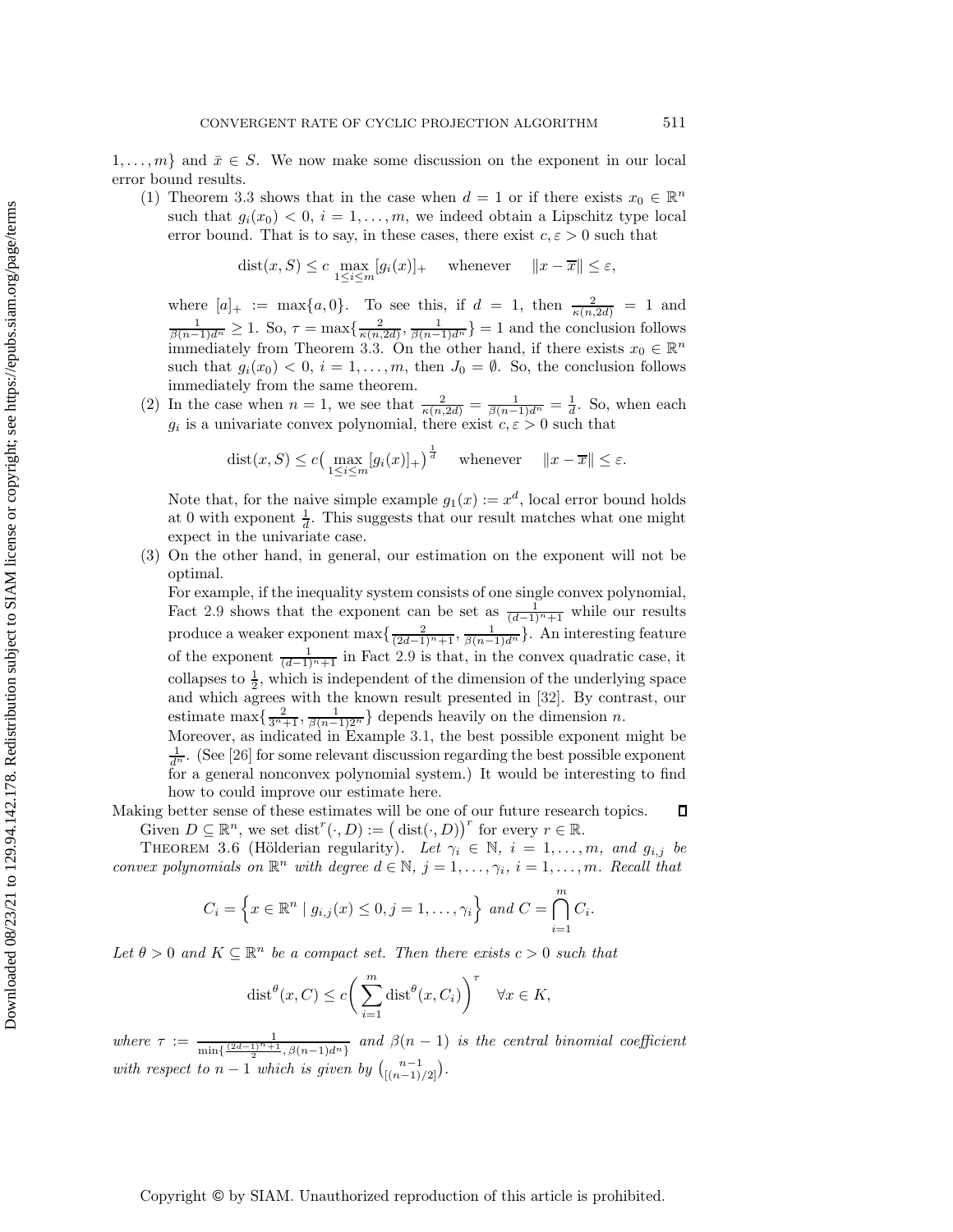$1, \ldots, m\}$ and $\bar{x} \in S$. We now make some discussion on the exponent in our local error bound results.

(1) Theorem 3.3 shows that in the case when $d = 1$ or if there exists $x_0 \in \mathbb{R}^n$ such that $g_i(x_0) < 0$, $i = 1, \ldots, m$, we indeed obtain a Lipschitz type local error bound. That is to say, in these cases, there exist $c, \varepsilon > 0$ such that

$$\operatorname{dist}(x, S) \le c \max_{1 \le i \le m} [g_i(x)]_+ \quad \text{whenever} \quad \|x - \overline{x}\| \le \varepsilon,$$

where $[a]_+ := \max\{a, 0\}$. To see this, if $d = 1$, then $\frac{2}{\kappa(n,2d)} = 1$ and $\frac{1}{\beta(n-1)d^n} \ge 1$. So, $\tau = \max\{\frac{2}{\kappa(n,2d)}, \frac{1}{\beta(n-1)d^n}\} = 1$ and the conclusion follows immediately from Theorem 3.3. On the other hand, if there exists $x_0 \in \mathbb{R}^n$ such that $g_i(x_0) < 0$, $i = 1, \ldots, m$, then $J_0 = \emptyset$. So, the conclusion follows immediately from the same theorem.

(2) In the case when $n = 1$, we see that $\frac{2}{\kappa(n,2d)} = \frac{1}{\beta(n-1)d^n} = \frac{1}{d}$. So, when each $g_i$ is a univariate convex polynomial, there exist $c, \varepsilon > 0$ such that

$$\operatorname{dist}(x, S) \le c\Big(\max_{1 \le i \le m} [g_i(x)]_+\Big)^{\frac{1}{d}} \quad \text{whenever} \quad \|x - \overline{x}\| \le \varepsilon.$$

Note that, for the naive simple example $g_1(x) := x^d$, local error bound holds at 0 with exponent $\frac{1}{d}$. This suggests that our result matches what one might expect in the univariate case.

(3) On the other hand, in general, our estimation on the exponent will not be optimal.
For example, if the inequality system consists of one single convex polynomial, Fact 2.9 shows that the exponent can be set as $\frac{1}{(d-1)^n+1}$ while our results produce a weaker exponent $\max\{\frac{2}{(2d-1)^n+1}, \frac{1}{\beta(n-1)d^n}\}$. An interesting feature of the exponent $\frac{1}{(d-1)^n+1}$ in Fact 2.9 is that, in the convex quadratic case, it collapses to $\frac{1}{2}$, which is independent of the dimension of the underlying space and which agrees with the known result presented in [32]. By contrast, our estimate $\max\{\frac{2}{3^n+1}, \frac{1}{\beta(n-1)2^n}\}$ depends heavily on the dimension $n$.
Moreover, as indicated in Example 3.1, the best possible exponent might be $\frac{1}{d^n}$. (See [26] for some relevant discussion regarding the best possible exponent for a general nonconvex polynomial system.) It would be interesting to find how to could improve our estimate here.

Making better sense of these estimates will be one of our future research topics. ◻

Given $D \subseteq \mathbb{R}^n$, we set $\operatorname{dist}^r(\cdot, D) := \big(\operatorname{dist}(\cdot, D)\big)^r$ for every $r \in \mathbb{R}$.

THEOREM 3.6 (Hölderian regularity). *Let $\gamma_i \in \mathbb{N}$, $i = 1, \ldots, m$, and $g_{i,j}$ be convex polynomials on $\mathbb{R}^n$ with degree $d \in \mathbb{N}$, $j = 1, \ldots, \gamma_i$, $i = 1, \ldots, m$. Recall that*

$$C_i = \Big\{x \in \mathbb{R}^n \mid g_{i,j}(x) \le 0, j = 1, \ldots, \gamma_i\Big\} \text{ and } C = \bigcap_{i=1}^m C_i.$$

*Let $\theta > 0$ and $K \subseteq \mathbb{R}^n$ be a compact set. Then there exists $c > 0$ such that*

$$\operatorname{dist}^\theta(x, C) \le c\bigg(\sum_{i=1}^m \operatorname{dist}^\theta(x, C_i)\bigg)^\tau \quad \forall x \in K,$$

*where $\tau := \frac{1}{\min\{\frac{(2d-1)^n+1}{2}, \beta(n-1)d^n\}}$ and $\beta(n-1)$ is the central binomial coefficient with respect to $n-1$ which is given by $\binom{n-1}{[(n-1)/2]}$.*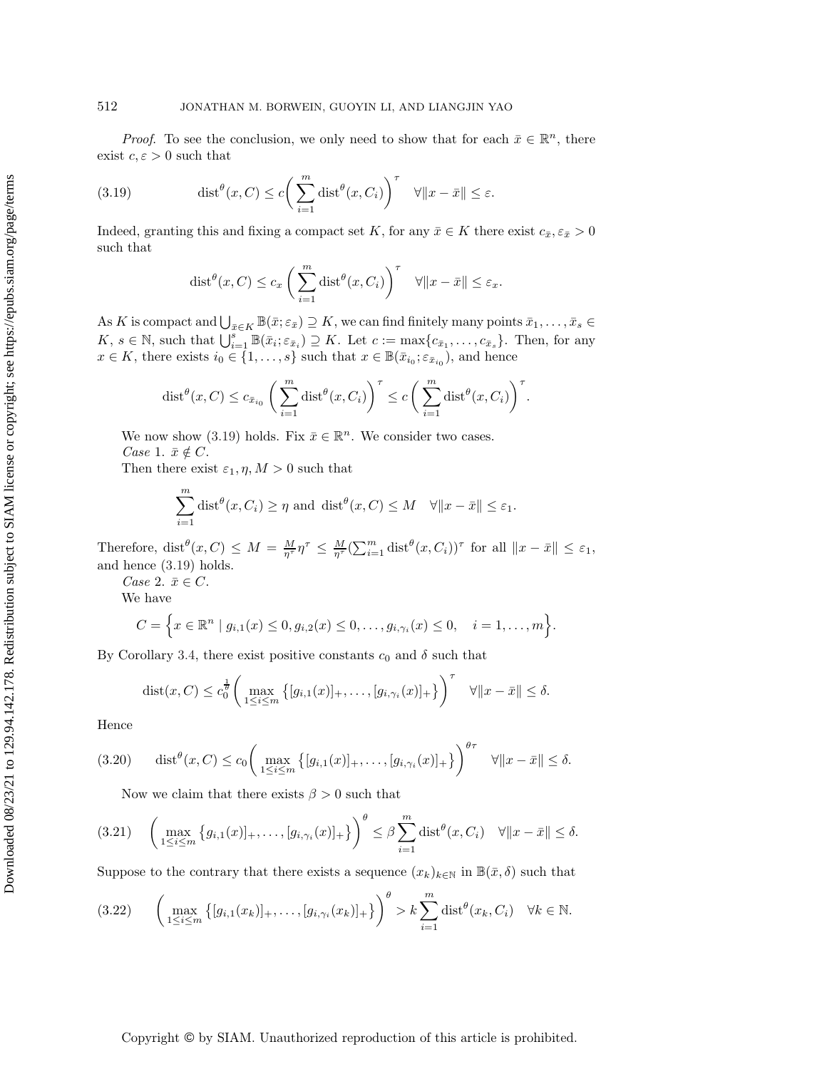*Proof*. To see the conclusion, we only need to show that for each $\bar{x} \in \mathbb{R}^n$, there exist $c, \varepsilon > 0$ such that

$$\operatorname{dist}^{\theta}(x, C) \leq c\bigg(\sum_{i=1}^{m} \operatorname{dist}^{\theta}(x, C_i)\bigg)^{\tau} \quad \forall \|x - \bar{x}\| \leq \varepsilon. \tag{3.19}$$

Indeed, granting this and fixing a compact set $K$, for any $\bar{x} \in K$ there exist $c_{\bar{x}}, \varepsilon_{\bar{x}} > 0$ such that

$$\operatorname{dist}^{\theta}(x, C) \leq c_x \bigg(\sum_{i=1}^{m} \operatorname{dist}^{\theta}(x, C_i)\bigg)^{\tau} \quad \forall \|x - \bar{x}\| \leq \varepsilon_x.$$

As $K$ is compact and $\bigcup_{\bar{x} \in K} \mathbb{B}(\bar{x}; \varepsilon_{\bar{x}}) \supseteq K$, we can find finitely many points $\bar{x}_1, \ldots, \bar{x}_s \in K$, $s \in \mathbb{N}$, such that $\bigcup_{i=1}^{s} \mathbb{B}(\bar{x}_i; \varepsilon_{\bar{x}_i}) \supseteq K$. Let $c := \max\{c_{\bar{x}_1}, \ldots, c_{\bar{x}_s}\}$. Then, for any $x \in K$, there exists $i_0 \in \{1, \ldots, s\}$ such that $x \in \mathbb{B}(\bar{x}_{i_0}; \varepsilon_{\bar{x}_{i_0}})$, and hence

$$\operatorname{dist}^{\theta}(x, C) \leq c_{\bar{x}_{i_0}} \bigg(\sum_{i=1}^{m} \operatorname{dist}^{\theta}(x, C_i)\bigg)^{\tau} \leq c\bigg(\sum_{i=1}^{m} \operatorname{dist}^{\theta}(x, C_i)\bigg)^{\tau}.$$

We now show (3.19) holds. Fix $\bar{x} \in \mathbb{R}^n$. We consider two cases.

*Case* 1. $\bar{x} \notin C$.

Then there exist $\varepsilon_1, \eta, M > 0$ such that

$$\sum_{i=1}^{m} \operatorname{dist}^{\theta}(x, C_i) \geq \eta \text{ and } \operatorname{dist}^{\theta}(x, C) \leq M \quad \forall \|x - \bar{x}\| \leq \varepsilon_1.$$

Therefore, $\operatorname{dist}^{\theta}(x, C) \leq M = \frac{M}{\eta^{\tau}}\eta^{\tau} \leq \frac{M}{\eta^{\tau}}(\sum_{i=1}^{m} \operatorname{dist}^{\theta}(x, C_i))^{\tau}$ for all $\|x - \bar{x}\| \leq \varepsilon_1$, and hence (3.19) holds.

*Case* 2. $\bar{x} \in C$.

We have

$$C = \Big\{x \in \mathbb{R}^n \mid g_{i,1}(x) \leq 0, g_{i,2}(x) \leq 0, \ldots, g_{i,\gamma_i}(x) \leq 0, \quad i = 1, \ldots, m\Big\}.$$

By Corollary 3.4, there exist positive constants $c_0$ and $\delta$ such that

$$\operatorname{dist}(x, C) \leq c_0^{\frac{1}{\theta}} \bigg(\max_{1 \leq i \leq m} \big\{[g_{i,1}(x)]_+, \ldots, [g_{i,\gamma_i}(x)]_+\big\}\bigg)^{\tau} \quad \forall \|x - \bar{x}\| \leq \delta.$$

Hence

$$\operatorname{dist}^{\theta}(x, C) \leq c_0 \bigg(\max_{1 \leq i \leq m} \big\{[g_{i,1}(x)]_+, \ldots, [g_{i,\gamma_i}(x)]_+\big\}\bigg)^{\theta\tau} \quad \forall \|x - \bar{x}\| \leq \delta. \tag{3.20}$$

Now we claim that there exists $\beta > 0$ such that

$$\bigg(\max_{1 \leq i \leq m} \big\{g_{i,1}(x)]_+, \ldots, [g_{i,\gamma_i}(x)]_+\big\}\bigg)^{\theta} \leq \beta \sum_{i=1}^{m} \operatorname{dist}^{\theta}(x, C_i) \quad \forall \|x - \bar{x}\| \leq \delta. \tag{3.21}$$

Suppose to the contrary that there exists a sequence $(x_k)_{k \in \mathbb{N}}$ in $\mathbb{B}(\bar{x}, \delta)$ such that

$$\bigg(\max_{1 \leq i \leq m} \big\{[g_{i,1}(x_k)]_+, \ldots, [g_{i,\gamma_i}(x_k)]_+\big\}\bigg)^{\theta} > k \sum_{i=1}^{m} \operatorname{dist}^{\theta}(x_k, C_i) \quad \forall k \in \mathbb{N}. \tag{3.22}$$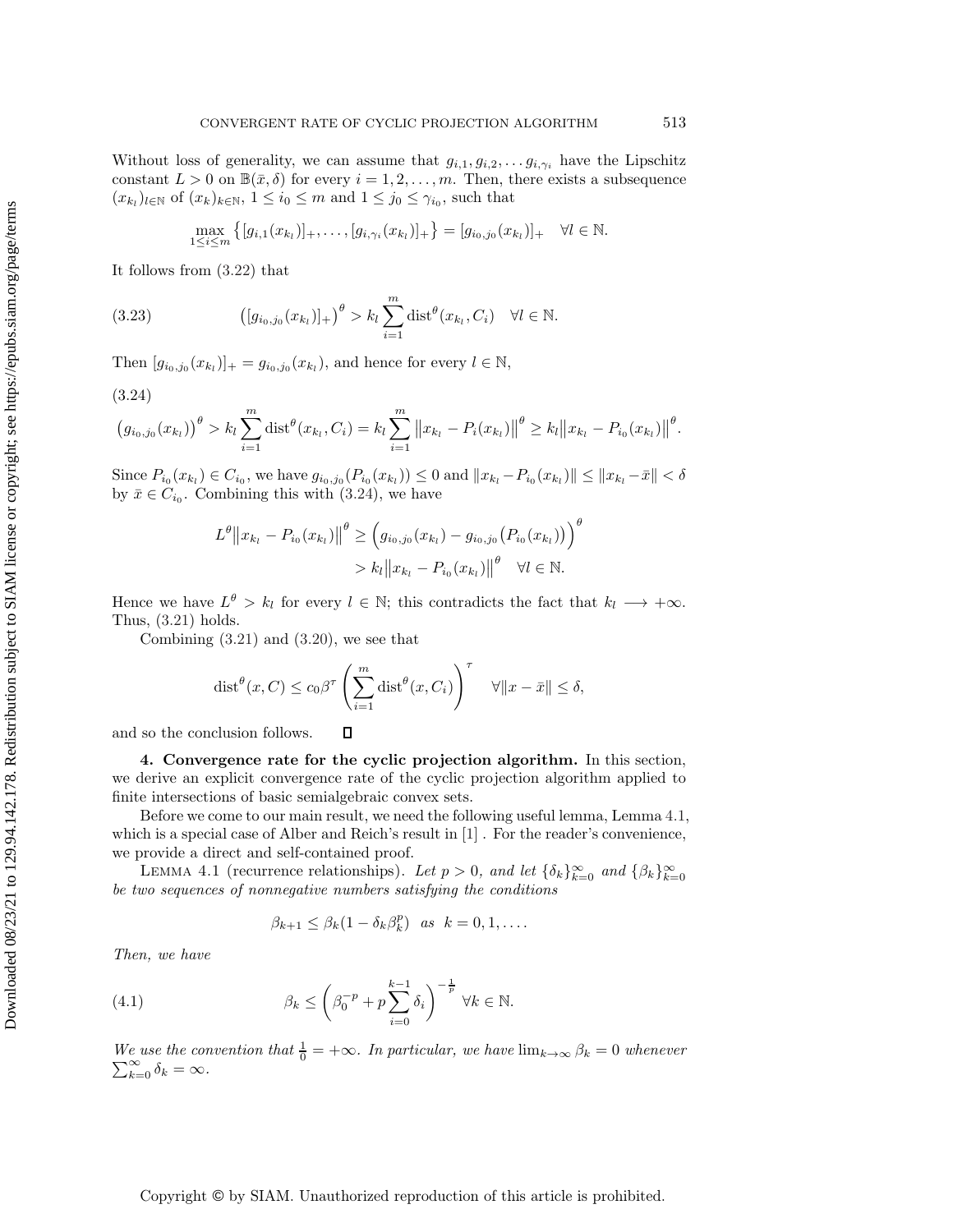Without loss of generality, we can assume that $g_{i,1}, g_{i,2}, \ldots g_{i,\gamma_i}$ have the Lipschitz constant $L > 0$ on $\mathbb{B}(\bar{x}, \delta)$ for every $i = 1, 2, \ldots, m$. Then, there exists a subsequence $(x_{k_l})_{l \in \mathbb{N}}$ of $(x_k)_{k \in \mathbb{N}}$, $1 \le i_0 \le m$ and $1 \le j_0 \le \gamma_{i_0}$, such that

$$\max_{1 \le i \le m} \left\{ [g_{i,1}(x_{k_l})]_+, \ldots, [g_{i,\gamma_i}(x_{k_l})]_+ \right\} = [g_{i_0,j_0}(x_{k_l})]_+ \quad \forall l \in \mathbb{N}.$$

It follows from (3.22) that

$$\left([g_{i_0,j_0}(x_{k_l})]_+\right)^\theta > k_l \sum_{i=1}^m \operatorname{dist}^\theta(x_{k_l}, C_i) \quad \forall l \in \mathbb{N}. \tag{3.23}$$

Then $[g_{i_0,j_0}(x_{k_l})]_+ = g_{i_0,j_0}(x_{k_l})$, and hence for every $l \in \mathbb{N}$,

$$\left(g_{i_0,j_0}(x_{k_l})\right)^\theta > k_l \sum_{i=1}^m \operatorname{dist}^\theta(x_{k_l}, C_i) = k_l \sum_{i=1}^m \left\|x_{k_l} - P_i(x_{k_l})\right\|^\theta \ge k_l \left\|x_{k_l} - P_{i_0}(x_{k_l})\right\|^\theta. \tag{3.24}$$

Since $P_{i_0}(x_{k_l}) \in C_{i_0}$, we have $g_{i_0,j_0}(P_{i_0}(x_{k_l})) \le 0$ and $\|x_{k_l} - P_{i_0}(x_{k_l})\| \le \|x_{k_l} - \bar{x}\| < \delta$ by $\bar{x} \in C_{i_0}$. Combining this with (3.24), we have

$$\begin{aligned} L^\theta \left\|x_{k_l} - P_{i_0}(x_{k_l})\right\|^\theta &\ge \Big(g_{i_0,j_0}(x_{k_l}) - g_{i_0,j_0}\big(P_{i_0}(x_{k_l})\big)\Big)^\theta \\ &> k_l \left\|x_{k_l} - P_{i_0}(x_{k_l})\right\|^\theta \quad \forall l \in \mathbb{N}. \end{aligned}$$

Hence we have $L^\theta > k_l$ for every $l \in \mathbb{N}$; this contradicts the fact that $k_l \longrightarrow +\infty$. Thus, (3.21) holds.

Combining (3.21) and (3.20), we see that

$$\operatorname{dist}^\theta(x, C) \le c_0 \beta^\tau \left(\sum_{i=1}^m \operatorname{dist}^\theta(x, C_i)\right)^\tau \quad \forall \|x - \bar{x}\| \le \delta,$$

and so the conclusion follows. $\square$

## 4. Convergence rate for the cyclic projection algorithm.

In this section, we derive an explicit convergence rate of the cyclic projection algorithm applied to finite intersections of basic semialgebraic convex sets.

Before we come to our main result, we need the following useful lemma, Lemma 4.1, which is a special case of Alber and Reich's result in [1]. For the reader's convenience, we provide a direct and self-contained proof.

**Lemma 4.1** (recurrence relationships). *Let $p > 0$, and let $\{\delta_k\}_{k=0}^\infty$ and $\{\beta_k\}_{k=0}^\infty$ be two sequences of nonnegative numbers satisfying the conditions*

$$\beta_{k+1} \le \beta_k (1 - \delta_k \beta_k^p) \quad as \quad k = 0, 1, \ldots.$$

*Then, we have*

$$\beta_k \le \left(\beta_0^{-p} + p \sum_{i=0}^{k-1} \delta_i\right)^{-\frac{1}{p}} \forall k \in \mathbb{N}. \tag{4.1}$$

*We use the convention that $\frac{1}{0} = +\infty$. In particular, we have $\lim_{k \to \infty} \beta_k = 0$ whenever $\sum_{k=0}^\infty \delta_k = \infty$.*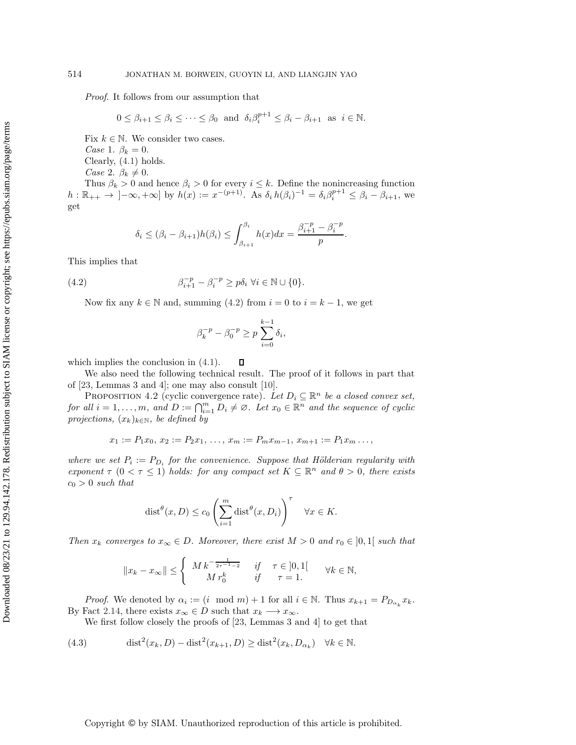*Proof*. It follows from our assumption that

$$0 \leq \beta_{i+1} \leq \beta_i \leq \cdots \leq \beta_0 \ \text{ and } \ \delta_i \beta_i^{p+1} \leq \beta_i - \beta_{i+1} \ \text{ as } \ i \in \mathbb{N}.$$

Fix $k \in \mathbb{N}$. We consider two cases.

*Case* 1. $\beta_k = 0$.

Clearly, (4.1) holds.

*Case* 2. $\beta_k \neq 0$.

Thus $\beta_k > 0$ and hence $\beta_i > 0$ for every $i \leq k$. Define the nonincreasing function $h : \mathbb{R}_{++} \to \,]-\infty, +\infty]$ by $h(x) := x^{-(p+1)}$. As $\delta_i \, h(\beta_i)^{-1} = \delta_i \beta_i^{p+1} \leq \beta_i - \beta_{i+1}$, we get

$$\delta_i \leq (\beta_i - \beta_{i+1}) h(\beta_i) \leq \int_{\beta_{i+1}}^{\beta_i} h(x) dx = \frac{\beta_{i+1}^{-p} - \beta_i^{-p}}{p}.$$

This implies that

$$\beta_{i+1}^{-p} - \beta_i^{-p} \geq p \delta_i \ \forall i \in \mathbb{N} \cup \{0\}. \tag{4.2}$$

Now fix any $k \in \mathbb{N}$ and, summing (4.2) from $i = 0$ to $i = k - 1$, we get

$$\beta_k^{-p} - \beta_0^{-p} \geq p \sum_{i=0}^{k-1} \delta_i,$$

which implies the conclusion in (4.1). ◻

We also need the following technical result. The proof of it follows in part that of [23, Lemmas 3 and 4]; one may also consult [10].

Proposition 4.2 (cyclic convergence rate). *Let $D_i \subseteq \mathbb{R}^n$ be a closed convex set, for all $i = 1, \ldots, m$, and $D := \bigcap_{i=1}^m D_i \neq \varnothing$. Let $x_0 \in \mathbb{R}^n$ and the sequence of cyclic projections, $(x_k)_{k \in \mathbb{N}}$, be defined by*

$$x_1 := P_1 x_0,\, x_2 := P_2 x_1,\, \ldots,\, x_m := P_m x_{m-1},\, x_{m+1} := P_1 x_m \ldots,$$

*where we set $P_i := P_{D_i}$ for the convenience. Suppose that Hölderian regularity with exponent $\tau$ $(0 < \tau \leq 1)$ holds: for any compact set $K \subseteq \mathbb{R}^n$ and $\theta > 0$, there exists $c_0 > 0$ such that*

$$\operatorname{dist}^\theta(x, D) \leq c_0 \left( \sum_{i=1}^m \operatorname{dist}^\theta(x, D_i) \right)^\tau \quad \forall x \in K.$$

*Then $x_k$ converges to $x_\infty \in D$. Moreover, there exist $M > 0$ and $r_0 \in \,]0, 1[$ such that*

$$\|x_k - x_\infty\| \leq \begin{cases} M \, k^{-\frac{1}{2\tau^{-1}-2}} & \text{if} \quad \tau \in \,]0, 1[ \\ M \, r_0^k & \text{if} \quad \tau = 1. \end{cases} \qquad \forall k \in \mathbb{N},$$

*Proof*. We denoted by $\alpha_i := (i \mod m) + 1$ for all $i \in \mathbb{N}$. Thus $x_{k+1} = P_{D_{\alpha_k}} x_k$. By Fact 2.14, there exists $x_\infty \in D$ such that $x_k \longrightarrow x_\infty$.

We first follow closely the proofs of [23, Lemmas 3 and 4] to get that

$$\operatorname{dist}^2(x_k, D) - \operatorname{dist}^2(x_{k+1}, D) \geq \operatorname{dist}^2(x_k, D_{\alpha_k}) \quad \forall k \in \mathbb{N}. \tag{4.3}$$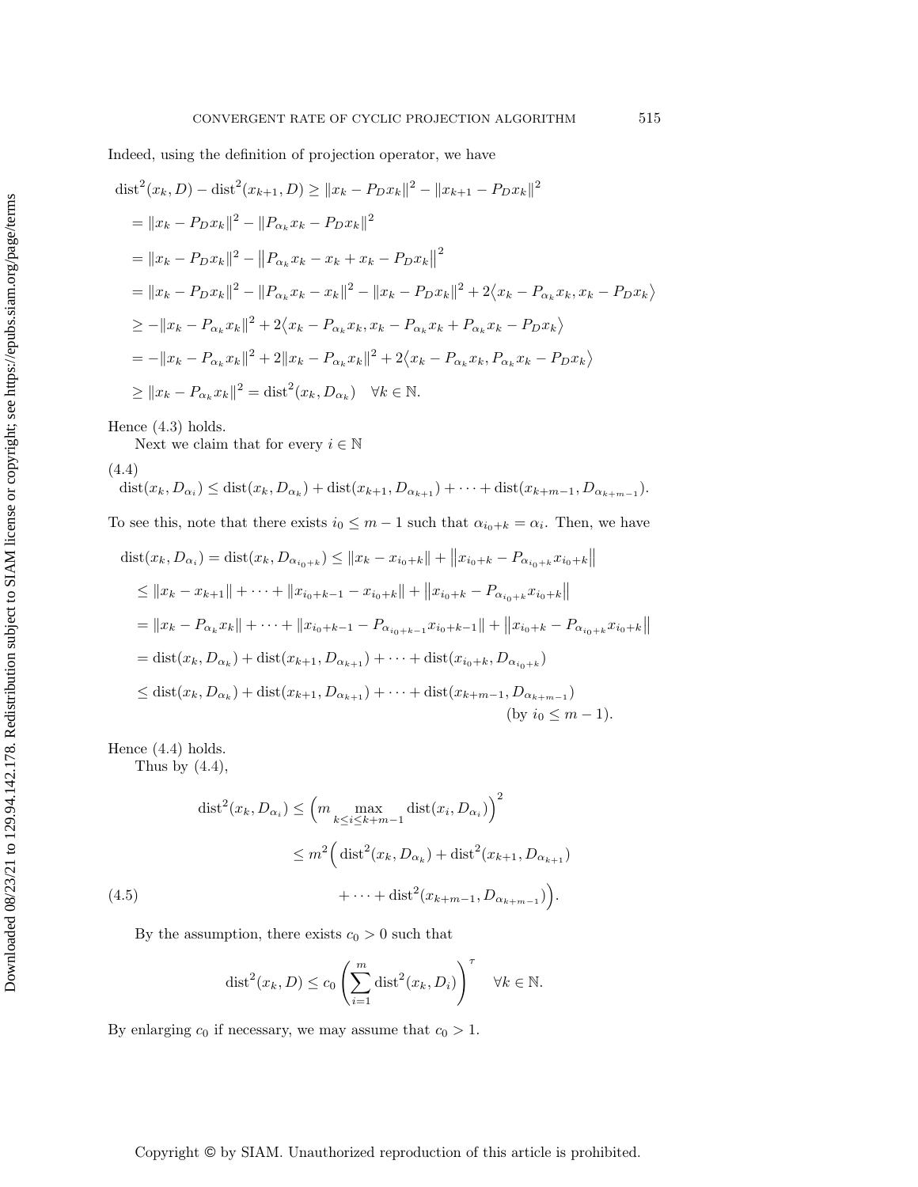Indeed, using the definition of projection operator, we have

$$
\begin{aligned}
\operatorname{dist}^2(x_k, D) - \operatorname{dist}^2(x_{k+1}, D) &\geq \|x_k - P_D x_k\|^2 - \|x_{k+1} - P_D x_k\|^2 \\
&= \|x_k - P_D x_k\|^2 - \|P_{\alpha_k} x_k - P_D x_k\|^2 \\
&= \|x_k - P_D x_k\|^2 - \left\|P_{\alpha_k} x_k - x_k + x_k - P_D x_k\right\|^2 \\
&= \|x_k - P_D x_k\|^2 - \|P_{\alpha_k} x_k - x_k\|^2 - \|x_k - P_D x_k\|^2 + 2\big\langle x_k - P_{\alpha_k} x_k, x_k - P_D x_k\big\rangle \\
&\geq -\|x_k - P_{\alpha_k} x_k\|^2 + 2\big\langle x_k - P_{\alpha_k} x_k, x_k - P_{\alpha_k} x_k + P_{\alpha_k} x_k - P_D x_k\big\rangle \\
&= -\|x_k - P_{\alpha_k} x_k\|^2 + 2\|x_k - P_{\alpha_k} x_k\|^2 + 2\big\langle x_k - P_{\alpha_k} x_k, P_{\alpha_k} x_k - P_D x_k\big\rangle \\
&\geq \|x_k - P_{\alpha_k} x_k\|^2 = \operatorname{dist}^2(x_k, D_{\alpha_k}) \quad \forall k \in \mathbb{N}.
\end{aligned}
$$

Hence (4.3) holds.

Next we claim that for every $i \in \mathbb{N}$

$$
\operatorname{dist}(x_k, D_{\alpha_i}) \leq \operatorname{dist}(x_k, D_{\alpha_k}) + \operatorname{dist}(x_{k+1}, D_{\alpha_{k+1}}) + \cdots + \operatorname{dist}(x_{k+m-1}, D_{\alpha_{k+m-1}}). \tag{4.4}
$$

To see this, note that there exists $i_0 \leq m-1$ such that $\alpha_{i_0+k} = \alpha_i$. Then, we have

$$
\begin{aligned}
\operatorname{dist}(x_k, D_{\alpha_i}) &= \operatorname{dist}(x_k, D_{\alpha_{i_0+k}}) \leq \|x_k - x_{i_0+k}\| + \left\|x_{i_0+k} - P_{\alpha_{i_0+k}} x_{i_0+k}\right\| \\
&\leq \|x_k - x_{k+1}\| + \cdots + \|x_{i_0+k-1} - x_{i_0+k}\| + \left\|x_{i_0+k} - P_{\alpha_{i_0+k}} x_{i_0+k}\right\| \\
&= \|x_k - P_{\alpha_k} x_k\| + \cdots + \|x_{i_0+k-1} - P_{\alpha_{i_0+k-1}} x_{i_0+k-1}\| + \left\|x_{i_0+k} - P_{\alpha_{i_0+k}} x_{i_0+k}\right\| \\
&= \operatorname{dist}(x_k, D_{\alpha_k}) + \operatorname{dist}(x_{k+1}, D_{\alpha_{k+1}}) + \cdots + \operatorname{dist}(x_{i_0+k}, D_{\alpha_{i_0+k}}) \\
&\leq \operatorname{dist}(x_k, D_{\alpha_k}) + \operatorname{dist}(x_{k+1}, D_{\alpha_{k+1}}) + \cdots + \operatorname{dist}(x_{k+m-1}, D_{\alpha_{k+m-1}}) \\
&\qquad\qquad\qquad\qquad\qquad\qquad\qquad\qquad (\text{by } i_0 \leq m-1).
\end{aligned}
$$

Hence (4.4) holds.

Thus by (4.4),

$$
\begin{aligned}
\operatorname{dist}^2(x_k, D_{\alpha_i}) &\leq \Big(m \max_{k \leq i \leq k+m-1} \operatorname{dist}(x_i, D_{\alpha_i})\Big)^2 \\
&\leq m^2 \Big(\operatorname{dist}^2(x_k, D_{\alpha_k}) + \operatorname{dist}^2(x_{k+1}, D_{\alpha_{k+1}}) \\
&\qquad + \cdots + \operatorname{dist}^2(x_{k+m-1}, D_{\alpha_{k+m-1}})\Big).
\end{aligned} \tag{4.5}
$$

By the assumption, there exists $c_0 > 0$ such that

$$
\operatorname{dist}^2(x_k, D) \leq c_0 \left(\sum_{i=1}^{m} \operatorname{dist}^2(x_k, D_i)\right)^{\tau} \quad \forall k \in \mathbb{N}.
$$

By enlarging $c_0$ if necessary, we may assume that $c_0 > 1$.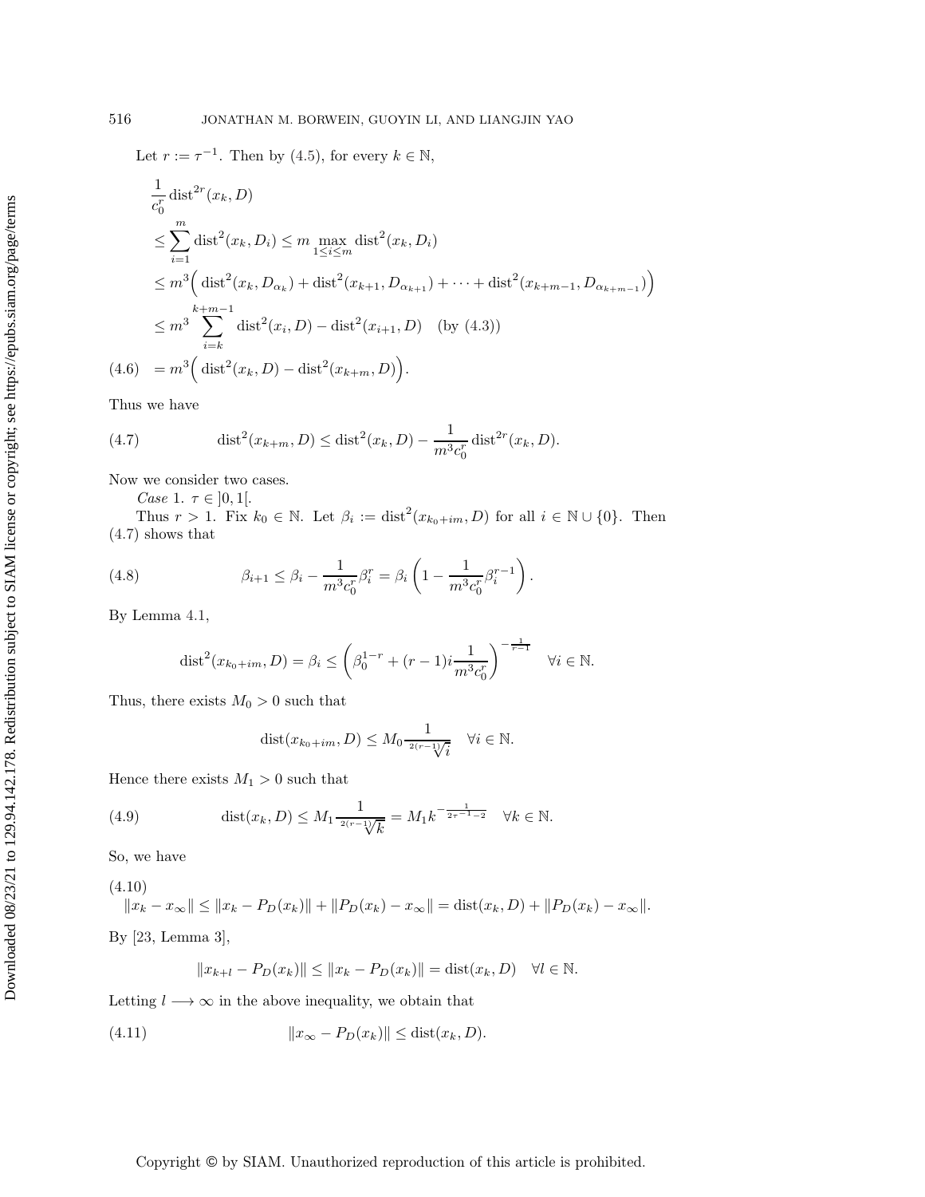Let $r := \tau^{-1}$. Then by (4.5), for every $k \in \mathbb{N}$,

$$
\begin{aligned}
&\frac{1}{c_0^r}\operatorname{dist}^{2r}(x_k, D) \\
&\leq \sum_{i=1}^{m} \operatorname{dist}^2(x_k, D_i) \leq m \max_{1\leq i\leq m} \operatorname{dist}^2(x_k, D_i) \\
&\leq m^3\Big(\operatorname{dist}^2(x_k, D_{\alpha_k}) + \operatorname{dist}^2(x_{k+1}, D_{\alpha_{k+1}}) + \cdots + \operatorname{dist}^2(x_{k+m-1}, D_{\alpha_{k+m-1}})\Big) \\
&\leq m^3 \sum_{i=k}^{k+m-1} \operatorname{dist}^2(x_i, D) - \operatorname{dist}^2(x_{i+1}, D) \quad \text{(by (4.3))} \\
&= m^3\Big(\operatorname{dist}^2(x_k, D) - \operatorname{dist}^2(x_{k+m}, D)\Big).
\end{aligned} \tag{4.6}
$$

Thus we have

$$
\operatorname{dist}^2(x_{k+m}, D) \leq \operatorname{dist}^2(x_k, D) - \frac{1}{m^3 c_0^r}\operatorname{dist}^{2r}(x_k, D). \tag{4.7}
$$

Now we consider two cases.

*Case* 1. $\tau \in ]0, 1[$.

Thus $r > 1$. Fix $k_0 \in \mathbb{N}$. Let $\beta_i := \operatorname{dist}^2(x_{k_0+im}, D)$ for all $i \in \mathbb{N} \cup \{0\}$. Then (4.7) shows that

$$
\beta_{i+1} \leq \beta_i - \frac{1}{m^3 c_0^r}\beta_i^r = \beta_i\left(1 - \frac{1}{m^3 c_0^r}\beta_i^{r-1}\right). \tag{4.8}
$$

By Lemma 4.1,

$$
\operatorname{dist}^2(x_{k_0+im}, D) = \beta_i \leq \left(\beta_0^{1-r} + (r-1)i\frac{1}{m^3 c_0^r}\right)^{-\frac{1}{r-1}} \quad \forall i \in \mathbb{N}.
$$

Thus, there exists $M_0 > 0$ such that

$$
\operatorname{dist}(x_{k_0+im}, D) \leq M_0 \frac{1}{\sqrt[2(r-1)]{i}} \quad \forall i \in \mathbb{N}.
$$

Hence there exists $M_1 > 0$ such that

$$
\operatorname{dist}(x_k, D) \leq M_1 \frac{1}{\sqrt[2(r-1)]{k}} = M_1 k^{-\frac{1}{2\tau^{-1}-2}} \quad \forall k \in \mathbb{N}. \tag{4.9}
$$

So, we have

$$
\|x_k - x_\infty\| \leq \|x_k - P_D(x_k)\| + \|P_D(x_k) - x_\infty\| = \operatorname{dist}(x_k, D) + \|P_D(x_k) - x_\infty\|. \tag{4.10}
$$

By [23, Lemma 3],

$$
\|x_{k+l} - P_D(x_k)\| \leq \|x_k - P_D(x_k)\| = \operatorname{dist}(x_k, D) \quad \forall l \in \mathbb{N}.
$$

Letting $l \longrightarrow \infty$ in the above inequality, we obtain that

$$
\|x_\infty - P_D(x_k)\| \leq \operatorname{dist}(x_k, D). \tag{4.11}
$$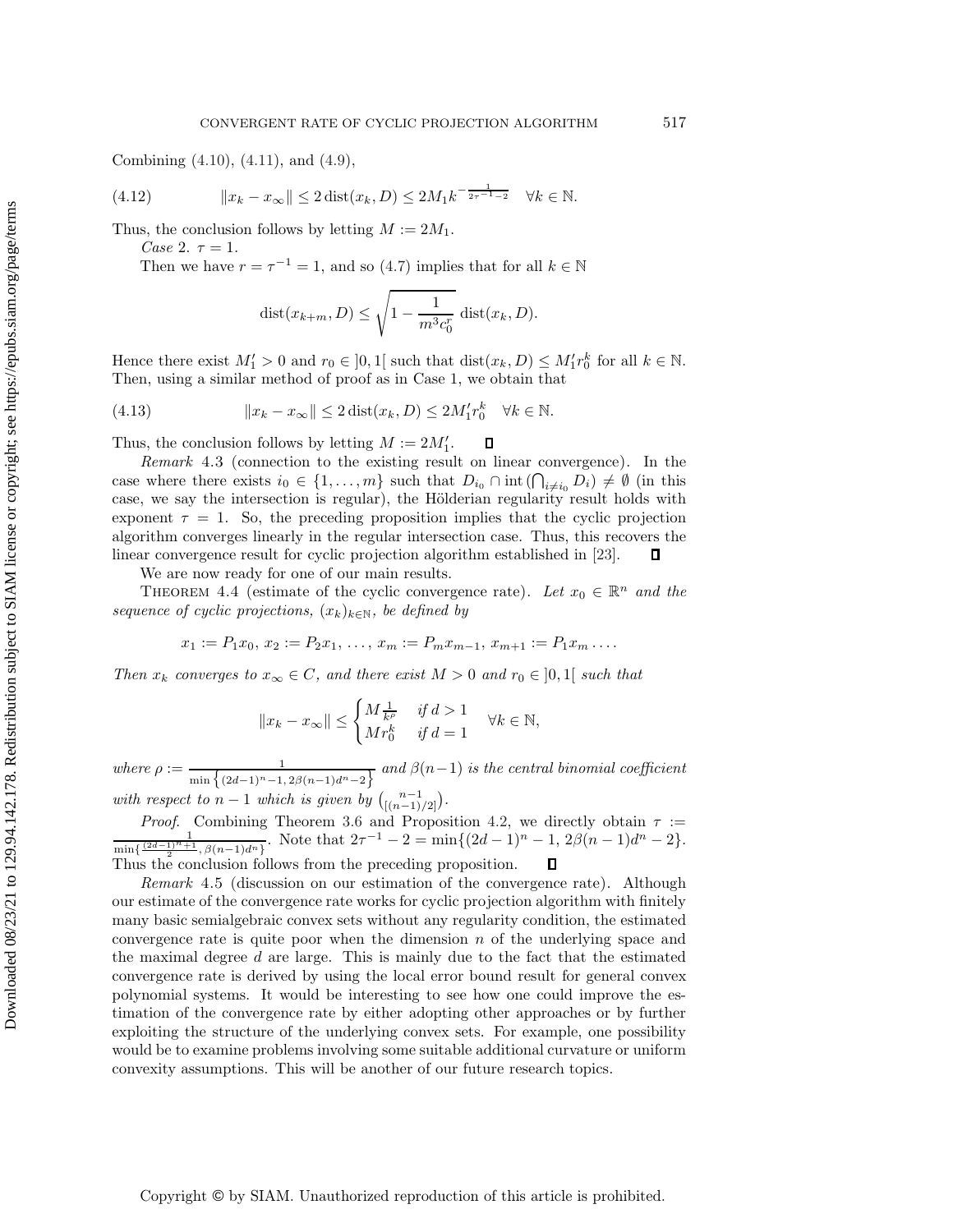Combining (4.10), (4.11), and (4.9),

$$\|x_k - x_\infty\| \le 2\,\mathrm{dist}(x_k, D) \le 2M_1 k^{-\frac{1}{2\tau^{-1}-2}} \quad \forall k \in \mathbb{N}. \tag{4.12}$$

Thus, the conclusion follows by letting $M := 2M_1$.

*Case* 2. $\tau = 1$.

Then we have $r = \tau^{-1} = 1$, and so (4.7) implies that for all $k \in \mathbb{N}$

$$\mathrm{dist}(x_{k+m}, D) \le \sqrt{1 - \frac{1}{m^3 c_0^r}}\ \mathrm{dist}(x_k, D).$$

Hence there exist $M_1' > 0$ and $r_0 \in \,]0, 1[$ such that $\mathrm{dist}(x_k, D) \le M_1' r_0^k$ for all $k \in \mathbb{N}$. Then, using a similar method of proof as in Case 1, we obtain that

$$\|x_k - x_\infty\| \le 2\,\mathrm{dist}(x_k, D) \le 2M_1' r_0^k \quad \forall k \in \mathbb{N}. \tag{4.13}$$

Thus, the conclusion follows by letting $M := 2M_1'$. □

*Remark* 4.3 (connection to the existing result on linear convergence). In the case where there exists $i_0 \in \{1, \ldots, m\}$ such that $D_{i_0} \cap \mathrm{int}\,(\bigcap_{i \ne i_0} D_i) \ne \emptyset$ (in this case, we say the intersection is regular), the Hölderian regularity result holds with exponent $\tau = 1$. So, the preceding proposition implies that the cyclic projection algorithm converges linearly in the regular intersection case. Thus, this recovers the linear convergence result for cyclic projection algorithm established in [23]. □

We are now ready for one of our main results.

THEOREM 4.4 (estimate of the cyclic convergence rate). *Let $x_0 \in \mathbb{R}^n$ and the sequence of cyclic projections, $(x_k)_{k\in\mathbb{N}}$, be defined by*

$$x_1 := P_1 x_0,\ x_2 := P_2 x_1,\ \ldots,\ x_m := P_m x_{m-1},\ x_{m+1} := P_1 x_m \ldots.$$

*Then $x_k$ converges to $x_\infty \in C$, and there exist $M > 0$ and $r_0 \in \,]0, 1[$ such that*

$$\|x_k - x_\infty\| \le \begin{cases} M\frac{1}{k^\rho} & \text{if } d > 1 \\ M r_0^k & \text{if } d = 1 \end{cases} \quad \forall k \in \mathbb{N},$$

*where $\rho := \frac{1}{\min\left\{(2d-1)^n - 1,\, 2\beta(n-1)d^n - 2\right\}}$ and $\beta(n-1)$ is the central binomial coefficient with respect to $n-1$ which is given by $\binom{n-1}{[(n-1)/2]}$.*

*Proof.* Combining Theorem 3.6 and Proposition 4.2, we directly obtain $\tau := \frac{1}{\min\{\frac{(2d-1)^n+1}{2},\, \beta(n-1)d^n\}}$. Note that $2\tau^{-1} - 2 = \min\{(2d-1)^n - 1,\, 2\beta(n-1)d^n - 2\}$. Thus the conclusion follows from the preceding proposition. □

*Remark* 4.5 (discussion on our estimation of the convergence rate). Although our estimate of the convergence rate works for cyclic projection algorithm with finitely many basic semialgebraic convex sets without any regularity condition, the estimated convergence rate is quite poor when the dimension $n$ of the underlying space and the maximal degree $d$ are large. This is mainly due to the fact that the estimated convergence rate is derived by using the local error bound result for general convex polynomial systems. It would be interesting to see how one could improve the estimation of the convergence rate by either adopting other approaches or by further exploiting the structure of the underlying convex sets. For example, one possibility would be to examine problems involving some suitable additional curvature or uniform convexity assumptions. This will be another of our future research topics.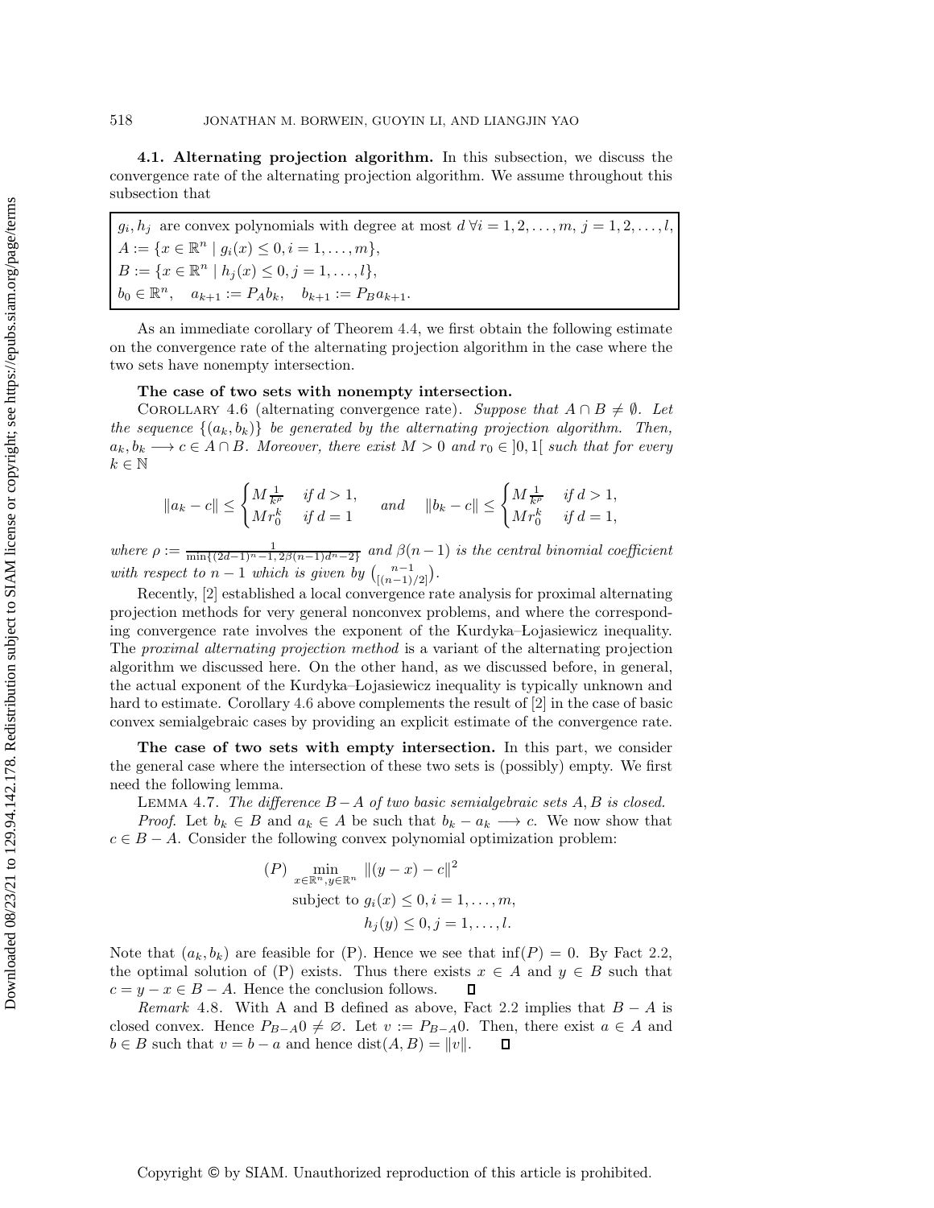**4.1. Alternating projection algorithm.** In this subsection, we discuss the convergence rate of the alternating projection algorithm. We assume throughout this subsection that

$$
\boxed{
\begin{array}{l}
g_i, h_j \text{ are convex polynomials with degree at most } d \; \forall i = 1, 2, \ldots, m, \; j = 1, 2, \ldots, l, \\
A := \{x \in \mathbb{R}^n \mid g_i(x) \leq 0, i = 1, \ldots, m\}, \\
B := \{x \in \mathbb{R}^n \mid h_j(x) \leq 0, j = 1, \ldots, l\}, \\
b_0 \in \mathbb{R}^n, \quad a_{k+1} := P_A b_k, \quad b_{k+1} := P_B a_{k+1}.
\end{array}
}
$$

As an immediate corollary of Theorem 4.4, we first obtain the following estimate on the convergence rate of the alternating projection algorithm in the case where the two sets have nonempty intersection.

**The case of two sets with nonempty intersection.**

COROLLARY 4.6 (alternating convergence rate). *Suppose that $A \cap B \neq \emptyset$. Let the sequence $\{(a_k, b_k)\}$ be generated by the alternating projection algorithm. Then, $a_k, b_k \longrightarrow c \in A \cap B$. Moreover, there exist $M > 0$ and $r_0 \in \,]0, 1[$ such that for every $k \in \mathbb{N}$*

$$
\|a_k - c\| \leq \begin{cases} M \frac{1}{k^\rho} & \text{if } d > 1, \\ M r_0^k & \text{if } d = 1 \end{cases} \quad \text{and} \quad \|b_k - c\| \leq \begin{cases} M \frac{1}{k^\rho} & \text{if } d > 1, \\ M r_0^k & \text{if } d = 1, \end{cases}
$$

*where $\rho := \frac{1}{\min\{(2d-1)^n - 1, \, 2\beta(n-1)d^n - 2\}}$ and $\beta(n-1)$ is the central binomial coefficient with respect to $n-1$ which is given by $\binom{n-1}{[(n-1)/2]}$.*

Recently, [2] established a local convergence rate analysis for proximal alternating projection methods for very general nonconvex problems, and where the corresponding convergence rate involves the exponent of the Kurdyka–Łojasiewicz inequality. The *proximal alternating projection method* is a variant of the alternating projection algorithm we discussed here. On the other hand, as we discussed before, in general, the actual exponent of the Kurdyka–Łojasiewicz inequality is typically unknown and hard to estimate. Corollary 4.6 above complements the result of [2] in the case of basic convex semialgebraic cases by providing an explicit estimate of the convergence rate.

**The case of two sets with empty intersection.** In this part, we consider the general case where the intersection of these two sets is (possibly) empty. We first need the following lemma.

LEMMA 4.7. *The difference $B - A$ of two basic semialgebraic sets $A, B$ is closed.*

*Proof.* Let $b_k \in B$ and $a_k \in A$ be such that $b_k - a_k \longrightarrow c$. We now show that $c \in B - A$. Consider the following convex polynomial optimization problem:

$$
\begin{aligned}
(P) \quad & \min_{x \in \mathbb{R}^n, y \in \mathbb{R}^n} \; \|(y - x) - c\|^2 \\
& \text{subject to } g_i(x) \leq 0, i = 1, \ldots, m, \\
& \qquad\qquad\quad h_j(y) \leq 0, j = 1, \ldots, l.
\end{aligned}
$$

Note that $(a_k, b_k)$ are feasible for (P). Hence we see that $\inf(P) = 0$. By Fact 2.2, the optimal solution of (P) exists. Thus there exists $x \in A$ and $y \in B$ such that $c = y - x \in B - A$. Hence the conclusion follows. ∎

*Remark* 4.8. With A and B defined as above, Fact 2.2 implies that $B - A$ is closed convex. Hence $P_{B-A}0 \neq \varnothing$. Let $v := P_{B-A}0$. Then, there exist $a \in A$ and $b \in B$ such that $v = b - a$ and hence $\text{dist}(A, B) = \|v\|$. ∎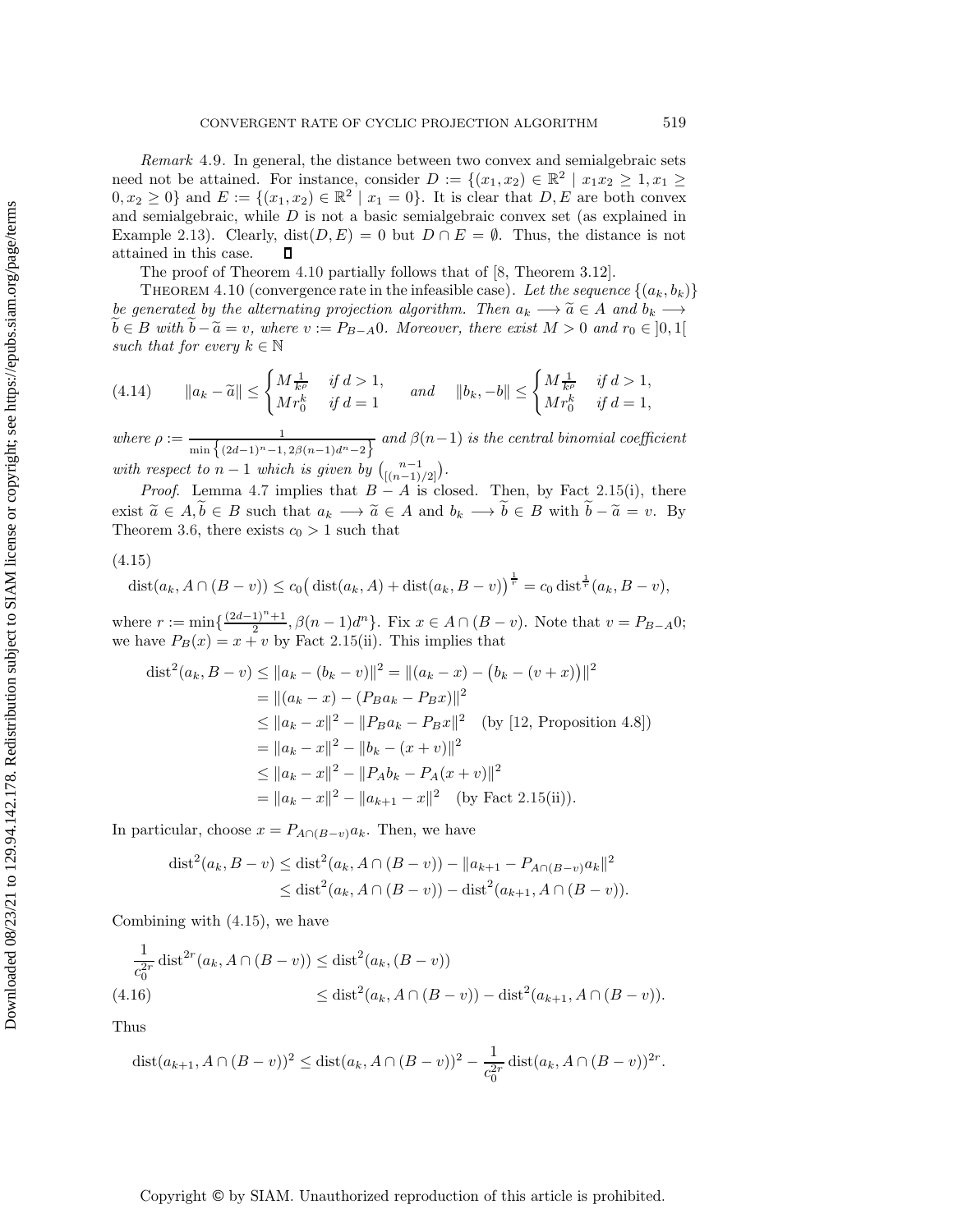*Remark* 4.9. In general, the distance between two convex and semialgebraic sets need not be attained. For instance, consider $D := \{(x_1, x_2) \in \mathbb{R}^2 \mid x_1 x_2 \geq 1, x_1 \geq 0, x_2 \geq 0\}$ and $E := \{(x_1, x_2) \in \mathbb{R}^2 \mid x_1 = 0\}$. It is clear that $D, E$ are both convex and semialgebraic, while $D$ is not a basic semialgebraic convex set (as explained in Example 2.13). Clearly, $\mathrm{dist}(D, E) = 0$ but $D \cap E = \emptyset$. Thus, the distance is not attained in this case. □

The proof of Theorem 4.10 partially follows that of [8, Theorem 3.12].

THEOREM 4.10 (convergence rate in the infeasible case). *Let the sequence $\{(a_k, b_k)\}$ be generated by the alternating projection algorithm. Then $a_k \longrightarrow \widetilde{a} \in A$ and $b_k \longrightarrow \widetilde{b} \in B$ with $\widetilde{b} - \widetilde{a} = v$, where $v := P_{B-A}0$. Moreover, there exist $M > 0$ and $r_0 \in ]0, 1[$ such that for every $k \in \mathbb{N}$*

$$
(4.14) \qquad \|a_k - \widetilde{a}\| \leq \begin{cases} M\frac{1}{k^\rho} & \text{if } d > 1, \\ M r_0^k & \text{if } d = 1 \end{cases} \quad \text{and} \quad \|b_k, -b\| \leq \begin{cases} M\frac{1}{k^\rho} & \text{if } d > 1, \\ M r_0^k & \text{if } d = 1, \end{cases}
$$

*where $\rho := \frac{1}{\min\left\{(2d-1)^n - 1,\, 2\beta(n-1)d^n - 2\right\}}$ and $\beta(n-1)$ is the central binomial coefficient with respect to $n-1$ which is given by $\binom{n-1}{[(n-1)/2]}$.*

*Proof.* Lemma 4.7 implies that $B - A$ is closed. Then, by Fact 2.15(i), there exist $\widetilde{a} \in A, \widetilde{b} \in B$ such that $a_k \longrightarrow \widetilde{a} \in A$ and $b_k \longrightarrow \widetilde{b} \in B$ with $\widetilde{b} - \widetilde{a} = v$. By Theorem 3.6, there exists $c_0 > 1$ such that

$$
(4.15)
$$

$$
\mathrm{dist}(a_k, A \cap (B - v)) \leq c_0\big(\mathrm{dist}(a_k, A) + \mathrm{dist}(a_k, B - v)\big)^{\frac{1}{r}} = c_0 \,\mathrm{dist}^{\frac{1}{r}}(a_k, B - v),
$$

where $r := \min\{\frac{(2d-1)^n + 1}{2}, \beta(n-1)d^n\}$. Fix $x \in A \cap (B - v)$. Note that $v = P_{B-A}0$; we have $P_B(x) = x + v$ by Fact 2.15(ii). This implies that

$$
\begin{aligned}
\mathrm{dist}^2(a_k, B - v) &\leq \|a_k - (b_k - v)\|^2 = \|(a_k - x) - \big(b_k - (v + x)\big)\|^2 \\
&= \|(a_k - x) - (P_B a_k - P_B x)\|^2 \\
&\leq \|a_k - x\|^2 - \|P_B a_k - P_B x\|^2 \quad \text{(by [12, Proposition 4.8])} \\
&= \|a_k - x\|^2 - \|b_k - (x + v)\|^2 \\
&\leq \|a_k - x\|^2 - \|P_A b_k - P_A(x + v)\|^2 \\
&= \|a_k - x\|^2 - \|a_{k+1} - x\|^2 \quad \text{(by Fact 2.15(ii))}.
\end{aligned}
$$

In particular, choose $x = P_{A \cap (B - v)} a_k$. Then, we have

$$
\begin{aligned}
\mathrm{dist}^2(a_k, B - v) &\leq \mathrm{dist}^2(a_k, A \cap (B - v)) - \|a_{k+1} - P_{A \cap (B - v)} a_k\|^2 \\
&\leq \mathrm{dist}^2(a_k, A \cap (B - v)) - \mathrm{dist}^2(a_{k+1}, A \cap (B - v)).
\end{aligned}
$$

Combining with (4.15), we have

$$
\begin{aligned}
\frac{1}{c_0^{2r}} \mathrm{dist}^{2r}(a_k, A \cap (B - v)) &\leq \mathrm{dist}^2(a_k, (B - v)) \\
(4.16) \qquad &\leq \mathrm{dist}^2(a_k, A \cap (B - v)) - \mathrm{dist}^2(a_{k+1}, A \cap (B - v)).
\end{aligned}
$$

Thus

$$
\mathrm{dist}(a_{k+1}, A \cap (B - v))^2 \leq \mathrm{dist}(a_k, A \cap (B - v))^2 - \frac{1}{c_0^{2r}} \mathrm{dist}(a_k, A \cap (B - v))^{2r}.
$$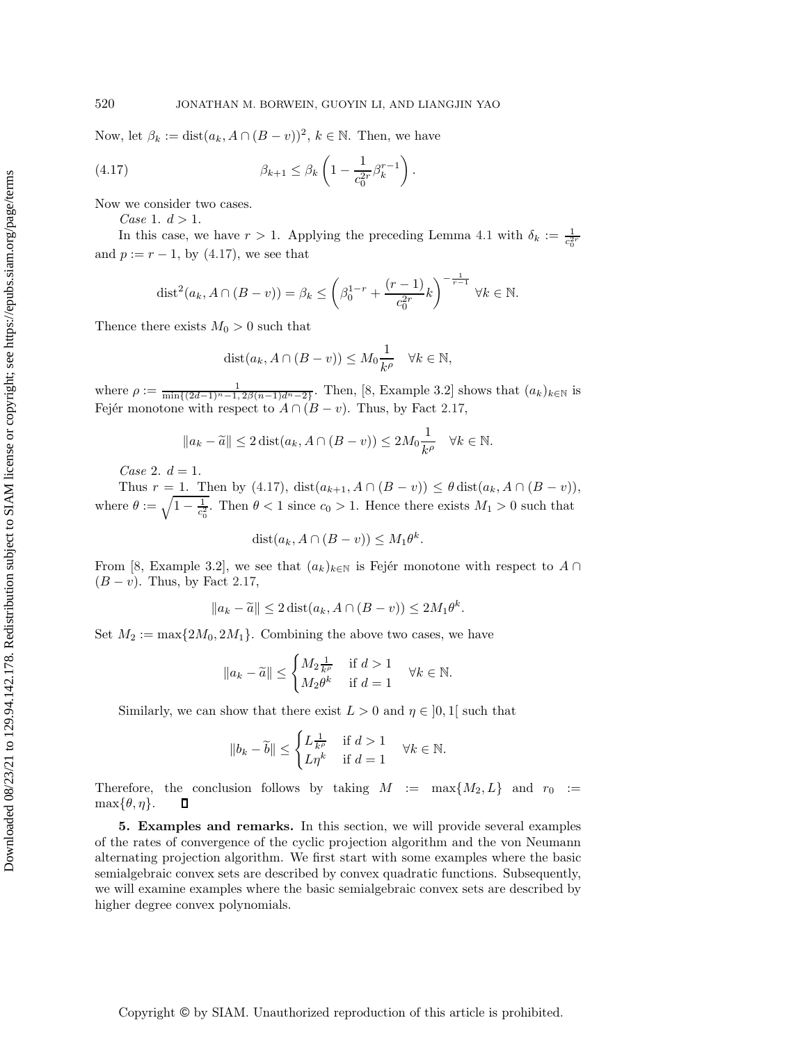Now, let $\beta_k := \operatorname{dist}(a_k, A \cap (B-v))^2$, $k \in \mathbb{N}$. Then, we have

$$\beta_{k+1} \leq \beta_k \left(1 - \frac{1}{c_0^{2r}} \beta_k^{r-1}\right). \tag{4.17}$$

Now we consider two cases.

*Case* 1. $d > 1$.

In this case, we have $r > 1$. Applying the preceding Lemma 4.1 with $\delta_k := \frac{1}{c_0^{2r}}$ and $p := r - 1$, by (4.17), we see that

$$\operatorname{dist}^2(a_k, A \cap (B-v)) = \beta_k \leq \left(\beta_0^{1-r} + \frac{(r-1)}{c_0^{2r}} k\right)^{-\frac{1}{r-1}} \ \forall k \in \mathbb{N}.$$

Thence there exists $M_0 > 0$ such that

$$\operatorname{dist}(a_k, A \cap (B-v)) \leq M_0 \frac{1}{k^\rho} \quad \forall k \in \mathbb{N},$$

where $\rho := \frac{1}{\min\{(2d-1)^n - 1,\, 2\beta(n-1)d^n - 2\}}$. Then, [8, Example 3.2] shows that $(a_k)_{k \in \mathbb{N}}$ is Fejér monotone with respect to $A \cap (B-v)$. Thus, by Fact 2.17,

$$\|a_k - \widetilde{a}\| \leq 2 \operatorname{dist}(a_k, A \cap (B-v)) \leq 2M_0 \frac{1}{k^\rho} \quad \forall k \in \mathbb{N}.$$

*Case* 2. $d = 1$.

Thus $r = 1$. Then by (4.17), $\operatorname{dist}(a_{k+1}, A \cap (B-v)) \leq \theta \operatorname{dist}(a_k, A \cap (B-v))$, where $\theta := \sqrt{1 - \frac{1}{c_0^2}}$. Then $\theta < 1$ since $c_0 > 1$. Hence there exists $M_1 > 0$ such that

$$\operatorname{dist}(a_k, A \cap (B-v)) \leq M_1 \theta^k.$$

From [8, Example 3.2], we see that $(a_k)_{k \in \mathbb{N}}$ is Fejér monotone with respect to $A \cap (B-v)$. Thus, by Fact 2.17,

$$\|a_k - \widetilde{a}\| \leq 2 \operatorname{dist}(a_k, A \cap (B-v)) \leq 2M_1 \theta^k.$$

Set $M_2 := \max\{2M_0, 2M_1\}$. Combining the above two cases, we have

$$\|a_k - \widetilde{a}\| \leq \begin{cases} M_2 \frac{1}{k^\rho} & \text{if } d > 1 \\ M_2 \theta^k & \text{if } d = 1 \end{cases} \quad \forall k \in \mathbb{N}.$$

Similarly, we can show that there exist $L > 0$ and $\eta \in \,]0, 1[$ such that

$$\|b_k - \widetilde{b}\| \leq \begin{cases} L \frac{1}{k^\rho} & \text{if } d > 1 \\ L \eta^k & \text{if } d = 1 \end{cases} \quad \forall k \in \mathbb{N}.$$

Therefore, the conclusion follows by taking $M := \max\{M_2, L\}$ and $r_0 := \max\{\theta, \eta\}$. ∎

**5. Examples and remarks.** In this section, we will provide several examples of the rates of convergence of the cyclic projection algorithm and the von Neumann alternating projection algorithm. We first start with some examples where the basic semialgebraic convex sets are described by convex quadratic functions. Subsequently, we will examine examples where the basic semialgebraic convex sets are described by higher degree convex polynomials.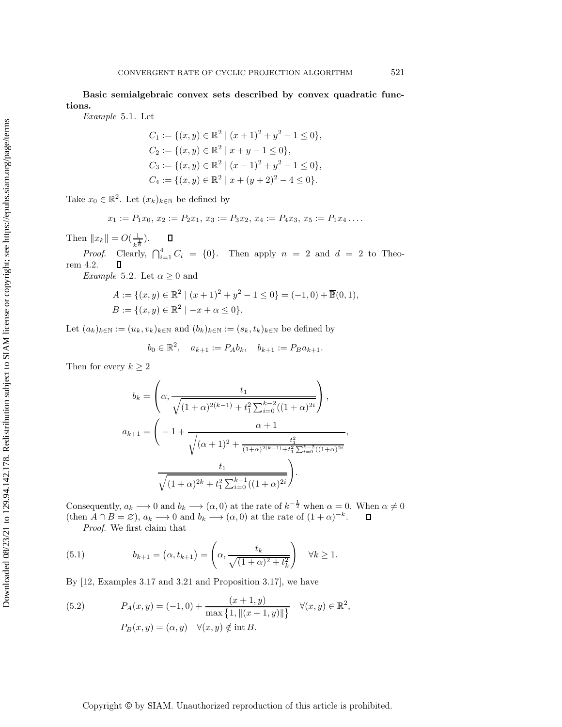**Basic semialgebraic convex sets described by convex quadratic functions.**

*Example* 5.1. Let

$$
\begin{aligned}
C_1 &:= \{(x,y) \in \mathbb{R}^2 \mid (x+1)^2 + y^2 - 1 \le 0\},\\
C_2 &:= \{(x,y) \in \mathbb{R}^2 \mid x + y - 1 \le 0\},\\
C_3 &:= \{(x,y) \in \mathbb{R}^2 \mid (x-1)^2 + y^2 - 1 \le 0\},\\
C_4 &:= \{(x,y) \in \mathbb{R}^2 \mid x + (y+2)^2 - 4 \le 0\}.
\end{aligned}
$$

Take $x_0 \in \mathbb{R}^2$. Let $(x_k)_{k\in\mathbb{N}}$ be defined by

$$
x_1 := P_1 x_0,\ x_2 := P_2 x_1,\ x_3 := P_3 x_2,\ x_4 := P_4 x_3,\ x_5 := P_1 x_4 \ldots .
$$

Then $\|x_k\| = O(\frac{1}{k^{\frac{1}{6}}})$. ◻

*Proof.* Clearly, $\bigcap_{i=1}^4 C_i = \{0\}$. Then apply $n = 2$ and $d = 2$ to Theorem 4.2. ◻

*Example* 5.2. Let $\alpha \ge 0$ and

$$
\begin{aligned}
A &:= \{(x,y) \in \mathbb{R}^2 \mid (x+1)^2 + y^2 - 1 \le 0\} = (-1,0) + \overline{\mathbb{B}}(0,1),\\
B &:= \{(x,y) \in \mathbb{R}^2 \mid -x + \alpha \le 0\}.
\end{aligned}
$$

Let $(a_k)_{k\in\mathbb{N}} := (u_k, v_k)_{k\in\mathbb{N}}$ and $(b_k)_{k\in\mathbb{N}} := (s_k, t_k)_{k\in\mathbb{N}}$ be defined by

$$
b_0 \in \mathbb{R}^2, \quad a_{k+1} := P_A b_k, \quad b_{k+1} := P_B a_{k+1}.
$$

Then for every $k \ge 2$

$$
b_k = \left(\alpha, \frac{t_1}{\sqrt{(1+\alpha)^{2(k-1)} + t_1^2 \sum_{i=0}^{k-2}((1+\alpha)^{2i}}}\right),
$$

$$
a_{k+1} = \left( -1 + \frac{\alpha+1}{\sqrt{(\alpha+1)^2 + \frac{t_1^2}{(1+\alpha)^{2(k-1)} + t_1^2\sum_{i=0}^{k-2}((1+\alpha)^{2i}}}},\ \frac{t_1}{\sqrt{(1+\alpha)^{2k} + t_1^2 \sum_{i=0}^{k-1}((1+\alpha)^{2i}}}\right).
$$

Consequently, $a_k \longrightarrow 0$ and $b_k \longrightarrow (\alpha, 0)$ at the rate of $k^{-\frac{1}{2}}$ when $\alpha = 0$. When $\alpha \ne 0$ (then $A \cap B = \varnothing$), $a_k \longrightarrow 0$ and $b_k \longrightarrow (\alpha, 0)$ at the rate of $(1+\alpha)^{-k}$. ◻

*Proof.* We first claim that

$$
b_{k+1} = (\alpha, t_{k+1}) = \left(\alpha, \frac{t_k}{\sqrt{(1+\alpha)^2 + t_k^2}}\right) \quad \forall k \ge 1. \tag{5.1}
$$

By [12, Examples 3.17 and 3.21 and Proposition 3.17], we have

$$
P_A(x,y) = (-1,0) + \frac{(x+1, y)}{\max\{1, \|(x+1,y)\|\}} \quad \forall (x,y) \in \mathbb{R}^2, \tag{5.2}
$$

$$
P_B(x,y) = (\alpha, y) \quad \forall (x,y) \notin \operatorname{int} B.
$$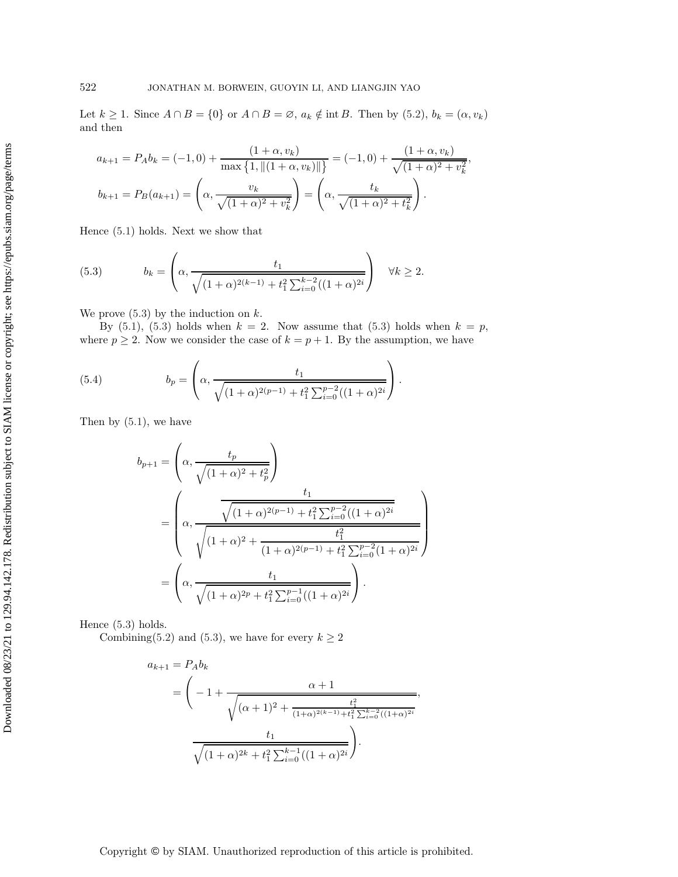Let $k \geq 1$. Since $A \cap B = \{0\}$ or $A \cap B = \varnothing$, $a_k \notin \operatorname{int} B$. Then by (5.2), $b_k = (\alpha, v_k)$ and then

$$a_{k+1} = P_A b_k = (-1, 0) + \frac{(1+\alpha, v_k)}{\max\{1, \|(1+\alpha, v_k)\|\}} = (-1, 0) + \frac{(1+\alpha, v_k)}{\sqrt{(1+\alpha)^2 + v_k^2}},$$

$$b_{k+1} = P_B(a_{k+1}) = \left(\alpha, \frac{v_k}{\sqrt{(1+\alpha)^2 + v_k^2}}\right) = \left(\alpha, \frac{t_k}{\sqrt{(1+\alpha)^2 + t_k^2}}\right).$$

Hence (5.1) holds. Next we show that

$$b_k = \left(\alpha, \frac{t_1}{\sqrt{(1+\alpha)^{2(k-1)} + t_1^2 \sum_{i=0}^{k-2}((1+\alpha)^{2i}}}\right) \quad \forall k \geq 2. \tag{5.3}$$

We prove (5.3) by the induction on $k$.

By (5.1), (5.3) holds when $k = 2$. Now assume that (5.3) holds when $k = p$, where $p \geq 2$. Now we consider the case of $k = p + 1$. By the assumption, we have

$$b_p = \left(\alpha, \frac{t_1}{\sqrt{(1+\alpha)^{2(p-1)} + t_1^2 \sum_{i=0}^{p-2}((1+\alpha)^{2i}}}\right). \tag{5.4}$$

Then by (5.1), we have

$$\begin{aligned}
b_{p+1} &= \left(\alpha, \frac{t_p}{\sqrt{(1+\alpha)^2 + t_p^2}}\right) \\
&= \left(\alpha, \frac{\dfrac{t_1}{\sqrt{(1+\alpha)^{2(p-1)} + t_1^2 \sum_{i=0}^{p-2}((1+\alpha)^{2i}}}}{\sqrt{(1+\alpha)^2 + \dfrac{t_1^2}{(1+\alpha)^{2(p-1)} + t_1^2 \sum_{i=0}^{p-2}(1+\alpha)^{2i}}}}\right) \\
&= \left(\alpha, \frac{t_1}{\sqrt{(1+\alpha)^{2p} + t_1^2 \sum_{i=0}^{p-1}((1+\alpha)^{2i}}}\right).
\end{aligned}$$

Hence (5.3) holds.

Combining(5.2) and (5.3), we have for every $k \geq 2$

$$\begin{aligned}
a_{k+1} &= P_A b_k \\
&= \Bigg(-1 + \frac{\alpha+1}{\sqrt{(\alpha+1)^2 + \frac{t_1^2}{(1+\alpha)^{2(k-1)} + t_1^2 \sum_{i=0}^{k-2}((1+\alpha)^{2i}}}}, \\
&\qquad \frac{t_1}{\sqrt{(1+\alpha)^{2k} + t_1^2 \sum_{i=0}^{k-1}((1+\alpha)^{2i}}}\Bigg).
\end{aligned}$$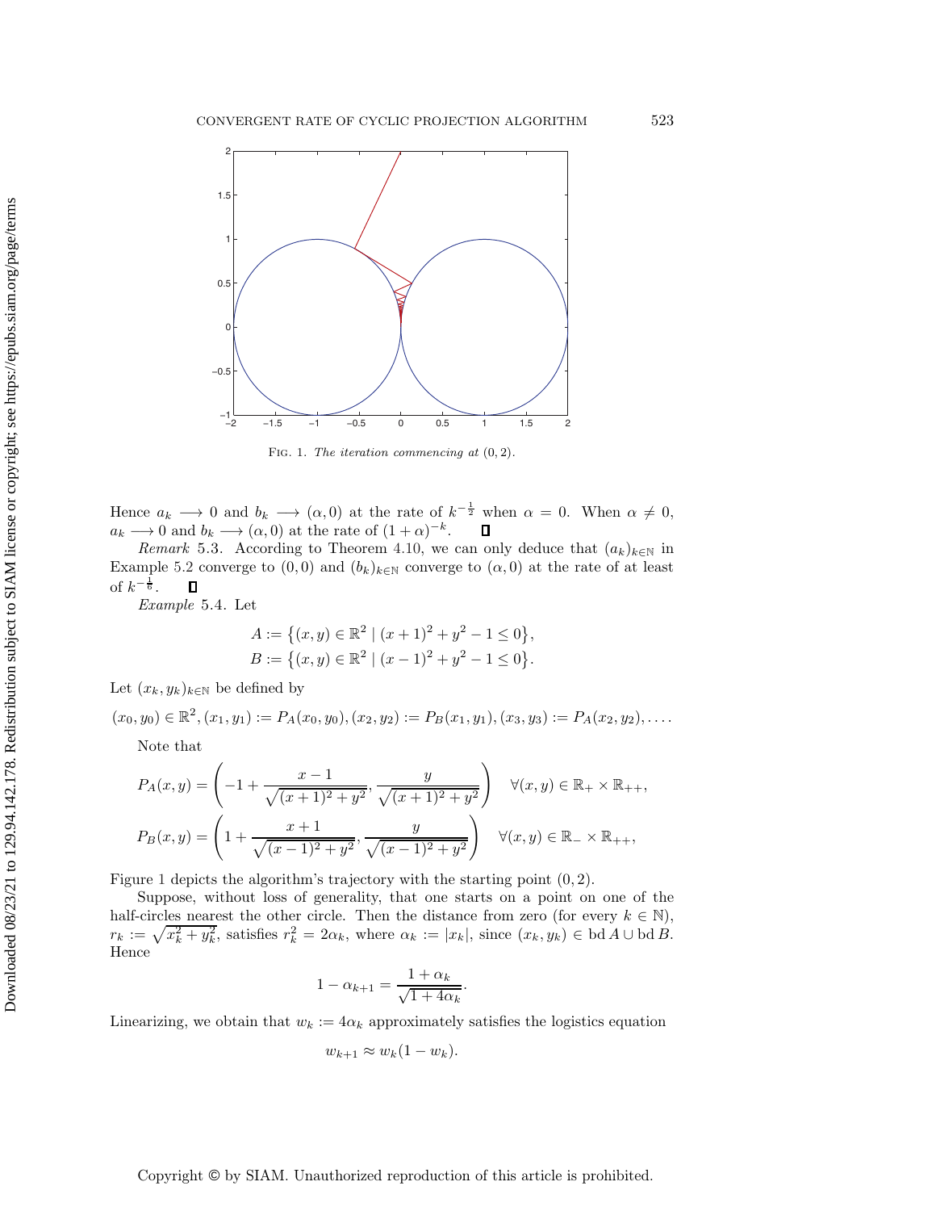Fig. 1. *The iteration commencing at* $(0, 2)$.

Hence $a_k \longrightarrow 0$ and $b_k \longrightarrow (\alpha, 0)$ at the rate of $k^{-\frac{1}{2}}$ when $\alpha = 0$. When $\alpha \neq 0$, $a_k \longrightarrow 0$ and $b_k \longrightarrow (\alpha, 0)$ at the rate of $(1+\alpha)^{-k}$. □

*Remark* 5.3. According to Theorem 4.10, we can only deduce that $(a_k)_{k\in\mathbb{N}}$ in Example 5.2 converge to $(0, 0)$ and $(b_k)_{k\in\mathbb{N}}$ converge to $(\alpha, 0)$ at the rate of at least of $k^{-\frac{1}{6}}$. □

*Example* 5.4. Let

$$A := \{(x, y) \in \mathbb{R}^2 \mid (x + 1)^2 + y^2 - 1 \leq 0\},$$
$$B := \{(x, y) \in \mathbb{R}^2 \mid (x - 1)^2 + y^2 - 1 \leq 0\}.$$

Let $(x_k, y_k)_{k\in\mathbb{N}}$ be defined by

$$(x_0, y_0) \in \mathbb{R}^2, (x_1, y_1) := P_A(x_0, y_0), (x_2, y_2) := P_B(x_1, y_1), (x_3, y_3) := P_A(x_2, y_2), \ldots.$$

Note that

$$P_A(x, y) = \left(-1 + \frac{x - 1}{\sqrt{(x + 1)^2 + y^2}}, \frac{y}{\sqrt{(x + 1)^2 + y^2}}\right) \quad \forall (x, y) \in \mathbb{R}_+ \times \mathbb{R}_{++},$$

$$P_B(x, y) = \left(1 + \frac{x + 1}{\sqrt{(x - 1)^2 + y^2}}, \frac{y}{\sqrt{(x - 1)^2 + y^2}}\right) \quad \forall (x, y) \in \mathbb{R}_- \times \mathbb{R}_{++},$$

Figure 1 depicts the algorithm's trajectory with the starting point $(0, 2)$.

Suppose, without loss of generality, that one starts on a point on one of the half-circles nearest the other circle. Then the distance from zero (for every $k \in \mathbb{N}$), $r_k := \sqrt{x_k^2 + y_k^2}$, satisfies $r_k^2 = 2\alpha_k$, where $\alpha_k := |x_k|$, since $(x_k, y_k) \in \operatorname{bd} A \cup \operatorname{bd} B$. Hence

$$1 - \alpha_{k+1} = \frac{1 + \alpha_k}{\sqrt{1 + 4\alpha_k}}.$$

Linearizing, we obtain that $w_k := 4\alpha_k$ approximately satisfies the logistics equation

$$w_{k+1} \approx w_k(1 - w_k).$$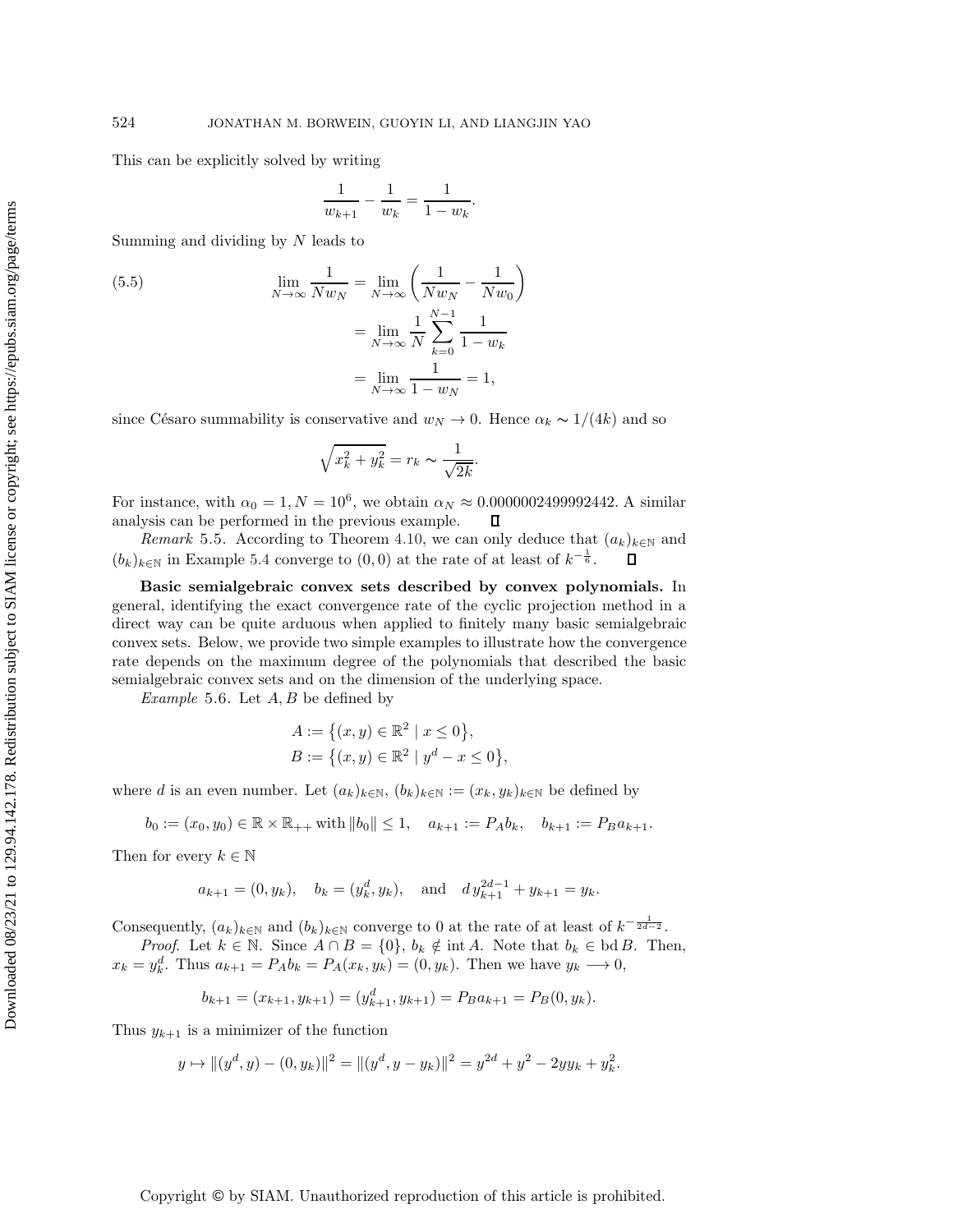This can be explicitly solved by writing

$$\frac{1}{w_{k+1}} - \frac{1}{w_k} = \frac{1}{1-w_k}.$$

Summing and dividing by $N$ leads to

$$\begin{aligned}
\lim_{N\to\infty} \frac{1}{Nw_N} &= \lim_{N\to\infty} \left( \frac{1}{Nw_N} - \frac{1}{Nw_0} \right) \\
&= \lim_{N\to\infty} \frac{1}{N} \sum_{k=0}^{N-1} \frac{1}{1-w_k} \\
&= \lim_{N\to\infty} \frac{1}{1-w_N} = 1,
\end{aligned} \tag{5.5}$$

since Césaro summability is conservative and $w_N \to 0$. Hence $\alpha_k \sim 1/(4k)$ and so

$$\sqrt{x_k^2 + y_k^2} = r_k \sim \frac{1}{\sqrt{2k}}.$$

For instance, with $\alpha_0 = 1, N = 10^6$, we obtain $\alpha_N \approx 0.0000002499992442$. A similar analysis can be performed in the previous example. $\square$

*Remark* 5.5. According to Theorem 4.10, we can only deduce that $(a_k)_{k\in\mathbb{N}}$ and $(b_k)_{k\in\mathbb{N}}$ in Example 5.4 converge to $(0,0)$ at the rate of at least of $k^{-\frac{1}{6}}$. $\square$

**Basic semialgebraic convex sets described by convex polynomials.** In general, identifying the exact convergence rate of the cyclic projection method in a direct way can be quite arduous when applied to finitely many basic semialgebraic convex sets. Below, we provide two simple examples to illustrate how the convergence rate depends on the maximum degree of the polynomials that described the basic semialgebraic convex sets and on the dimension of the underlying space.

*Example* 5.6. Let $A, B$ be defined by

$$\begin{aligned}
A &:= \{(x,y) \in \mathbb{R}^2 \mid x \le 0\}, \\
B &:= \{(x,y) \in \mathbb{R}^2 \mid y^d - x \le 0\},
\end{aligned}$$

where $d$ is an even number. Let $(a_k)_{k\in\mathbb{N}}$, $(b_k)_{k\in\mathbb{N}} := (x_k, y_k)_{k\in\mathbb{N}}$ be defined by

$$b_0 := (x_0, y_0) \in \mathbb{R} \times \mathbb{R}_{++} \text{ with } \|b_0\| \le 1, \quad a_{k+1} := P_A b_k, \quad b_{k+1} := P_B a_{k+1}.$$

Then for every $k \in \mathbb{N}$

$$a_{k+1} = (0, y_k), \quad b_k = (y_k^d, y_k), \quad \text{and} \quad d\, y_{k+1}^{2d-1} + y_{k+1} = y_k.$$

Consequently, $(a_k)_{k\in\mathbb{N}}$ and $(b_k)_{k\in\mathbb{N}}$ converge to 0 at the rate of at least of $k^{-\frac{1}{2d-2}}$.

*Proof.* Let $k \in \mathbb{N}$. Since $A \cap B = \{0\}$, $b_k \notin \operatorname{int} A$. Note that $b_k \in \operatorname{bd} B$. Then, $x_k = y_k^d$. Thus $a_{k+1} = P_A b_k = P_A(x_k, y_k) = (0, y_k)$. Then we have $y_k \longrightarrow 0$,

$$b_{k+1} = (x_{k+1}, y_{k+1}) = (y_{k+1}^d, y_{k+1}) = P_B a_{k+1} = P_B(0, y_k).$$

Thus $y_{k+1}$ is a minimizer of the function

$$y \mapsto \|(y^d, y) - (0, y_k)\|^2 = \|(y^d, y - y_k)\|^2 = y^{2d} + y^2 - 2yy_k + y_k^2.$$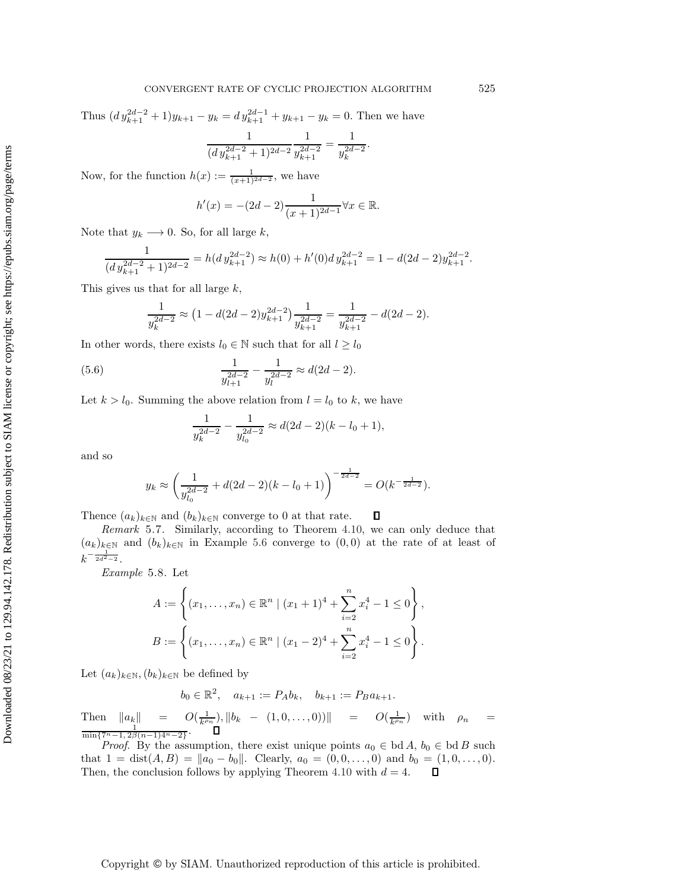Thus $(d\,y_{k+1}^{2d-2}+1)y_{k+1}-y_k = d\,y_{k+1}^{2d-1}+y_{k+1}-y_k = 0$. Then we have

$$\frac{1}{(d\,y_{k+1}^{2d-2}+1)^{2d-2}}\frac{1}{y_{k+1}^{2d-2}} = \frac{1}{y_k^{2d-2}}.$$

Now, for the function $h(x) := \frac{1}{(x+1)^{2d-2}}$, we have

$$h'(x) = -(2d-2)\frac{1}{(x+1)^{2d-1}} \forall x \in \mathbb{R}.$$

Note that $y_k \longrightarrow 0$. So, for all large $k$,

$$\frac{1}{(d\,y_{k+1}^{2d-2}+1)^{2d-2}} = h(d\,y_{k+1}^{2d-2}) \approx h(0) + h'(0)d\,y_{k+1}^{2d-2} = 1 - d(2d-2)y_{k+1}^{2d-2}.$$

This gives us that for all large $k$,

$$\frac{1}{y_k^{2d-2}} \approx \left(1 - d(2d-2)y_{k+1}^{2d-2}\right)\frac{1}{y_{k+1}^{2d-2}} = \frac{1}{y_{k+1}^{2d-2}} - d(2d-2).$$

In other words, there exists $l_0 \in \mathbb{N}$ such that for all $l \geq l_0$

$$\frac{1}{y_{l+1}^{2d-2}} - \frac{1}{y_l^{2d-2}} \approx d(2d-2). \tag{5.6}$$

Let $k > l_0$. Summing the above relation from $l = l_0$ to $k$, we have

$$\frac{1}{y_k^{2d-2}} - \frac{1}{y_{l_0}^{2d-2}} \approx d(2d-2)(k-l_0+1),$$

and so

$$y_k \approx \left(\frac{1}{y_{l_0}^{2d-2}} + d(2d-2)(k-l_0+1)\right)^{-\frac{1}{2d-2}} = O(k^{-\frac{1}{2d-2}}).$$

Thence $(a_k)_{k\in\mathbb{N}}$ and $(b_k)_{k\in\mathbb{N}}$ converge to 0 at that rate. $\square$

*Remark* 5.7. Similarly, according to Theorem 4.10, we can only deduce that $(a_k)_{k\in\mathbb{N}}$ and $(b_k)_{k\in\mathbb{N}}$ in Example 5.6 converge to $(0,0)$ at the rate of at least of $k^{-\frac{1}{2d^2-2}}$.

*Example* 5.8. Let

$$A := \left\{(x_1,\ldots,x_n) \in \mathbb{R}^n \mid (x_1+1)^4 + \sum_{i=2}^n x_i^4 - 1 \leq 0\right\},$$
$$B := \left\{(x_1,\ldots,x_n) \in \mathbb{R}^n \mid (x_1-2)^4 + \sum_{i=2}^n x_i^4 - 1 \leq 0\right\}.$$

Let $(a_k)_{k\in\mathbb{N}}, (b_k)_{k\in\mathbb{N}}$ be defined by

$$b_0 \in \mathbb{R}^2, \quad a_{k+1} := P_A b_k, \quad b_{k+1} := P_B a_{k+1}.$$

Then $\|a_k\| = O(\frac{1}{k^{\rho_n}}), \|b_k - (1,0,\ldots,0)\| = O(\frac{1}{k^{\rho_n}})$ with $\rho_n = \frac{1}{\min\{7^n-1,\, 2\beta(n-1)4^n-2\}}$. $\square$

*Proof*. By the assumption, there exist unique points $a_0 \in \operatorname{bd} A$, $b_0 \in \operatorname{bd} B$ such that $1 = \operatorname{dist}(A,B) = \|a_0 - b_0\|$. Clearly, $a_0 = (0,0,\ldots,0)$ and $b_0 = (1,0,\ldots,0)$. Then, the conclusion follows by applying Theorem 4.10 with $d = 4$. $\square$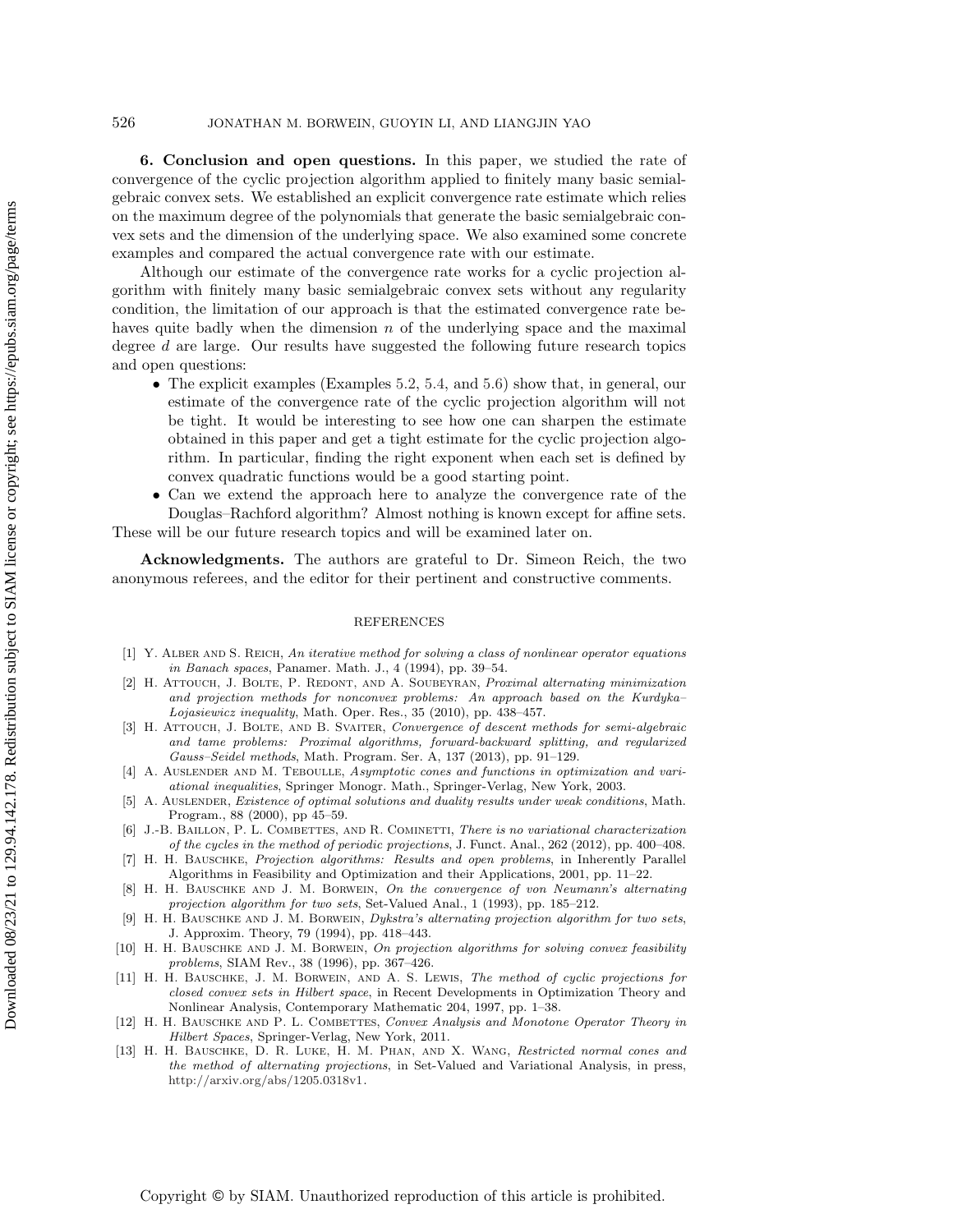**6. Conclusion and open questions.** In this paper, we studied the rate of convergence of the cyclic projection algorithm applied to finitely many basic semialgebraic convex sets. We established an explicit convergence rate estimate which relies on the maximum degree of the polynomials that generate the basic semialgebraic convex sets and the dimension of the underlying space. We also examined some concrete examples and compared the actual convergence rate with our estimate.

Although our estimate of the convergence rate works for a cyclic projection algorithm with finitely many basic semialgebraic convex sets without any regularity condition, the limitation of our approach is that the estimated convergence rate behaves quite badly when the dimension $n$ of the underlying space and the maximal degree $d$ are large. Our results have suggested the following future research topics and open questions:

- The explicit examples (Examples 5.2, 5.4, and 5.6) show that, in general, our estimate of the convergence rate of the cyclic projection algorithm will not be tight. It would be interesting to see how one can sharpen the estimate obtained in this paper and get a tight estimate for the cyclic projection algorithm. In particular, finding the right exponent when each set is defined by convex quadratic functions would be a good starting point.
- Can we extend the approach here to analyze the convergence rate of the Douglas–Rachford algorithm? Almost nothing is known except for affine sets.

These will be our future research topics and will be examined later on.

**Acknowledgments.** The authors are grateful to Dr. Simeon Reich, the two anonymous referees, and the editor for their pertinent and constructive comments.

## REFERENCES

[1] Y. Alber and S. Reich, *An iterative method for solving a class of nonlinear operator equations in Banach spaces*, Panamer. Math. J., 4 (1994), pp. 39–54.

[2] H. Attouch, J. Bolte, P. Redont, and A. Soubeyran, *Proximal alternating minimization and projection methods for nonconvex problems: An approach based on the Kurdyka–Lojasiewicz inequality*, Math. Oper. Res., 35 (2010), pp. 438–457.

[3] H. Attouch, J. Bolte, and B. Svaiter, *Convergence of descent methods for semi-algebraic and tame problems: Proximal algorithms, forward-backward splitting, and regularized Gauss–Seidel methods*, Math. Program. Ser. A, 137 (2013), pp. 91–129.

[4] A. Auslender and M. Teboulle, *Asymptotic cones and functions in optimization and variational inequalities*, Springer Monogr. Math., Springer-Verlag, New York, 2003.

[5] A. Auslender, *Existence of optimal solutions and duality results under weak conditions*, Math. Program., 88 (2000), pp 45–59.

[6] J.-B. Baillon, P. L. Combettes, and R. Cominetti, *There is no variational characterization of the cycles in the method of periodic projections*, J. Funct. Anal., 262 (2012), pp. 400–408.

[7] H. H. Bauschke, *Projection algorithms: Results and open problems*, in Inherently Parallel Algorithms in Feasibility and Optimization and their Applications, 2001, pp. 11–22.

[8] H. H. Bauschke and J. M. Borwein, *On the convergence of von Neumann's alternating projection algorithm for two sets*, Set-Valued Anal., 1 (1993), pp. 185–212.

[9] H. H. Bauschke and J. M. Borwein, *Dykstra's alternating projection algorithm for two sets*, J. Approxim. Theory, 79 (1994), pp. 418–443.

[10] H. H. Bauschke and J. M. Borwein, *On projection algorithms for solving convex feasibility problems*, SIAM Rev., 38 (1996), pp. 367–426.

[11] H. H. Bauschke, J. M. Borwein, and A. S. Lewis, *The method of cyclic projections for closed convex sets in Hilbert space*, in Recent Developments in Optimization Theory and Nonlinear Analysis, Contemporary Mathematic 204, 1997, pp. 1–38.

[12] H. H. Bauschke and P. L. Combettes, *Convex Analysis and Monotone Operator Theory in Hilbert Spaces*, Springer-Verlag, New York, 2011.

[13] H. H. Bauschke, D. R. Luke, H. M. Phan, and X. Wang, *Restricted normal cones and the method of alternating projections*, in Set-Valued and Variational Analysis, in press, http://arxiv.org/abs/1205.0318v1.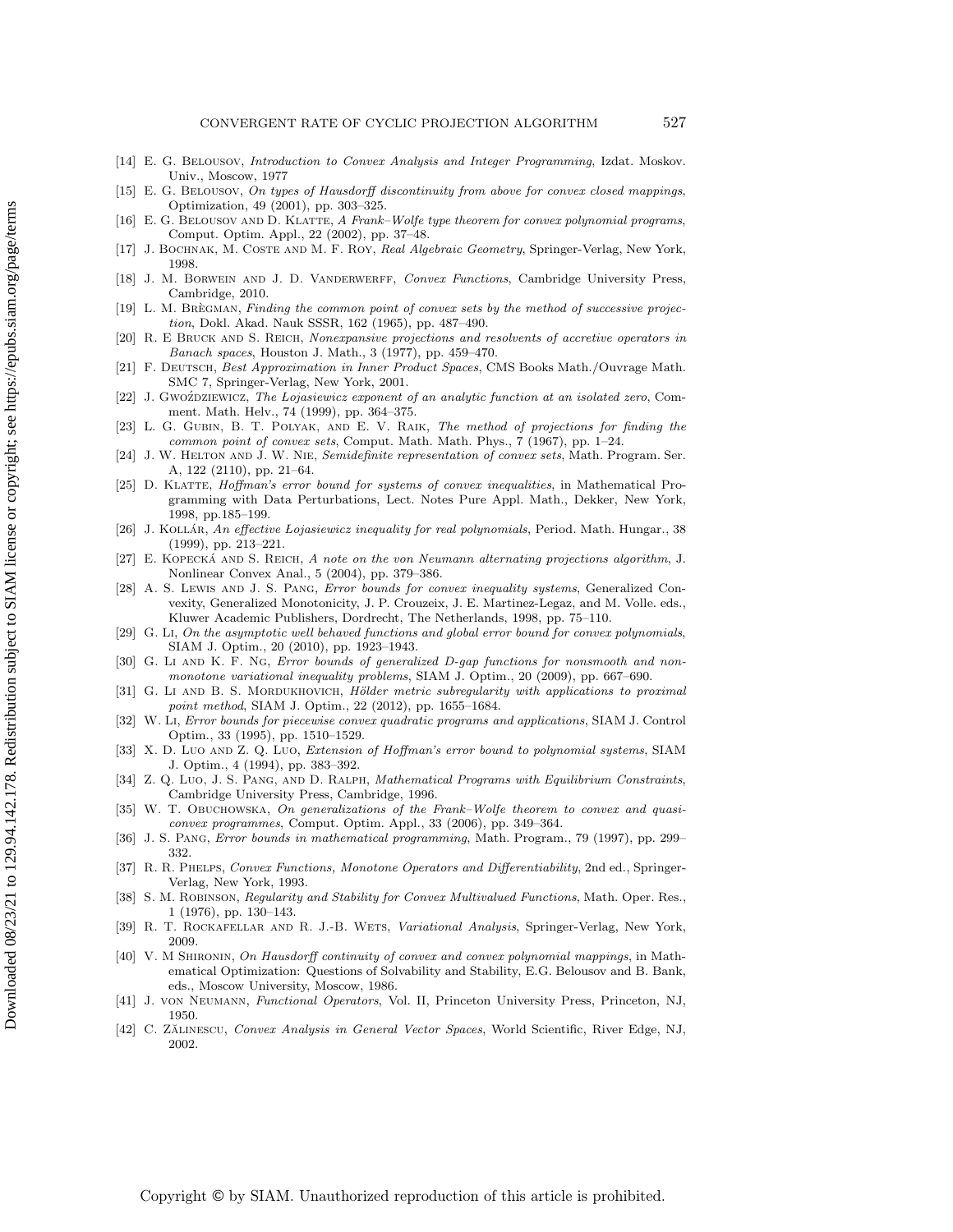[14] E. G. Belousov, *Introduction to Convex Analysis and Integer Programming*, Izdat. Moskov. Univ., Moscow, 1977

[15] E. G. Belousov, *On types of Hausdorff discontinuity from above for convex closed mappings*, Optimization, 49 (2001), pp. 303–325.

[16] E. G. Belousov and D. Klatte, *A Frank–Wolfe type theorem for convex polynomial programs*, Comput. Optim. Appl., 22 (2002), pp. 37–48.

[17] J. Bochnak, M. Coste and M. F. Roy, *Real Algebraic Geometry*, Springer-Verlag, New York, 1998.

[18] J. M. Borwein and J. D. Vanderwerff, *Convex Functions*, Cambridge University Press, Cambridge, 2010.

[19] L. M. Brègman, *Finding the common point of convex sets by the method of successive projection*, Dokl. Akad. Nauk SSSR, 162 (1965), pp. 487–490.

[20] R. E Bruck and S. Reich, *Nonexpansive projections and resolvents of accretive operators in Banach spaces*, Houston J. Math., 3 (1977), pp. 459–470.

[21] F. Deutsch, *Best Approximation in Inner Product Spaces*, CMS Books Math./Ouvrage Math. SMC 7, Springer-Verlag, New York, 2001.

[22] J. Gwoździewicz, *The Łojasiewicz exponent of an analytic function at an isolated zero*, Comment. Math. Helv., 74 (1999), pp. 364–375.

[23] L. G. Gubin, B. T. Polyak, and E. V. Raik, *The method of projections for finding the common point of convex sets*, Comput. Math. Math. Phys., 7 (1967), pp. 1–24.

[24] J. W. Helton and J. W. Nie, *Semidefinite representation of convex sets*, Math. Program. Ser. A, 122 (2110), pp. 21–64.

[25] D. Klatte, *Hoffman's error bound for systems of convex inequalities*, in Mathematical Programming with Data Perturbations, Lect. Notes Pure Appl. Math., Dekker, New York, 1998, pp.185–199.

[26] J. Kollár, *An effective Łojasiewicz inequality for real polynomials*, Period. Math. Hungar., 38 (1999), pp. 213–221.

[27] E. Kopecká and S. Reich, *A note on the von Neumann alternating projections algorithm*, J. Nonlinear Convex Anal., 5 (2004), pp. 379–386.

[28] A. S. Lewis and J. S. Pang, *Error bounds for convex inequality systems*, Generalized Convexity, Generalized Monotonicity, J. P. Crouzeix, J. E. Martinez-Legaz, and M. Volle. eds., Kluwer Academic Publishers, Dordrecht, The Netherlands, 1998, pp. 75–110.

[29] G. Li, *On the asymptotic well behaved functions and global error bound for convex polynomials*, SIAM J. Optim., 20 (2010), pp. 1923–1943.

[30] G. Li and K. F. Ng, *Error bounds of generalized D-gap functions for nonsmooth and nonmonotone variational inequality problems*, SIAM J. Optim., 20 (2009), pp. 667–690.

[31] G. Li and B. S. Mordukhovich, *Hölder metric subregularity with applications to proximal point method*, SIAM J. Optim., 22 (2012), pp. 1655–1684.

[32] W. Li, *Error bounds for piecewise convex quadratic programs and applications*, SIAM J. Control Optim., 33 (1995), pp. 1510–1529.

[33] X. D. Luo and Z. Q. Luo, *Extension of Hoffman's error bound to polynomial systems*, SIAM J. Optim., 4 (1994), pp. 383–392.

[34] Z. Q. Luo, J. S. Pang, and D. Ralph, *Mathematical Programs with Equilibrium Constraints*, Cambridge University Press, Cambridge, 1996.

[35] W. T. Obuchowska, *On generalizations of the Frank–Wolfe theorem to convex and quasiconvex programmes*, Comput. Optim. Appl., 33 (2006), pp. 349–364.

[36] J. S. Pang, *Error bounds in mathematical programming*, Math. Program., 79 (1997), pp. 299–332.

[37] R. R. Phelps, *Convex Functions, Monotone Operators and Differentiability*, 2nd ed., Springer-Verlag, New York, 1993.

[38] S. M. Robinson, *Regularity and Stability for Convex Multivalued Functions*, Math. Oper. Res., 1 (1976), pp. 130–143.

[39] R. T. Rockafellar and R. J.-B. Wets, *Variational Analysis*, Springer-Verlag, New York, 2009.

[40] V. M Shironin, *On Hausdorff continuity of convex and convex polynomial mappings*, in Mathematical Optimization: Questions of Solvability and Stability, E.G. Belousov and B. Bank, eds., Moscow University, Moscow, 1986.

[41] J. von Neumann, *Functional Operators*, Vol. II, Princeton University Press, Princeton, NJ, 1950.

[42] C. Zălinescu, *Convex Analysis in General Vector Spaces*, World Scientific, River Edge, NJ, 2002.